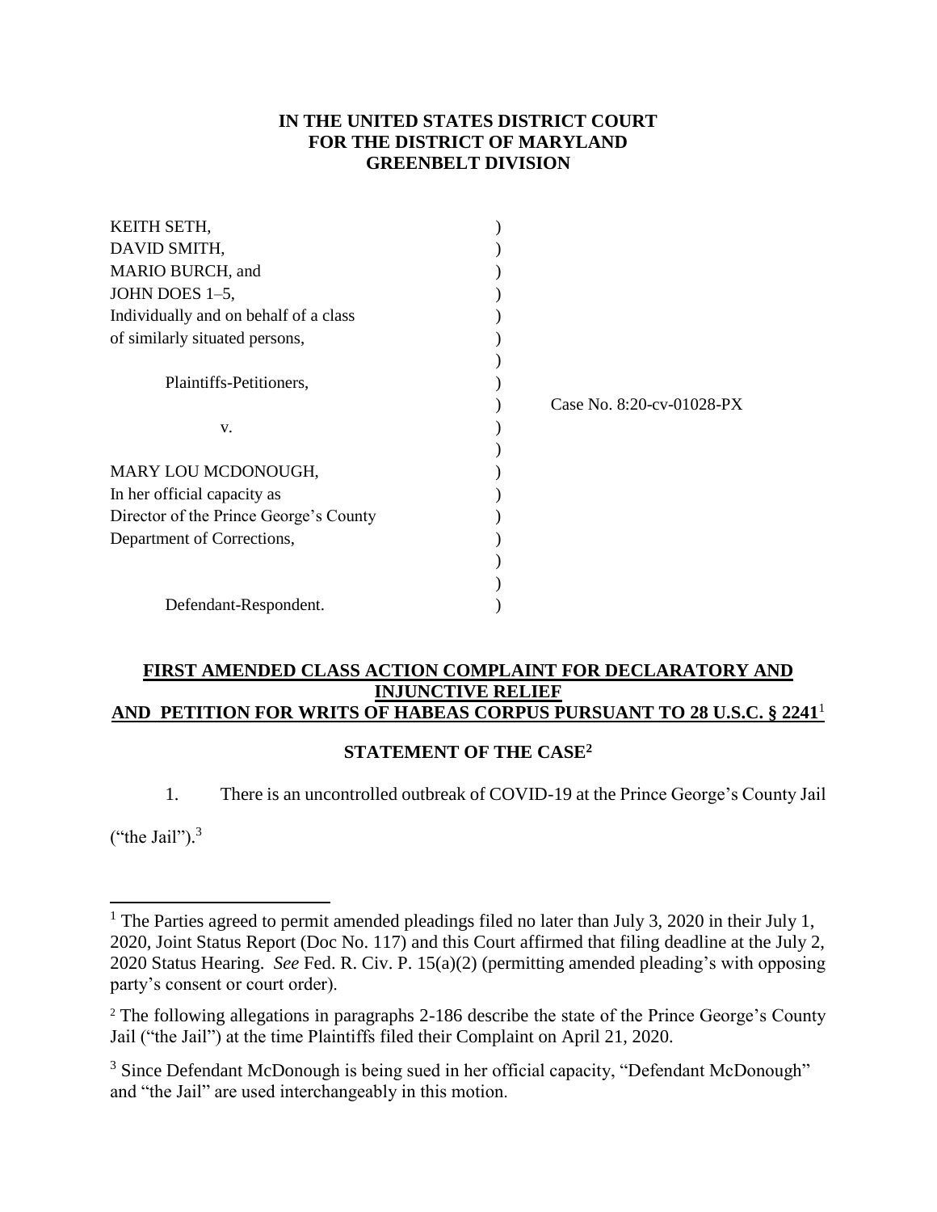**IN THE UNITED STATES DISTRICT COURT**
**FOR THE DISTRICT OF MARYLAND**
**GREENBELT DIVISION**

| | |
|---|---|
| KEITH SETH,<br>DAVID SMITH,<br>MARIO BURCH, and<br>JOHN DOES 1–5,<br>Individually and on behalf of a class<br>of similarly situated persons,<br><br>Plaintiffs-Petitioners,<br><br>v.<br><br>MARY LOU MCDONOUGH,<br>In her official capacity as<br>Director of the Prince George's County<br>Department of Corrections,<br><br>Defendant-Respondent. | Case No. 8:20-cv-01028-PX |

**FIRST AMENDED CLASS ACTION COMPLAINT FOR DECLARATORY AND INJUNCTIVE RELIEF AND PETITION FOR WRITS OF HABEAS CORPUS PURSUANT TO 28 U.S.C. § 2241**[1]

## STATEMENT OF THE CASE[2]

1. There is an uncontrolled outbreak of COVID-19 at the Prince George's County Jail ("the Jail").[3]

---

[1] The Parties agreed to permit amended pleadings filed no later than July 3, 2020 in their July 1, 2020, Joint Status Report (Doc No. 117) and this Court affirmed that filing deadline at the July 2, 2020 Status Hearing. *See* Fed. R. Civ. P. 15(a)(2) (permitting amended pleading's with opposing party's consent or court order).

[2] The following allegations in paragraphs 2-186 describe the state of the Prince George's County Jail ("the Jail") at the time Plaintiffs filed their Complaint on April 21, 2020.

[3] Since Defendant McDonough is being sued in her official capacity, "Defendant McDonough" and "the Jail" are used interchangeably in this motion.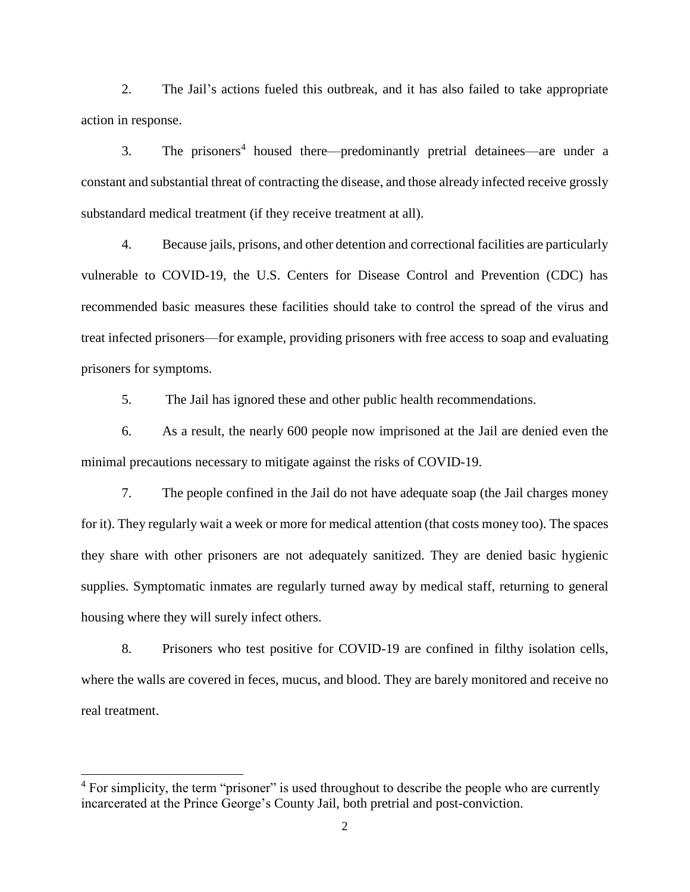2. The Jail's actions fueled this outbreak, and it has also failed to take appropriate action in response.

3. The prisoners[4] housed there—predominantly pretrial detainees—are under a constant and substantial threat of contracting the disease, and those already infected receive grossly substandard medical treatment (if they receive treatment at all).

4. Because jails, prisons, and other detention and correctional facilities are particularly vulnerable to COVID-19, the U.S. Centers for Disease Control and Prevention (CDC) has recommended basic measures these facilities should take to control the spread of the virus and treat infected prisoners—for example, providing prisoners with free access to soap and evaluating prisoners for symptoms.

5. The Jail has ignored these and other public health recommendations.

6. As a result, the nearly 600 people now imprisoned at the Jail are denied even the minimal precautions necessary to mitigate against the risks of COVID-19.

7. The people confined in the Jail do not have adequate soap (the Jail charges money for it). They regularly wait a week or more for medical attention (that costs money too). The spaces they share with other prisoners are not adequately sanitized. They are denied basic hygienic supplies. Symptomatic inmates are regularly turned away by medical staff, returning to general housing where they will surely infect others.

8. Prisoners who test positive for COVID-19 are confined in filthy isolation cells, where the walls are covered in feces, mucus, and blood. They are barely monitored and receive no real treatment.

---

[4] For simplicity, the term "prisoner" is used throughout to describe the people who are currently incarcerated at the Prince George's County Jail, both pretrial and post-conviction.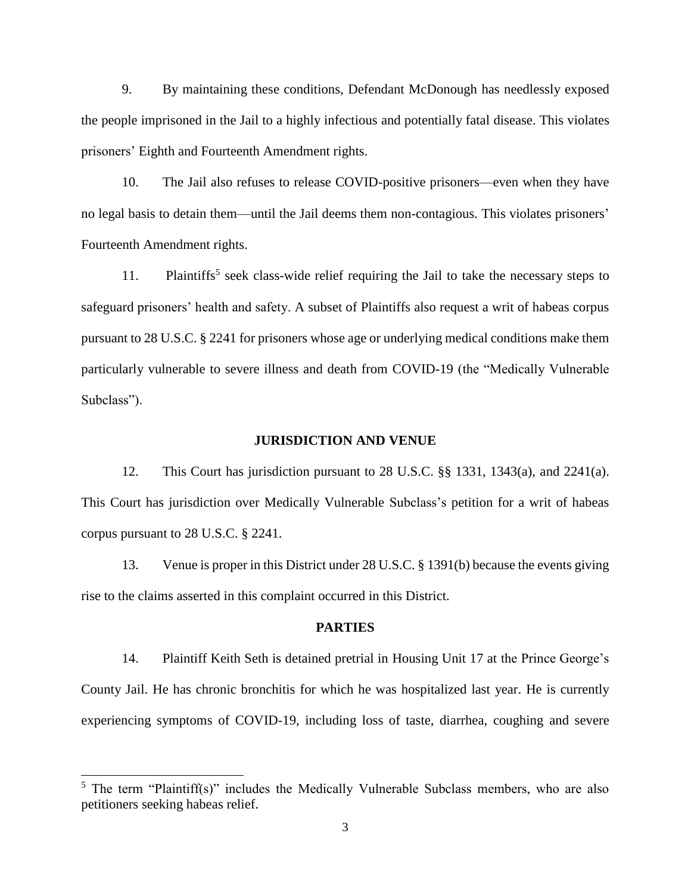9. By maintaining these conditions, Defendant McDonough has needlessly exposed the people imprisoned in the Jail to a highly infectious and potentially fatal disease. This violates prisoners' Eighth and Fourteenth Amendment rights.

10. The Jail also refuses to release COVID-positive prisoners—even when they have no legal basis to detain them—until the Jail deems them non-contagious. This violates prisoners' Fourteenth Amendment rights.

11. Plaintiffs[5] seek class-wide relief requiring the Jail to take the necessary steps to safeguard prisoners' health and safety. A subset of Plaintiffs also request a writ of habeas corpus pursuant to 28 U.S.C. § 2241 for prisoners whose age or underlying medical conditions make them particularly vulnerable to severe illness and death from COVID-19 (the "Medically Vulnerable Subclass").

## JURISDICTION AND VENUE

12. This Court has jurisdiction pursuant to 28 U.S.C. §§ 1331, 1343(a), and 2241(a). This Court has jurisdiction over Medically Vulnerable Subclass's petition for a writ of habeas corpus pursuant to 28 U.S.C. § 2241.

13. Venue is proper in this District under 28 U.S.C. § 1391(b) because the events giving rise to the claims asserted in this complaint occurred in this District.

## PARTIES

14. Plaintiff Keith Seth is detained pretrial in Housing Unit 17 at the Prince George's County Jail. He has chronic bronchitis for which he was hospitalized last year. He is currently experiencing symptoms of COVID-19, including loss of taste, diarrhea, coughing and severe

[5] The term "Plaintiff(s)" includes the Medically Vulnerable Subclass members, who are also petitioners seeking habeas relief.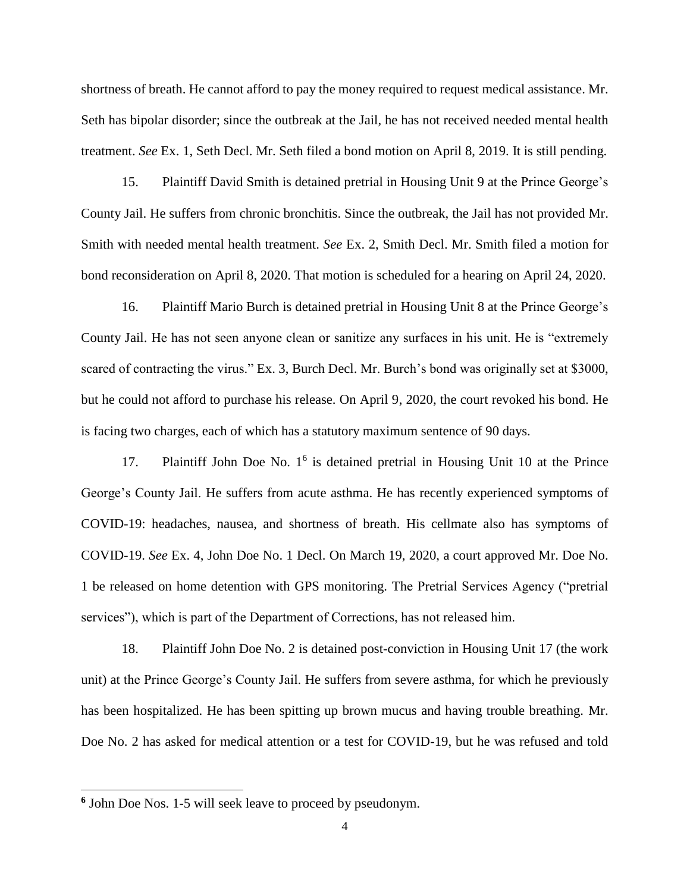shortness of breath. He cannot afford to pay the money required to request medical assistance. Mr. Seth has bipolar disorder; since the outbreak at the Jail, he has not received needed mental health treatment. *See* Ex. 1, Seth Decl. Mr. Seth filed a bond motion on April 8, 2019. It is still pending.

15. Plaintiff David Smith is detained pretrial in Housing Unit 9 at the Prince George's County Jail. He suffers from chronic bronchitis. Since the outbreak, the Jail has not provided Mr. Smith with needed mental health treatment. *See* Ex. 2, Smith Decl. Mr. Smith filed a motion for bond reconsideration on April 8, 2020. That motion is scheduled for a hearing on April 24, 2020.

16. Plaintiff Mario Burch is detained pretrial in Housing Unit 8 at the Prince George's County Jail. He has not seen anyone clean or sanitize any surfaces in his unit. He is "extremely scared of contracting the virus." Ex. 3, Burch Decl. Mr. Burch's bond was originally set at $3000, but he could not afford to purchase his release. On April 9, 2020, the court revoked his bond. He is facing two charges, each of which has a statutory maximum sentence of 90 days.

17. Plaintiff John Doe No. 1[6] is detained pretrial in Housing Unit 10 at the Prince George's County Jail. He suffers from acute asthma. He has recently experienced symptoms of COVID-19: headaches, nausea, and shortness of breath. His cellmate also has symptoms of COVID-19. *See* Ex. 4, John Doe No. 1 Decl. On March 19, 2020, a court approved Mr. Doe No. 1 be released on home detention with GPS monitoring. The Pretrial Services Agency ("pretrial services"), which is part of the Department of Corrections, has not released him.

18. Plaintiff John Doe No. 2 is detained post-conviction in Housing Unit 17 (the work unit) at the Prince George's County Jail. He suffers from severe asthma, for which he previously has been hospitalized. He has been spitting up brown mucus and having trouble breathing. Mr. Doe No. 2 has asked for medical attention or a test for COVID-19, but he was refused and told

---

[6] John Doe Nos. 1-5 will seek leave to proceed by pseudonym.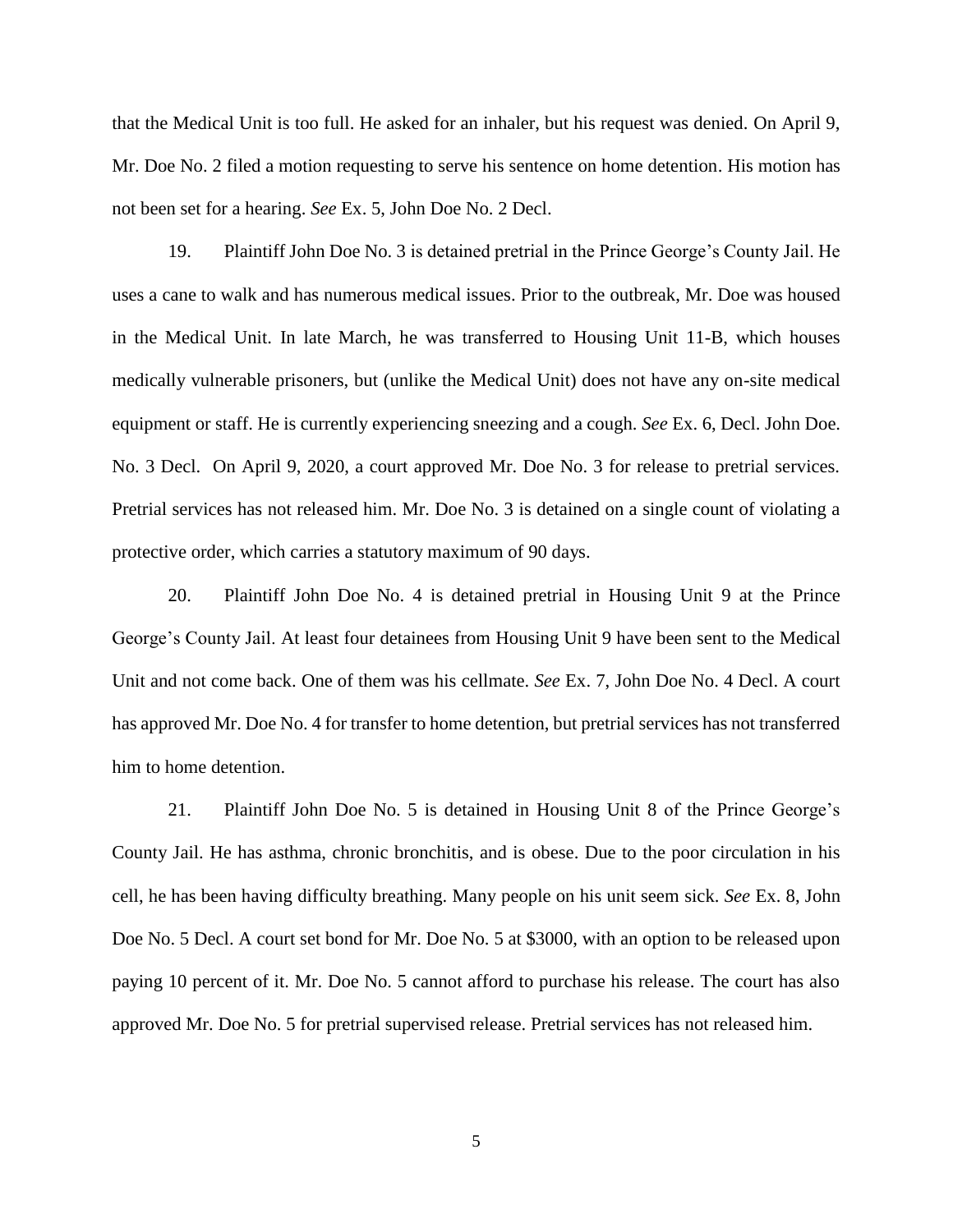that the Medical Unit is too full. He asked for an inhaler, but his request was denied. On April 9, Mr. Doe No. 2 filed a motion requesting to serve his sentence on home detention. His motion has not been set for a hearing. *See* Ex. 5, John Doe No. 2 Decl.

19. Plaintiff John Doe No. 3 is detained pretrial in the Prince George's County Jail. He uses a cane to walk and has numerous medical issues. Prior to the outbreak, Mr. Doe was housed in the Medical Unit. In late March, he was transferred to Housing Unit 11-B, which houses medically vulnerable prisoners, but (unlike the Medical Unit) does not have any on-site medical equipment or staff. He is currently experiencing sneezing and a cough. *See* Ex. 6, Decl. John Doe. No. 3 Decl. On April 9, 2020, a court approved Mr. Doe No. 3 for release to pretrial services. Pretrial services has not released him. Mr. Doe No. 3 is detained on a single count of violating a protective order, which carries a statutory maximum of 90 days.

20. Plaintiff John Doe No. 4 is detained pretrial in Housing Unit 9 at the Prince George's County Jail. At least four detainees from Housing Unit 9 have been sent to the Medical Unit and not come back. One of them was his cellmate. *See* Ex. 7, John Doe No. 4 Decl. A court has approved Mr. Doe No. 4 for transfer to home detention, but pretrial services has not transferred him to home detention.

21. Plaintiff John Doe No. 5 is detained in Housing Unit 8 of the Prince George's County Jail. He has asthma, chronic bronchitis, and is obese. Due to the poor circulation in his cell, he has been having difficulty breathing. Many people on his unit seem sick. *See* Ex. 8, John Doe No. 5 Decl. A court set bond for Mr. Doe No. 5 at $3000, with an option to be released upon paying 10 percent of it. Mr. Doe No. 5 cannot afford to purchase his release. The court has also approved Mr. Doe No. 5 for pretrial supervised release. Pretrial services has not released him.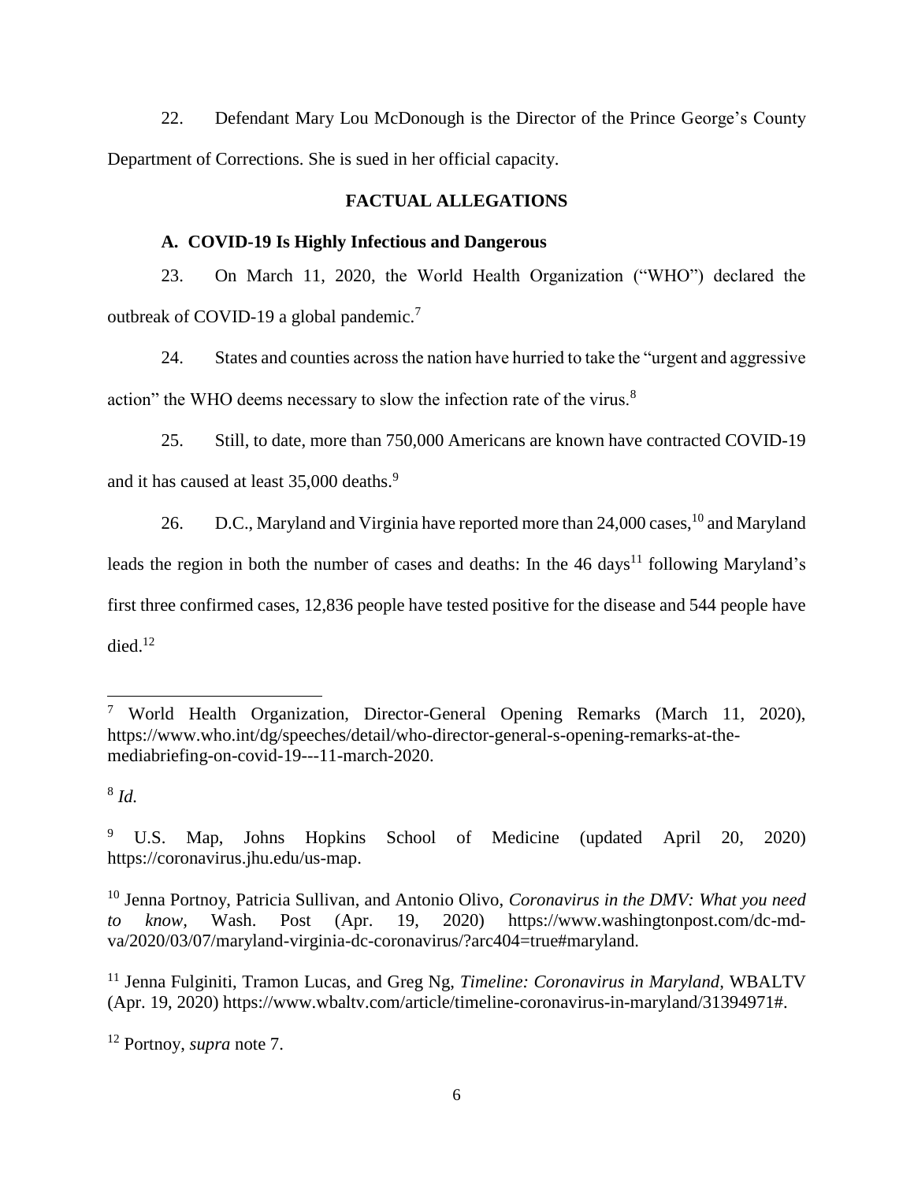22. Defendant Mary Lou McDonough is the Director of the Prince George's County Department of Corrections. She is sued in her official capacity.

## FACTUAL ALLEGATIONS

### A. COVID-19 Is Highly Infectious and Dangerous

23. On March 11, 2020, the World Health Organization ("WHO") declared the outbreak of COVID-19 a global pandemic.[7]

24. States and counties across the nation have hurried to take the "urgent and aggressive action" the WHO deems necessary to slow the infection rate of the virus.[8]

25. Still, to date, more than 750,000 Americans are known have contracted COVID-19 and it has caused at least 35,000 deaths.[9]

26. D.C., Maryland and Virginia have reported more than 24,000 cases,[10] and Maryland leads the region in both the number of cases and deaths: In the 46 days[11] following Maryland's first three confirmed cases, 12,836 people have tested positive for the disease and 544 people have died.[12]

---

[7] World Health Organization, Director-General Opening Remarks (March 11, 2020), https://www.who.int/dg/speeches/detail/who-director-general-s-opening-remarks-at-the-mediabriefing-on-covid-19---11-march-2020.

[8] *Id.*

[9] U.S. Map, Johns Hopkins School of Medicine (updated April 20, 2020) https://coronavirus.jhu.edu/us-map.

[10] Jenna Portnoy, Patricia Sullivan, and Antonio Olivo, *Coronavirus in the DMV: What you need to know*, Wash. Post (Apr. 19, 2020) https://www.washingtonpost.com/dc-md-va/2020/03/07/maryland-virginia-dc-coronavirus/?arc404=true#maryland.

[11] Jenna Fulginiti, Tramon Lucas, and Greg Ng, *Timeline: Coronavirus in Maryland*, WBALTV (Apr. 19, 2020) https://www.wbaltv.com/article/timeline-coronavirus-in-maryland/31394971#.

[12] Portnoy, *supra* note 7.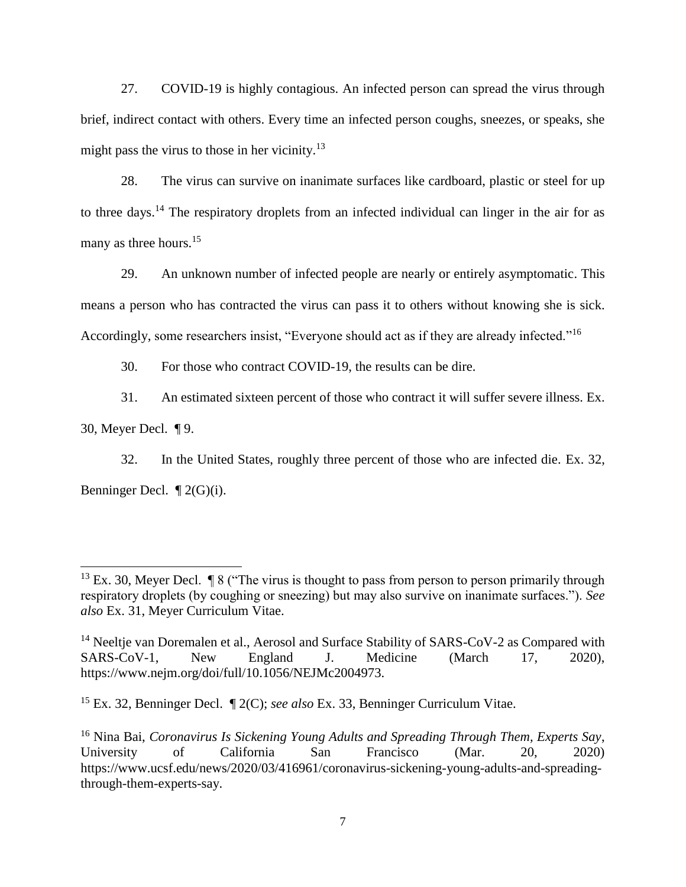27. COVID-19 is highly contagious. An infected person can spread the virus through brief, indirect contact with others. Every time an infected person coughs, sneezes, or speaks, she might pass the virus to those in her vicinity.[13]

28. The virus can survive on inanimate surfaces like cardboard, plastic or steel for up to three days.[14] The respiratory droplets from an infected individual can linger in the air for as many as three hours.[15]

29. An unknown number of infected people are nearly or entirely asymptomatic. This means a person who has contracted the virus can pass it to others without knowing she is sick. Accordingly, some researchers insist, "Everyone should act as if they are already infected."[16]

30. For those who contract COVID-19, the results can be dire.

31. An estimated sixteen percent of those who contract it will suffer severe illness. Ex. 30, Meyer Decl. ¶ 9.

32. In the United States, roughly three percent of those who are infected die. Ex. 32, Benninger Decl. ¶ 2(G)(i).

---

[13] Ex. 30, Meyer Decl. ¶ 8 ("The virus is thought to pass from person to person primarily through respiratory droplets (by coughing or sneezing) but may also survive on inanimate surfaces."). *See also* Ex. 31, Meyer Curriculum Vitae.

[14] Neeltje van Doremalen et al., Aerosol and Surface Stability of SARS-CoV-2 as Compared with SARS-CoV-1, New England J. Medicine (March 17, 2020), https://www.nejm.org/doi/full/10.1056/NEJMc2004973.

[15] Ex. 32, Benninger Decl. ¶ 2(C); *see also* Ex. 33, Benninger Curriculum Vitae.

[16] Nina Bai, *Coronavirus Is Sickening Young Adults and Spreading Through Them, Experts Say*, University of California San Francisco (Mar. 20, 2020) https://www.ucsf.edu/news/2020/03/416961/coronavirus-sickening-young-adults-and-spreading-through-them-experts-say.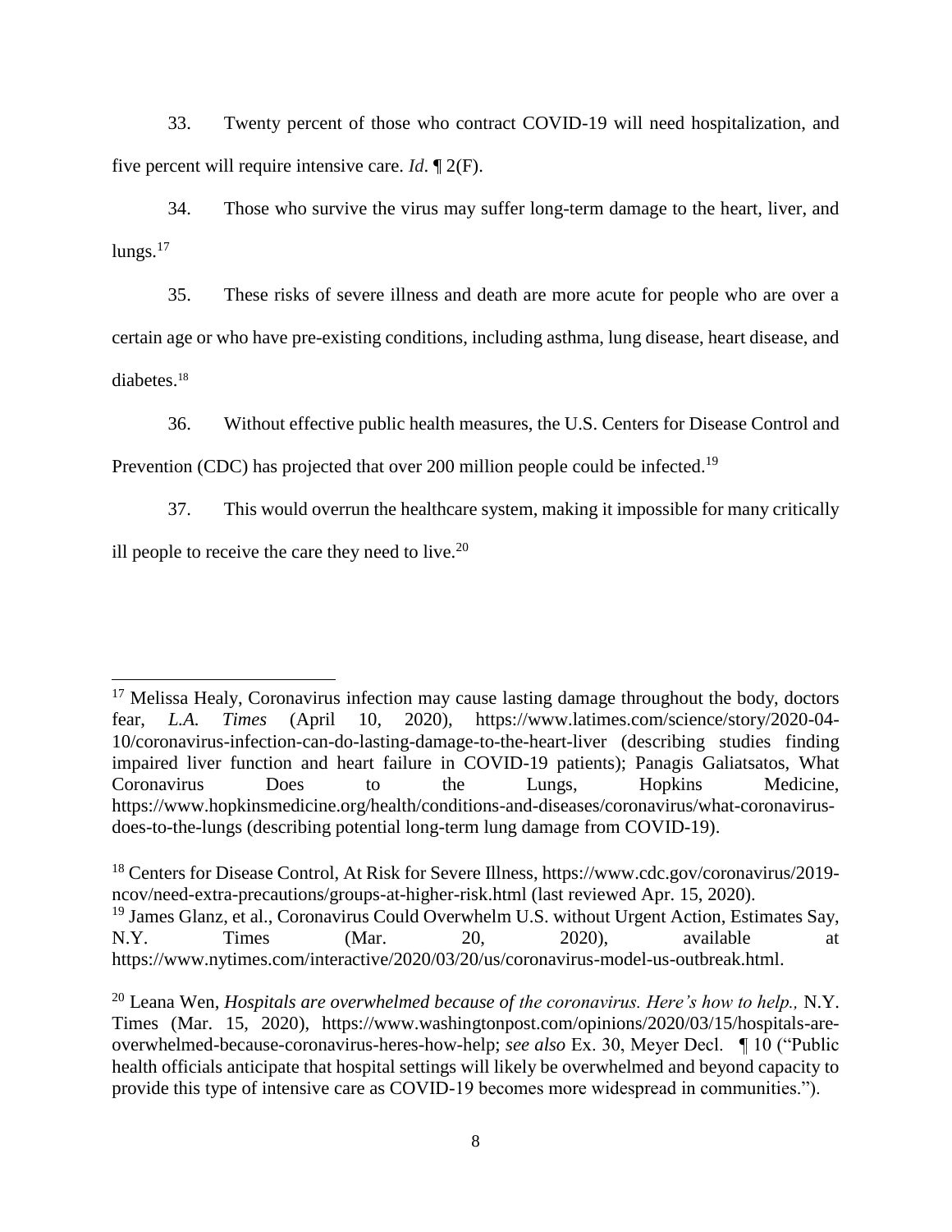33. Twenty percent of those who contract COVID-19 will need hospitalization, and five percent will require intensive care. *Id*. ¶ 2(F).

34. Those who survive the virus may suffer long-term damage to the heart, liver, and lungs.[17]

35. These risks of severe illness and death are more acute for people who are over a certain age or who have pre-existing conditions, including asthma, lung disease, heart disease, and diabetes.[18]

36. Without effective public health measures, the U.S. Centers for Disease Control and Prevention (CDC) has projected that over 200 million people could be infected.[19]

37. This would overrun the healthcare system, making it impossible for many critically ill people to receive the care they need to live.[20]

---

[17] Melissa Healy, Coronavirus infection may cause lasting damage throughout the body, doctors fear, *L.A. Times* (April 10, 2020), https://www.latimes.com/science/story/2020-04-10/coronavirus-infection-can-do-lasting-damage-to-the-heart-liver (describing studies finding impaired liver function and heart failure in COVID-19 patients); Panagis Galiatsatos, What Coronavirus Does to the Lungs, Hopkins Medicine, https://www.hopkinsmedicine.org/health/conditions-and-diseases/coronavirus/what-coronavirus-does-to-the-lungs (describing potential long-term lung damage from COVID-19).

[18] Centers for Disease Control, At Risk for Severe Illness, https://www.cdc.gov/coronavirus/2019-ncov/need-extra-precautions/groups-at-higher-risk.html (last reviewed Apr. 15, 2020).

[19] James Glanz, et al., Coronavirus Could Overwhelm U.S. without Urgent Action, Estimates Say, N.Y. Times (Mar. 20, 2020), available at https://www.nytimes.com/interactive/2020/03/20/us/coronavirus-model-us-outbreak.html.

[20] Leana Wen, *Hospitals are overwhelmed because of the coronavirus. Here's how to help.,* N.Y. Times (Mar. 15, 2020), https://www.washingtonpost.com/opinions/2020/03/15/hospitals-are-overwhelmed-because-coronavirus-heres-how-help; *see also* Ex. 30, Meyer Decl. ¶ 10 ("Public health officials anticipate that hospital settings will likely be overwhelmed and beyond capacity to provide this type of intensive care as COVID-19 becomes more widespread in communities.").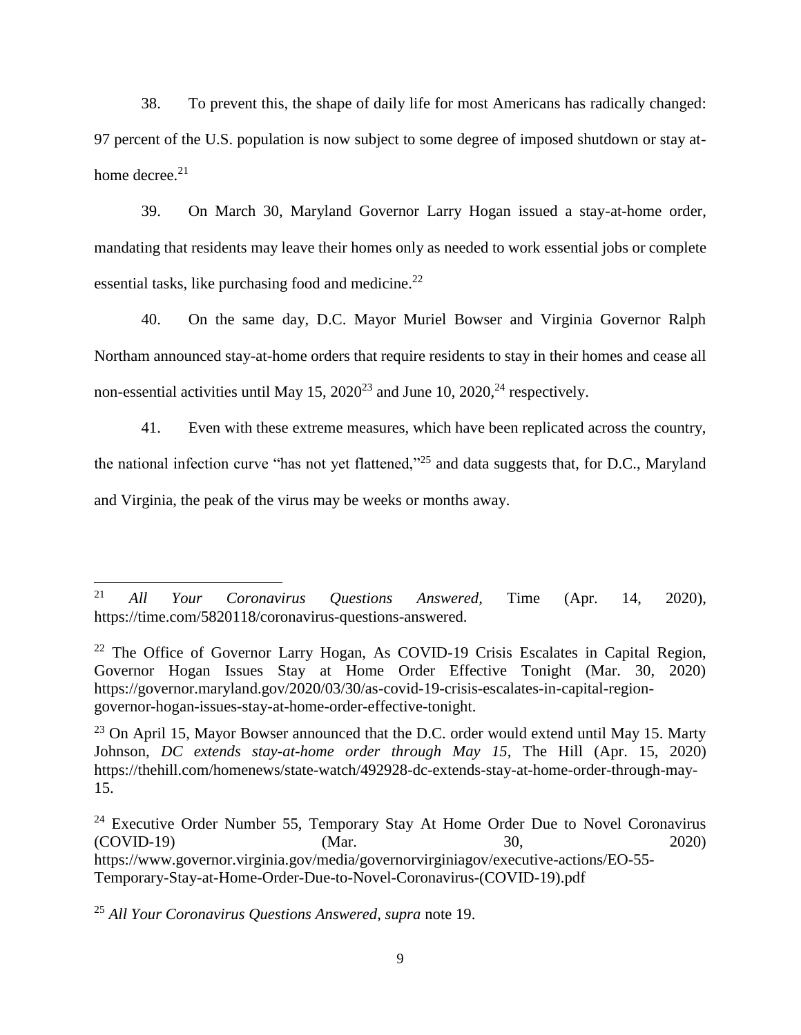38. To prevent this, the shape of daily life for most Americans has radically changed: 97 percent of the U.S. population is now subject to some degree of imposed shutdown or stay at-home decree.[21]

39. On March 30, Maryland Governor Larry Hogan issued a stay-at-home order, mandating that residents may leave their homes only as needed to work essential jobs or complete essential tasks, like purchasing food and medicine.[22]

40. On the same day, D.C. Mayor Muriel Bowser and Virginia Governor Ralph Northam announced stay-at-home orders that require residents to stay in their homes and cease all non-essential activities until May 15, 2020[23] and June 10, 2020,[24] respectively.

41. Even with these extreme measures, which have been replicated across the country, the national infection curve "has not yet flattened,"[25] and data suggests that, for D.C., Maryland and Virginia, the peak of the virus may be weeks or months away.

---

[21] *All Your Coronavirus Questions Answered*, Time (Apr. 14, 2020), https://time.com/5820118/coronavirus-questions-answered.

[22] The Office of Governor Larry Hogan, As COVID-19 Crisis Escalates in Capital Region, Governor Hogan Issues Stay at Home Order Effective Tonight (Mar. 30, 2020) https://governor.maryland.gov/2020/03/30/as-covid-19-crisis-escalates-in-capital-region-governor-hogan-issues-stay-at-home-order-effective-tonight.

[23] On April 15, Mayor Bowser announced that the D.C. order would extend until May 15. Marty Johnson, *DC extends stay-at-home order through May 15*, The Hill (Apr. 15, 2020) https://thehill.com/homenews/state-watch/492928-dc-extends-stay-at-home-order-through-may-15.

[24] Executive Order Number 55, Temporary Stay At Home Order Due to Novel Coronavirus (COVID-19) (Mar. 30, 2020) https://www.governor.virginia.gov/media/governorvirginiagov/executive-actions/EO-55-Temporary-Stay-at-Home-Order-Due-to-Novel-Coronavirus-(COVID-19).pdf

[25] *All Your Coronavirus Questions Answered*, *supra* note 19.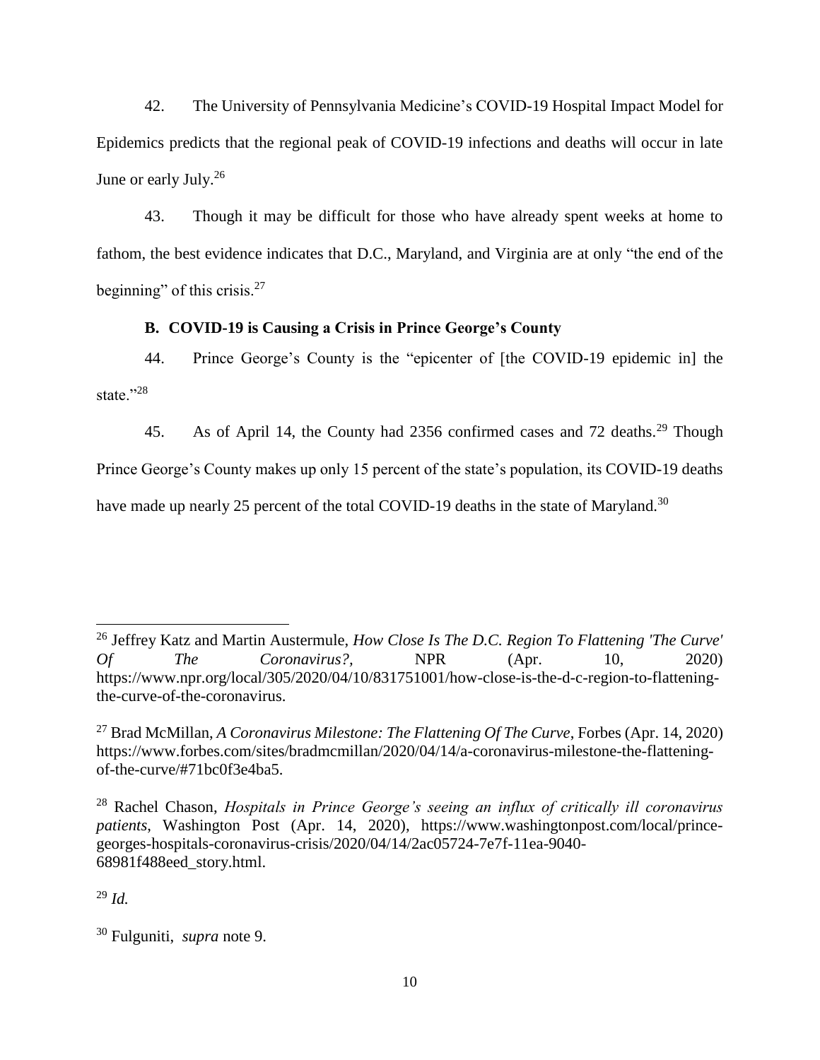42. The University of Pennsylvania Medicine's COVID-19 Hospital Impact Model for Epidemics predicts that the regional peak of COVID-19 infections and deaths will occur in late June or early July.[26]

43. Though it may be difficult for those who have already spent weeks at home to fathom, the best evidence indicates that D.C., Maryland, and Virginia are at only "the end of the beginning" of this crisis.[27]

### B. COVID-19 is Causing a Crisis in Prince George's County

44. Prince George's County is the "epicenter of [the COVID-19 epidemic in] the state."[28]

45. As of April 14, the County had 2356 confirmed cases and 72 deaths.[29] Though Prince George's County makes up only 15 percent of the state's population, its COVID-19 deaths have made up nearly 25 percent of the total COVID-19 deaths in the state of Maryland.[30]

---

[26] Jeffrey Katz and Martin Austermule, *How Close Is The D.C. Region To Flattening 'The Curve' Of The Coronavirus?*, NPR (Apr. 10, 2020) https://www.npr.org/local/305/2020/04/10/831751001/how-close-is-the-d-c-region-to-flattening-the-curve-of-the-coronavirus.

[27] Brad McMillan, *A Coronavirus Milestone: The Flattening Of The Curve*, Forbes (Apr. 14, 2020) https://www.forbes.com/sites/bradmcmillan/2020/04/14/a-coronavirus-milestone-the-flattening-of-the-curve/#71bc0f3e4ba5.

[28] Rachel Chason, *Hospitals in Prince George's seeing an influx of critically ill coronavirus patients*, Washington Post (Apr. 14, 2020), https://www.washingtonpost.com/local/prince-georges-hospitals-coronavirus-crisis/2020/04/14/2ac05724-7e7f-11ea-9040-68981f488eed_story.html.

[29] *Id.*

[30] Fulguniti, *supra* note 9.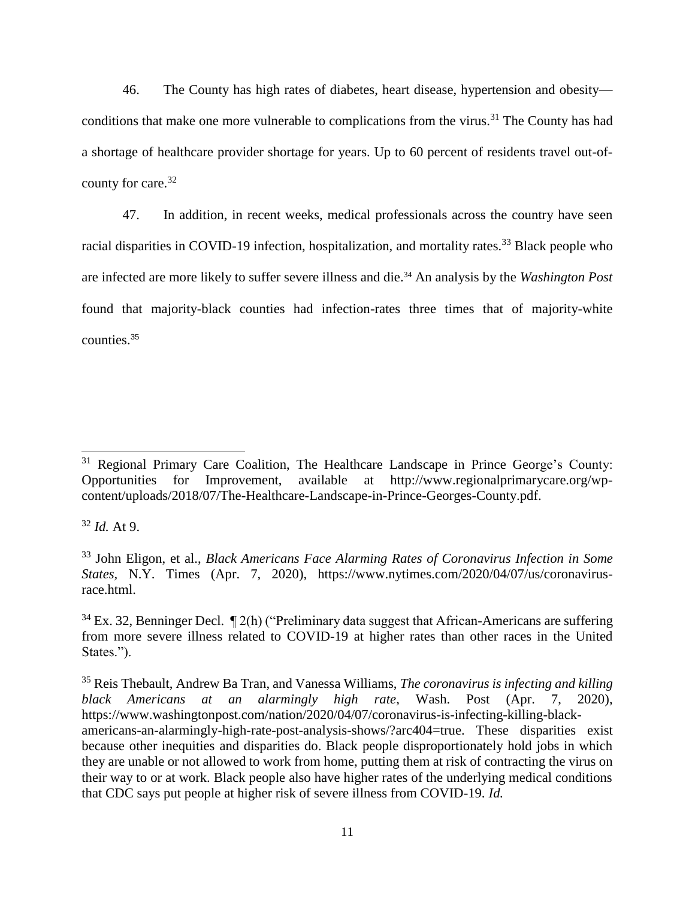46. The County has high rates of diabetes, heart disease, hypertension and obesity—conditions that make one more vulnerable to complications from the virus.[31] The County has had a shortage of healthcare provider shortage for years. Up to 60 percent of residents travel out-of-county for care.[32]

47. In addition, in recent weeks, medical professionals across the country have seen racial disparities in COVID-19 infection, hospitalization, and mortality rates.[33] Black people who are infected are more likely to suffer severe illness and die.[34] An analysis by the *Washington Post* found that majority-black counties had infection-rates three times that of majority-white counties.[35]

---

[31] Regional Primary Care Coalition, The Healthcare Landscape in Prince George's County: Opportunities for Improvement, available at http://www.regionalprimarycare.org/wp-content/uploads/2018/07/The-Healthcare-Landscape-in-Prince-Georges-County.pdf.

[32] *Id.* At 9.

[33] John Eligon, et al., *Black Americans Face Alarming Rates of Coronavirus Infection in Some States*, N.Y. Times (Apr. 7, 2020), https://www.nytimes.com/2020/04/07/us/coronavirus-race.html.

[34] Ex. 32, Benninger Decl. ¶ 2(h) ("Preliminary data suggest that African-Americans are suffering from more severe illness related to COVID-19 at higher rates than other races in the United States.").

[35] Reis Thebault, Andrew Ba Tran, and Vanessa Williams, *The coronavirus is infecting and killing black Americans at an alarmingly high rate*, Wash. Post (Apr. 7, 2020), https://www.washingtonpost.com/nation/2020/04/07/coronavirus-is-infecting-killing-black-americans-an-alarmingly-high-rate-post-analysis-shows/?arc404=true. These disparities exist because other inequities and disparities do. Black people disproportionately hold jobs in which they are unable or not allowed to work from home, putting them at risk of contracting the virus on their way to or at work. Black people also have higher rates of the underlying medical conditions that CDC says put people at higher risk of severe illness from COVID-19. *Id.*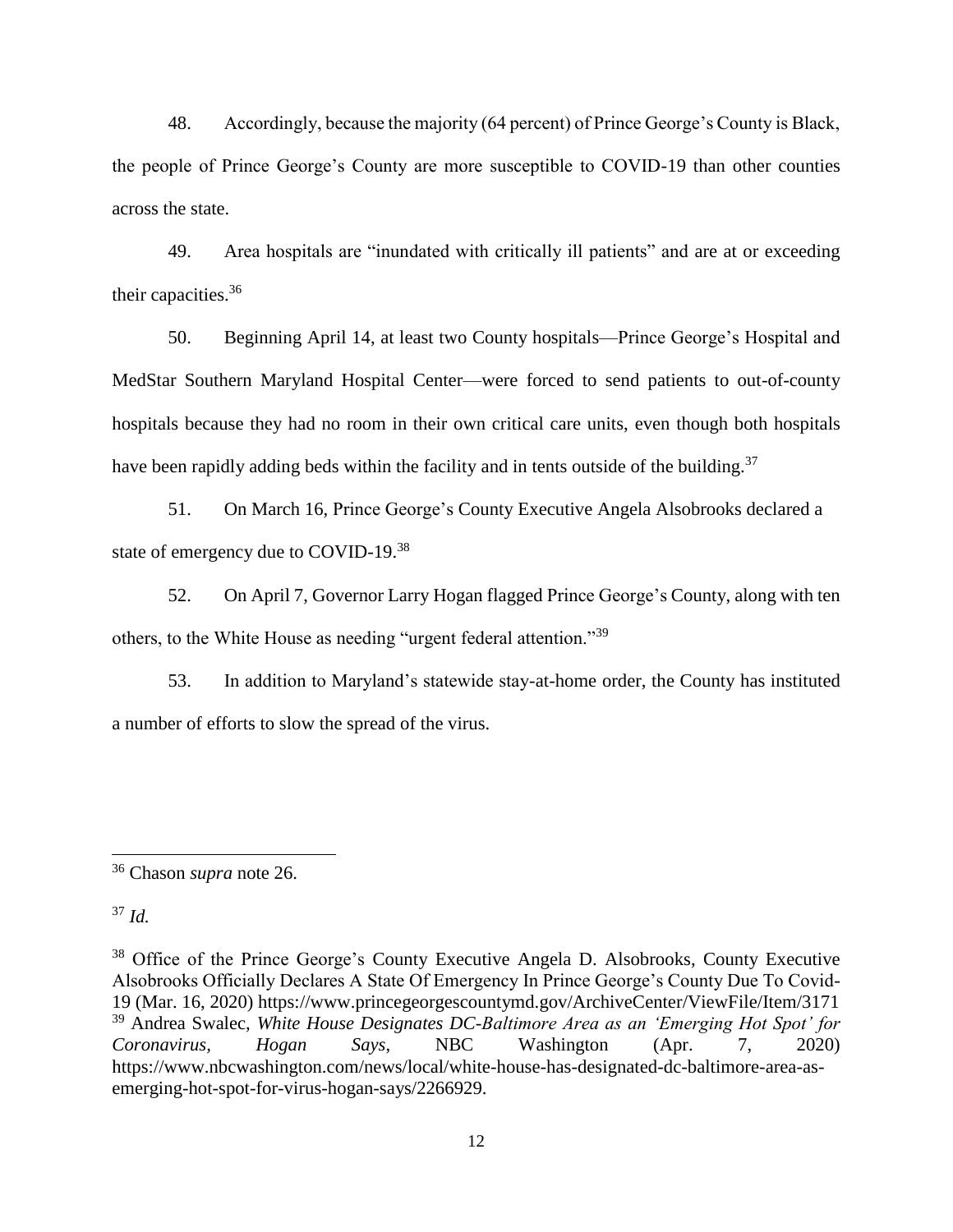48. Accordingly, because the majority (64 percent) of Prince George's County is Black, the people of Prince George's County are more susceptible to COVID-19 than other counties across the state.

49. Area hospitals are "inundated with critically ill patients" and are at or exceeding their capacities.[36]

50. Beginning April 14, at least two County hospitals—Prince George's Hospital and MedStar Southern Maryland Hospital Center—were forced to send patients to out-of-county hospitals because they had no room in their own critical care units, even though both hospitals have been rapidly adding beds within the facility and in tents outside of the building.[37]

51. On March 16, Prince George's County Executive Angela Alsobrooks declared a state of emergency due to COVID-19.[38]

52. On April 7, Governor Larry Hogan flagged Prince George's County, along with ten others, to the White House as needing "urgent federal attention."[39]

53. In addition to Maryland's statewide stay-at-home order, the County has instituted a number of efforts to slow the spread of the virus.

---

[36] Chason *supra* note 26.

[37] *Id.*

[38] Office of the Prince George's County Executive Angela D. Alsobrooks, County Executive Alsobrooks Officially Declares A State Of Emergency In Prince George's County Due To Covid-19 (Mar. 16, 2020) https://www.princegeorgescountymd.gov/ArchiveCenter/ViewFile/Item/3171

[39] Andrea Swalec, *White House Designates DC-Baltimore Area as an 'Emerging Hot Spot' for Coronavirus, Hogan Says*, NBC Washington (Apr. 7, 2020) https://www.nbcwashington.com/news/local/white-house-has-designated-dc-baltimore-area-as-emerging-hot-spot-for-virus-hogan-says/2266929.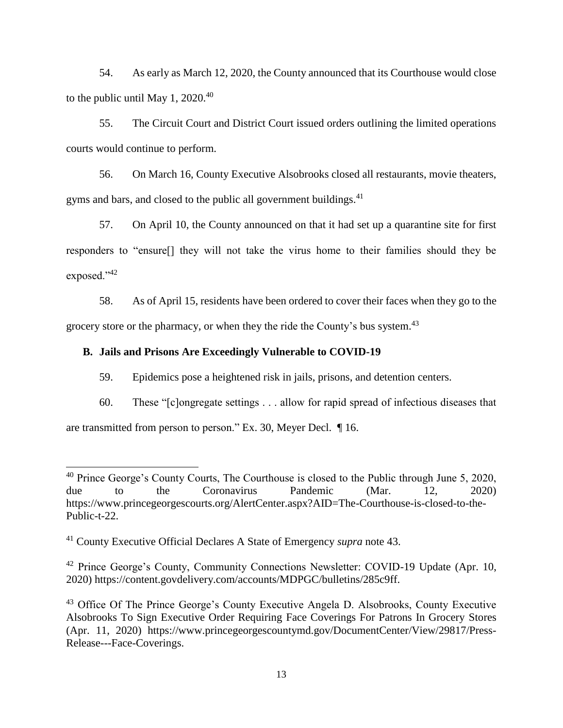54. As early as March 12, 2020, the County announced that its Courthouse would close to the public until May 1, 2020.[40]

55. The Circuit Court and District Court issued orders outlining the limited operations courts would continue to perform.

56. On March 16, County Executive Alsobrooks closed all restaurants, movie theaters, gyms and bars, and closed to the public all government buildings.[41]

57. On April 10, the County announced on that it had set up a quarantine site for first responders to "ensure[] they will not take the virus home to their families should they be exposed."[42]

58. As of April 15, residents have been ordered to cover their faces when they go to the grocery store or the pharmacy, or when they the ride the County's bus system.[43]

### B. Jails and Prisons Are Exceedingly Vulnerable to COVID-19

59. Epidemics pose a heightened risk in jails, prisons, and detention centers.

60. These "[c]ongregate settings . . . allow for rapid spread of infectious diseases that are transmitted from person to person." Ex. 30, Meyer Decl. ¶ 16.

---

[40] Prince George's County Courts, The Courthouse is closed to the Public through June 5, 2020, due to the Coronavirus Pandemic (Mar. 12, 2020) https://www.princegeorgescourts.org/AlertCenter.aspx?AID=The-Courthouse-is-closed-to-the-Public-t-22.

[41] County Executive Official Declares A State of Emergency *supra* note 43.

[42] Prince George's County, Community Connections Newsletter: COVID-19 Update (Apr. 10, 2020) https://content.govdelivery.com/accounts/MDPGC/bulletins/285c9ff.

[43] Office Of The Prince George's County Executive Angela D. Alsobrooks, County Executive Alsobrooks To Sign Executive Order Requiring Face Coverings For Patrons In Grocery Stores (Apr. 11, 2020) https://www.princegeorgescountymd.gov/DocumentCenter/View/29817/Press-Release---Face-Coverings.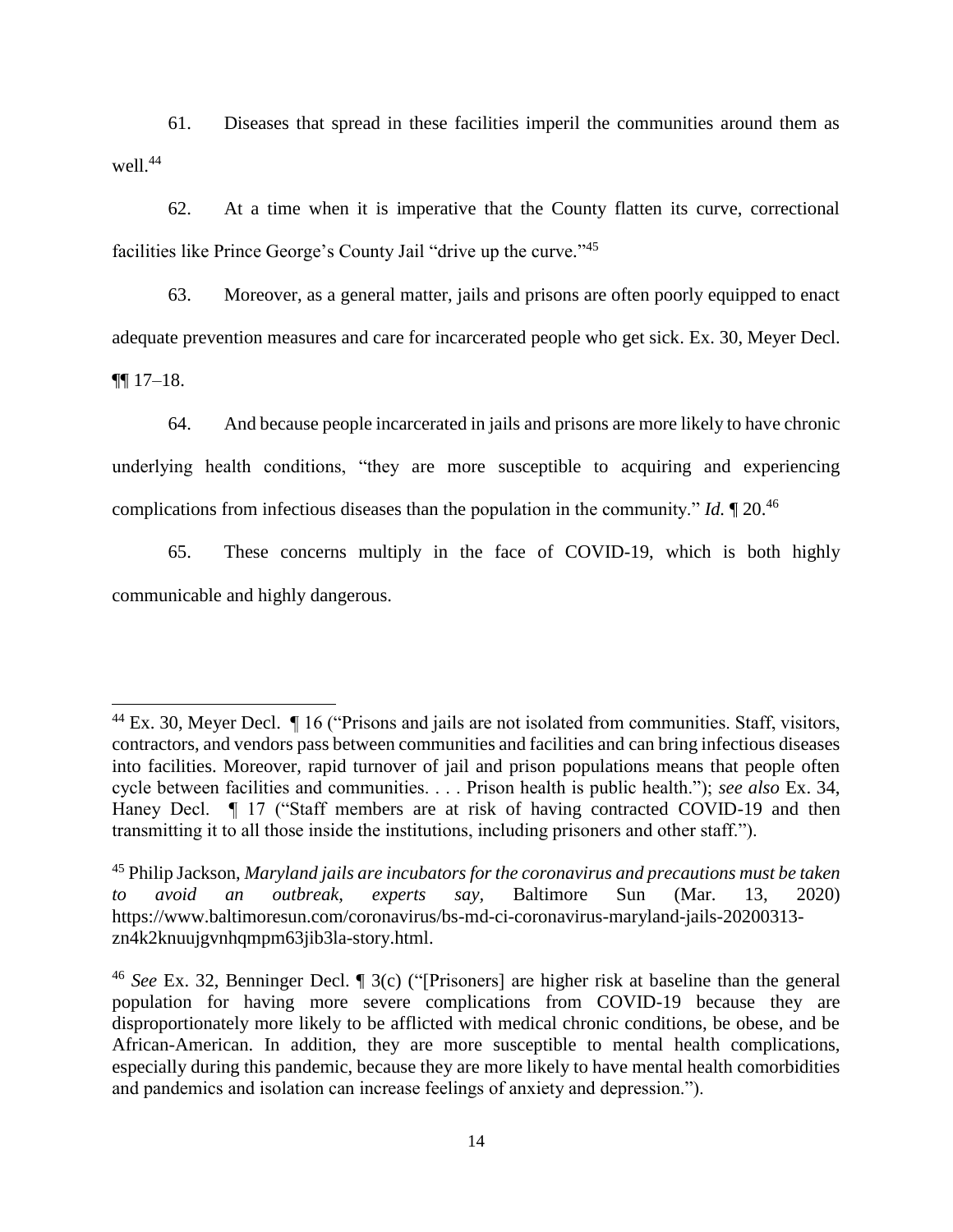61. Diseases that spread in these facilities imperil the communities around them as well.[44]

62. At a time when it is imperative that the County flatten its curve, correctional facilities like Prince George's County Jail "drive up the curve."[45]

63. Moreover, as a general matter, jails and prisons are often poorly equipped to enact adequate prevention measures and care for incarcerated people who get sick. Ex. 30, Meyer Decl. ¶¶ 17–18.

64. And because people incarcerated in jails and prisons are more likely to have chronic underlying health conditions, "they are more susceptible to acquiring and experiencing complications from infectious diseases than the population in the community." *Id.* ¶ 20.[46]

65. These concerns multiply in the face of COVID-19, which is both highly communicable and highly dangerous.

---

[44] Ex. 30, Meyer Decl. ¶ 16 ("Prisons and jails are not isolated from communities. Staff, visitors, contractors, and vendors pass between communities and facilities and can bring infectious diseases into facilities. Moreover, rapid turnover of jail and prison populations means that people often cycle between facilities and communities. . . . Prison health is public health."); *see also* Ex. 34, Haney Decl. ¶ 17 ("Staff members are at risk of having contracted COVID-19 and then transmitting it to all those inside the institutions, including prisoners and other staff.").

[45] Philip Jackson, *Maryland jails are incubators for the coronavirus and precautions must be taken to avoid an outbreak, experts say,* Baltimore Sun (Mar. 13, 2020) https://www.baltimoresun.com/coronavirus/bs-md-ci-coronavirus-maryland-jails-20200313-zn4k2knuujgvnhqmpm63jib3la-story.html.

[46] *See* Ex. 32, Benninger Decl. ¶ 3(c) ("[Prisoners] are higher risk at baseline than the general population for having more severe complications from COVID-19 because they are disproportionately more likely to be afflicted with medical chronic conditions, be obese, and be African-American. In addition, they are more susceptible to mental health complications, especially during this pandemic, because they are more likely to have mental health comorbidities and pandemics and isolation can increase feelings of anxiety and depression.").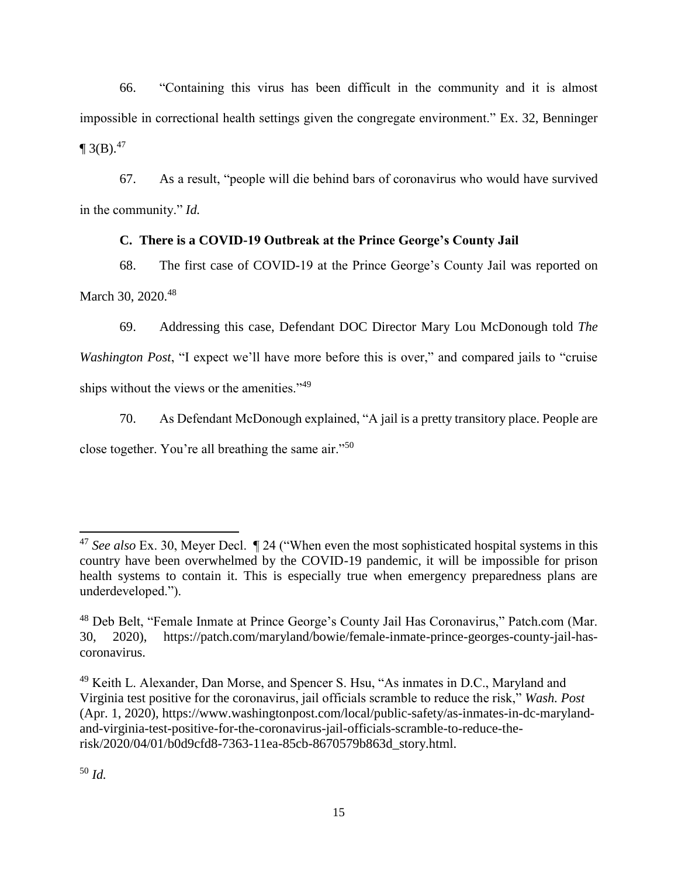66. "Containing this virus has been difficult in the community and it is almost impossible in correctional health settings given the congregate environment." Ex. 32, Benninger ¶ 3(B).[47]

67. As a result, "people will die behind bars of coronavirus who would have survived in the community." *Id.*

### C. There is a COVID-19 Outbreak at the Prince George's County Jail

68. The first case of COVID-19 at the Prince George's County Jail was reported on March 30, 2020.[48]

69. Addressing this case, Defendant DOC Director Mary Lou McDonough told *The Washington Post*, "I expect we'll have more before this is over," and compared jails to "cruise ships without the views or the amenities."[49]

70. As Defendant McDonough explained, "A jail is a pretty transitory place. People are close together. You're all breathing the same air."[50]

---

[47] *See also* Ex. 30, Meyer Decl. ¶ 24 ("When even the most sophisticated hospital systems in this country have been overwhelmed by the COVID-19 pandemic, it will be impossible for prison health systems to contain it. This is especially true when emergency preparedness plans are underdeveloped.").

[48] Deb Belt, "Female Inmate at Prince George's County Jail Has Coronavirus," Patch.com (Mar. 30, 2020), https://patch.com/maryland/bowie/female-inmate-prince-georges-county-jail-has-coronavirus.

[49] Keith L. Alexander, Dan Morse, and Spencer S. Hsu, "As inmates in D.C., Maryland and Virginia test positive for the coronavirus, jail officials scramble to reduce the risk," *Wash. Post* (Apr. 1, 2020), https://www.washingtonpost.com/local/public-safety/as-inmates-in-dc-maryland-and-virginia-test-positive-for-the-coronavirus-jail-officials-scramble-to-reduce-the-risk/2020/04/01/b0d9cfd8-7363-11ea-85cb-8670579b863d_story.html.

[50] *Id.*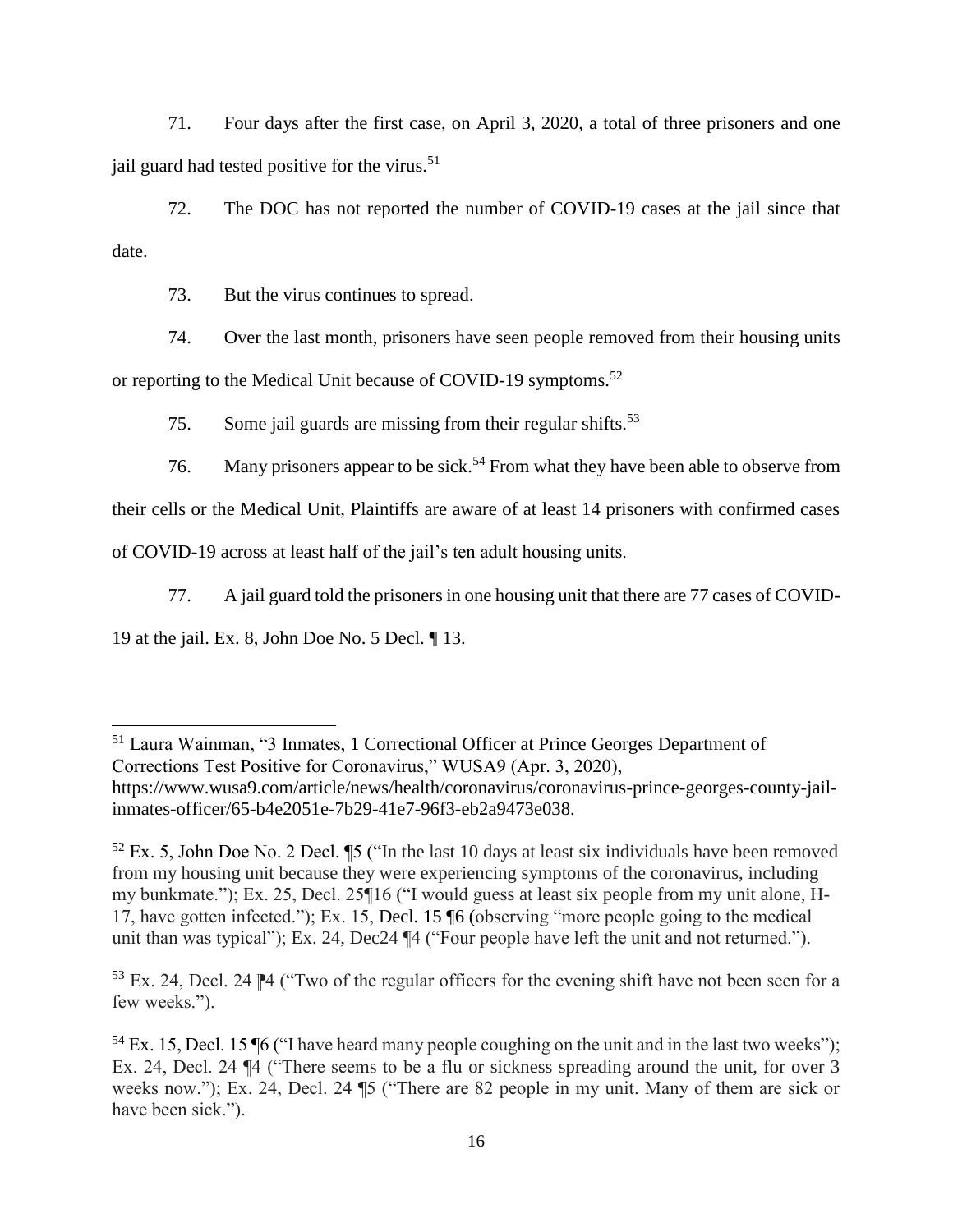71. Four days after the first case, on April 3, 2020, a total of three prisoners and one jail guard had tested positive for the virus.[51]

72. The DOC has not reported the number of COVID-19 cases at the jail since that date.

73. But the virus continues to spread.

74. Over the last month, prisoners have seen people removed from their housing units or reporting to the Medical Unit because of COVID-19 symptoms.[52]

75. Some jail guards are missing from their regular shifts.[53]

76. Many prisoners appear to be sick.[54] From what they have been able to observe from their cells or the Medical Unit, Plaintiffs are aware of at least 14 prisoners with confirmed cases of COVID-19 across at least half of the jail's ten adult housing units.

77. A jail guard told the prisoners in one housing unit that there are 77 cases of COVID-19 at the jail. Ex. 8, John Doe No. 5 Decl. ¶ 13.

---

[51] Laura Wainman, "3 Inmates, 1 Correctional Officer at Prince Georges Department of Corrections Test Positive for Coronavirus," WUSA9 (Apr. 3, 2020), https://www.wusa9.com/article/news/health/coronavirus/coronavirus-prince-georges-county-jail-inmates-officer/65-b4e2051e-7b29-41e7-96f3-eb2a9473e038.

[52] Ex. 5, John Doe No. 2 Decl. ¶5 ("In the last 10 days at least six individuals have been removed from my housing unit because they were experiencing symptoms of the coronavirus, including my bunkmate."); Ex. 25, Decl. 25¶16 ("I would guess at least six people from my unit alone, H-17, have gotten infected."); Ex. 15, Decl. 15 ¶6 (observing "more people going to the medical unit than was typical"); Ex. 24, Dec24 ¶4 ("Four people have left the unit and not returned.").

[53] Ex. 24, Decl. 24 ¶4 ("Two of the regular officers for the evening shift have not been seen for a few weeks.").

[54] Ex. 15, Decl. 15 ¶6 ("I have heard many people coughing on the unit and in the last two weeks"); Ex. 24, Decl. 24 ¶4 ("There seems to be a flu or sickness spreading around the unit, for over 3 weeks now."); Ex. 24, Decl. 24 ¶5 ("There are 82 people in my unit. Many of them are sick or have been sick.").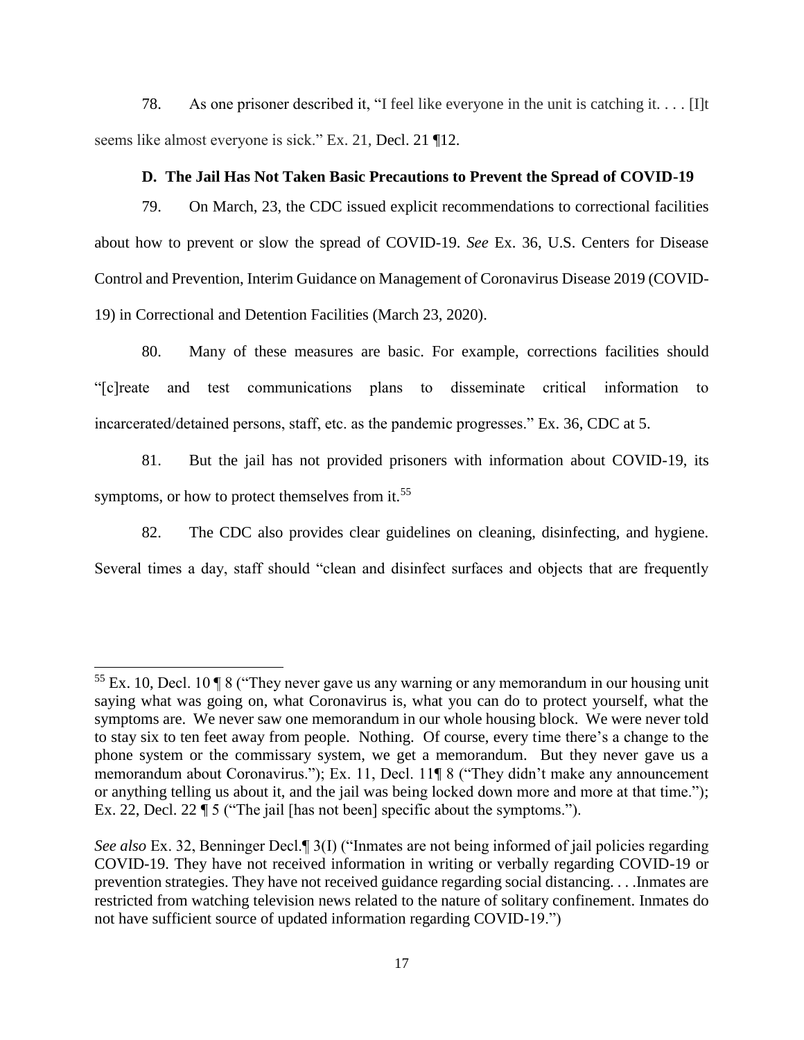78. As one prisoner described it, "I feel like everyone in the unit is catching it. . . . [I]t seems like almost everyone is sick." Ex. 21, Decl. 21 ¶12.

### D. The Jail Has Not Taken Basic Precautions to Prevent the Spread of COVID-19

79. On March, 23, the CDC issued explicit recommendations to correctional facilities about how to prevent or slow the spread of COVID-19. *See* Ex. 36, U.S. Centers for Disease Control and Prevention, Interim Guidance on Management of Coronavirus Disease 2019 (COVID-19) in Correctional and Detention Facilities (March 23, 2020).

80. Many of these measures are basic. For example, corrections facilities should "[c]reate and test communications plans to disseminate critical information to incarcerated/detained persons, staff, etc. as the pandemic progresses." Ex. 36, CDC at 5.

81. But the jail has not provided prisoners with information about COVID-19, its symptoms, or how to protect themselves from it.[55]

82. The CDC also provides clear guidelines on cleaning, disinfecting, and hygiene. Several times a day, staff should "clean and disinfect surfaces and objects that are frequently

---

[55] Ex. 10, Decl. 10 ¶ 8 ("They never gave us any warning or any memorandum in our housing unit saying what was going on, what Coronavirus is, what you can do to protect yourself, what the symptoms are. We never saw one memorandum in our whole housing block. We were never told to stay six to ten feet away from people. Nothing. Of course, every time there's a change to the phone system or the commissary system, we get a memorandum. But they never gave us a memorandum about Coronavirus."); Ex. 11, Decl. 11¶ 8 ("They didn't make any announcement or anything telling us about it, and the jail was being locked down more and more at that time."); Ex. 22, Decl. 22 ¶ 5 ("The jail [has not been] specific about the symptoms.").

*See also* Ex. 32, Benninger Decl.¶ 3(I) ("Inmates are not being informed of jail policies regarding COVID-19. They have not received information in writing or verbally regarding COVID-19 or prevention strategies. They have not received guidance regarding social distancing. . . .Inmates are restricted from watching television news related to the nature of solitary confinement. Inmates do not have sufficient source of updated information regarding COVID-19.")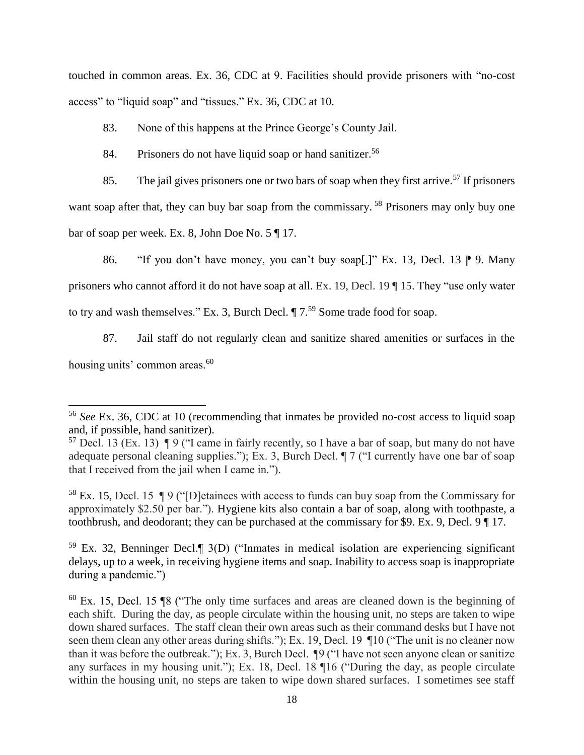touched in common areas. Ex. 36, CDC at 9. Facilities should provide prisoners with "no-cost access" to "liquid soap" and "tissues." Ex. 36, CDC at 10.

83. None of this happens at the Prince George's County Jail.

84. Prisoners do not have liquid soap or hand sanitizer.[56]

85. The jail gives prisoners one or two bars of soap when they first arrive.[57] If prisoners want soap after that, they can buy bar soap from the commissary.[58] Prisoners may only buy one bar of soap per week. Ex. 8, John Doe No. 5 ¶ 17.

86. "If you don't have money, you can't buy soap[.]" Ex. 13, Decl. 13 ⁋ 9. Many prisoners who cannot afford it do not have soap at all. Ex. 19, Decl. 19 ¶ 15. They "use only water to try and wash themselves." Ex. 3, Burch Decl. ¶ 7.[59] Some trade food for soap.

87. Jail staff do not regularly clean and sanitize shared amenities or surfaces in the housing units' common areas.[60]

---

[56] *See* Ex. 36, CDC at 10 (recommending that inmates be provided no-cost access to liquid soap and, if possible, hand sanitizer).

[57] Decl. 13 (Ex. 13) ¶ 9 ("I came in fairly recently, so I have a bar of soap, but many do not have adequate personal cleaning supplies."); Ex. 3, Burch Decl. ¶ 7 ("I currently have one bar of soap that I received from the jail when I came in.").

[58] Ex. 15, Decl. 15 ¶ 9 ("[D]etainees with access to funds can buy soap from the Commissary for approximately $2.50 per bar."). Hygiene kits also contain a bar of soap, along with toothpaste, a toothbrush, and deodorant; they can be purchased at the commissary for $9. Ex. 9, Decl. 9 ¶ 17.

[59] Ex. 32, Benninger Decl.¶ 3(D) ("Inmates in medical isolation are experiencing significant delays, up to a week, in receiving hygiene items and soap. Inability to access soap is inappropriate during a pandemic.")

[60] Ex. 15, Decl. 15 ¶8 ("The only time surfaces and areas are cleaned down is the beginning of each shift. During the day, as people circulate within the housing unit, no steps are taken to wipe down shared surfaces. The staff clean their own areas such as their command desks but I have not seen them clean any other areas during shifts."); Ex. 19, Decl. 19 ¶10 ("The unit is no cleaner now than it was before the outbreak."); Ex. 3, Burch Decl. ¶9 ("I have not seen anyone clean or sanitize any surfaces in my housing unit."); Ex. 18, Decl. 18 ¶16 ("During the day, as people circulate within the housing unit, no steps are taken to wipe down shared surfaces. I sometimes see staff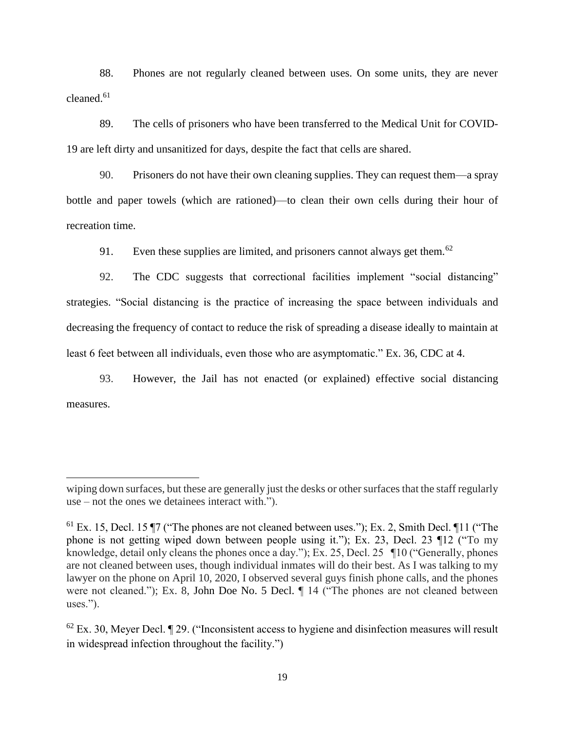88. Phones are not regularly cleaned between uses. On some units, they are never cleaned.[61]

89. The cells of prisoners who have been transferred to the Medical Unit for COVID-19 are left dirty and unsanitized for days, despite the fact that cells are shared.

90. Prisoners do not have their own cleaning supplies. They can request them—a spray bottle and paper towels (which are rationed)—to clean their own cells during their hour of recreation time.

91. Even these supplies are limited, and prisoners cannot always get them.[62]

92. The CDC suggests that correctional facilities implement "social distancing" strategies. "Social distancing is the practice of increasing the space between individuals and decreasing the frequency of contact to reduce the risk of spreading a disease ideally to maintain at least 6 feet between all individuals, even those who are asymptomatic." Ex. 36, CDC at 4.

93. However, the Jail has not enacted (or explained) effective social distancing measures.

---

wiping down surfaces, but these are generally just the desks or other surfaces that the staff regularly use – not the ones we detainees interact with.").

[61] Ex. 15, Decl. 15 ¶7 ("The phones are not cleaned between uses."); Ex. 2, Smith Decl. ¶11 ("The phone is not getting wiped down between people using it."); Ex. 23, Decl. 23 ¶12 ("To my knowledge, detail only cleans the phones once a day."); Ex. 25, Decl. 25 ¶10 ("Generally, phones are not cleaned between uses, though individual inmates will do their best. As I was talking to my lawyer on the phone on April 10, 2020, I observed several guys finish phone calls, and the phones were not cleaned."); Ex. 8, John Doe No. 5 Decl. ¶ 14 ("The phones are not cleaned between uses.").

[62] Ex. 30, Meyer Decl. ¶ 29. ("Inconsistent access to hygiene and disinfection measures will result in widespread infection throughout the facility.")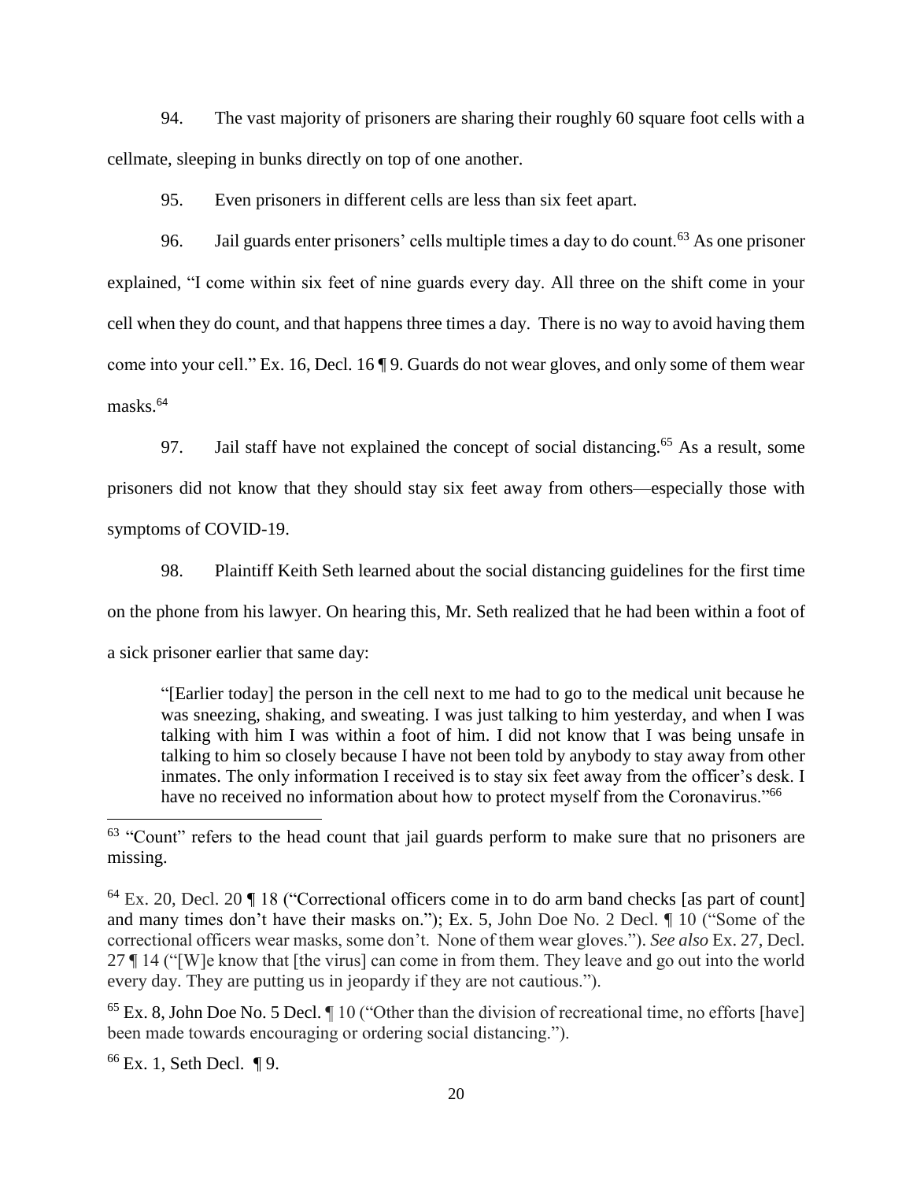94. The vast majority of prisoners are sharing their roughly 60 square foot cells with a cellmate, sleeping in bunks directly on top of one another.

95. Even prisoners in different cells are less than six feet apart.

96. Jail guards enter prisoners' cells multiple times a day to do count.[63] As one prisoner explained, "I come within six feet of nine guards every day. All three on the shift come in your cell when they do count, and that happens three times a day. There is no way to avoid having them come into your cell." Ex. 16, Decl. 16 ¶ 9. Guards do not wear gloves, and only some of them wear masks.[64]

97. Jail staff have not explained the concept of social distancing.[65] As a result, some prisoners did not know that they should stay six feet away from others—especially those with symptoms of COVID-19.

98. Plaintiff Keith Seth learned about the social distancing guidelines for the first time on the phone from his lawyer. On hearing this, Mr. Seth realized that he had been within a foot of a sick prisoner earlier that same day:

> "[Earlier today] the person in the cell next to me had to go to the medical unit because he was sneezing, shaking, and sweating. I was just talking to him yesterday, and when I was talking with him I was within a foot of him. I did not know that I was being unsafe in talking to him so closely because I have not been told by anybody to stay away from other inmates. The only information I received is to stay six feet away from the officer's desk. I have no received no information about how to protect myself from the Coronavirus."[66]

---

[63] "Count" refers to the head count that jail guards perform to make sure that no prisoners are missing.

[64] Ex. 20, Decl. 20 ¶ 18 ("Correctional officers come in to do arm band checks [as part of count] and many times don't have their masks on."); Ex. 5, John Doe No. 2 Decl. ¶ 10 ("Some of the correctional officers wear masks, some don't. None of them wear gloves."). *See also* Ex. 27, Decl. 27 ¶ 14 ("[W]e know that [the virus] can come in from them. They leave and go out into the world every day. They are putting us in jeopardy if they are not cautious.").

[65] Ex. 8, John Doe No. 5 Decl. ¶ 10 ("Other than the division of recreational time, no efforts [have] been made towards encouraging or ordering social distancing.").

[66] Ex. 1, Seth Decl. ¶ 9.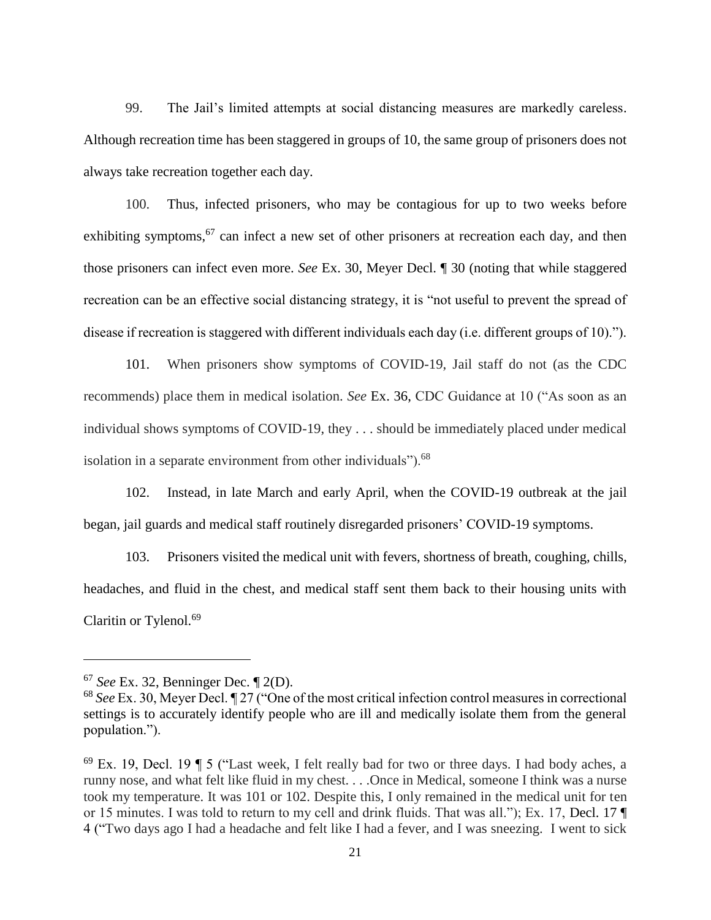99. The Jail's limited attempts at social distancing measures are markedly careless. Although recreation time has been staggered in groups of 10, the same group of prisoners does not always take recreation together each day.

100. Thus, infected prisoners, who may be contagious for up to two weeks before exhibiting symptoms,[67] can infect a new set of other prisoners at recreation each day, and then those prisoners can infect even more. *See* Ex. 30, Meyer Decl. ¶ 30 (noting that while staggered recreation can be an effective social distancing strategy, it is "not useful to prevent the spread of disease if recreation is staggered with different individuals each day (i.e. different groups of 10).").

101. When prisoners show symptoms of COVID-19, Jail staff do not (as the CDC recommends) place them in medical isolation. *See* Ex. 36, CDC Guidance at 10 ("As soon as an individual shows symptoms of COVID-19, they . . . should be immediately placed under medical isolation in a separate environment from other individuals").[68]

102. Instead, in late March and early April, when the COVID-19 outbreak at the jail began, jail guards and medical staff routinely disregarded prisoners' COVID-19 symptoms.

103. Prisoners visited the medical unit with fevers, shortness of breath, coughing, chills, headaches, and fluid in the chest, and medical staff sent them back to their housing units with Claritin or Tylenol.[69]

---

[67] *See* Ex. 32, Benninger Dec. ¶ 2(D).

[68] *See* Ex. 30, Meyer Decl. ¶ 27 ("One of the most critical infection control measures in correctional settings is to accurately identify people who are ill and medically isolate them from the general population.").

[69] Ex. 19, Decl. 19 ¶ 5 ("Last week, I felt really bad for two or three days. I had body aches, a runny nose, and what felt like fluid in my chest. . . .Once in Medical, someone I think was a nurse took my temperature. It was 101 or 102. Despite this, I only remained in the medical unit for ten or 15 minutes. I was told to return to my cell and drink fluids. That was all."); Ex. 17, Decl. 17 ¶ 4 ("Two days ago I had a headache and felt like I had a fever, and I was sneezing. I went to sick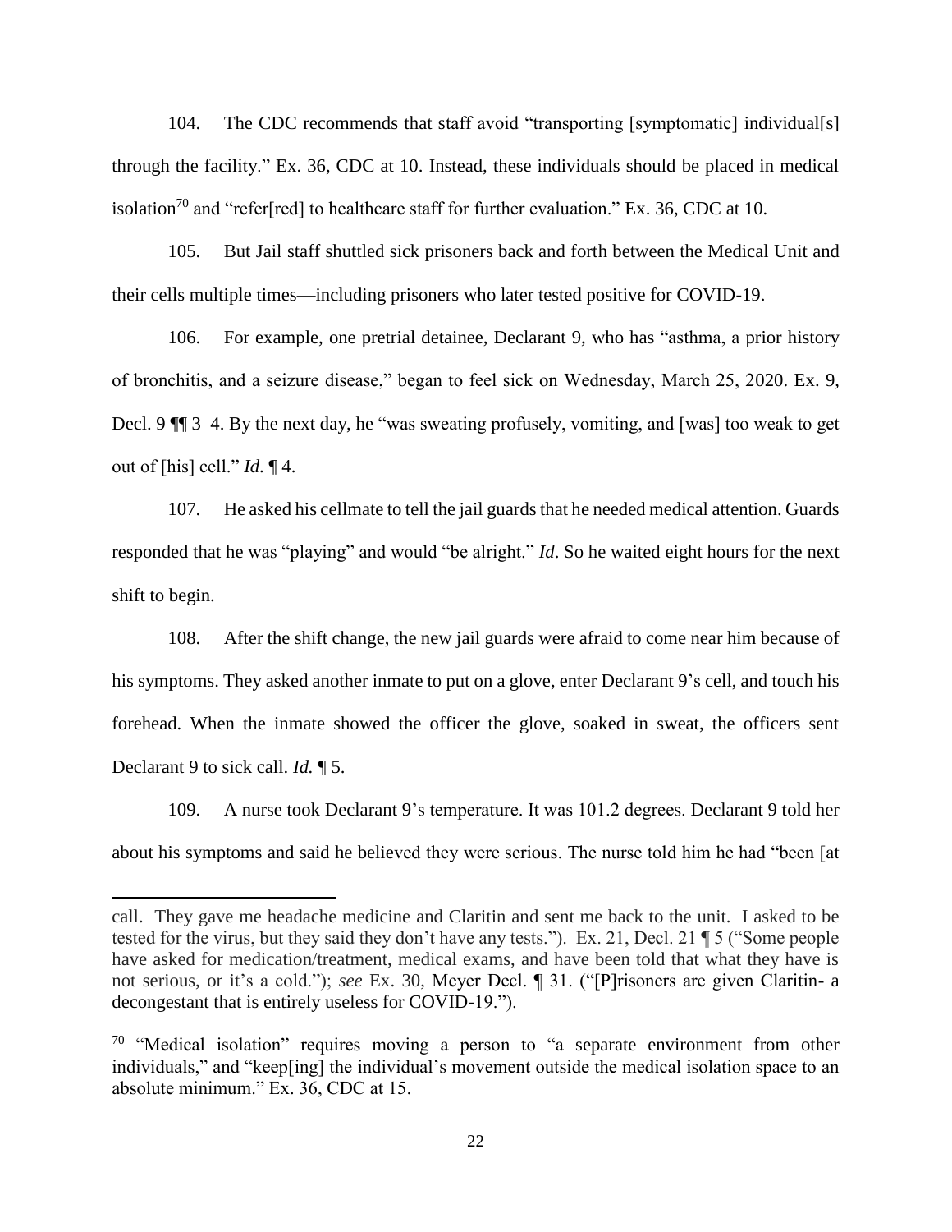104. The CDC recommends that staff avoid "transporting [symptomatic] individual[s] through the facility." Ex. 36, CDC at 10. Instead, these individuals should be placed in medical isolation[70] and "refer[red] to healthcare staff for further evaluation." Ex. 36, CDC at 10.

105. But Jail staff shuttled sick prisoners back and forth between the Medical Unit and their cells multiple times—including prisoners who later tested positive for COVID-19.

106. For example, one pretrial detainee, Declarant 9, who has "asthma, a prior history of bronchitis, and a seizure disease," began to feel sick on Wednesday, March 25, 2020. Ex. 9, Decl. 9 ¶¶ 3–4. By the next day, he "was sweating profusely, vomiting, and [was] too weak to get out of [his] cell." *Id*. ¶ 4.

107. He asked his cellmate to tell the jail guards that he needed medical attention. Guards responded that he was "playing" and would "be alright." *Id*. So he waited eight hours for the next shift to begin.

108. After the shift change, the new jail guards were afraid to come near him because of his symptoms. They asked another inmate to put on a glove, enter Declarant 9's cell, and touch his forehead. When the inmate showed the officer the glove, soaked in sweat, the officers sent Declarant 9 to sick call. *Id.* ¶ 5.

109. A nurse took Declarant 9's temperature. It was 101.2 degrees. Declarant 9 told her about his symptoms and said he believed they were serious. The nurse told him he had "been [at

---

call. They gave me headache medicine and Claritin and sent me back to the unit. I asked to be tested for the virus, but they said they don't have any tests."). Ex. 21, Decl. 21 ¶ 5 ("Some people have asked for medication/treatment, medical exams, and have been told that what they have is not serious, or it's a cold."); *see* Ex. 30, Meyer Decl. ¶ 31. ("[P]risoners are given Claritin- a decongestant that is entirely useless for COVID-19.").

[70] "Medical isolation" requires moving a person to "a separate environment from other individuals," and "keep[ing] the individual's movement outside the medical isolation space to an absolute minimum." Ex. 36, CDC at 15.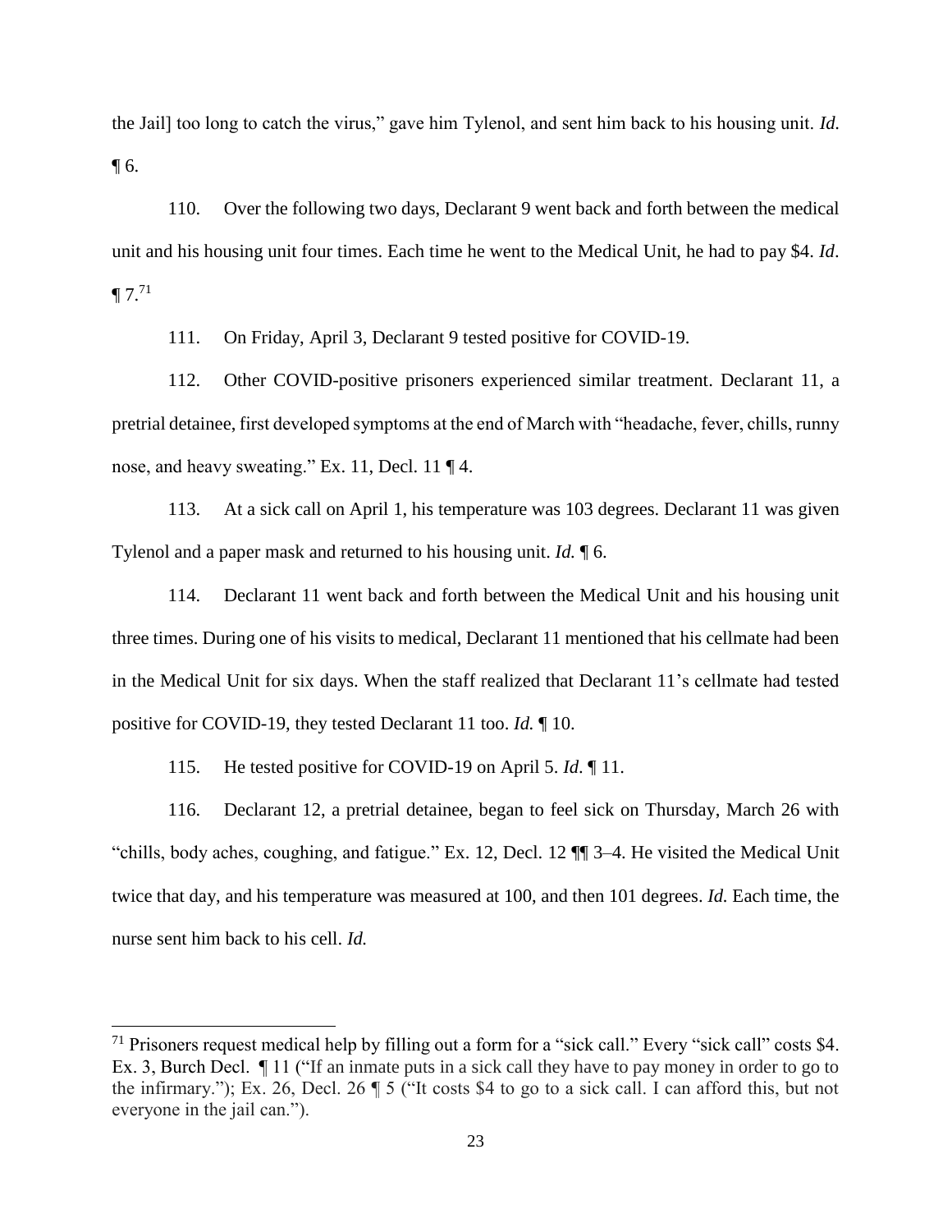the Jail] too long to catch the virus," gave him Tylenol, and sent him back to his housing unit. *Id.* ¶ 6.

110. Over the following two days, Declarant 9 went back and forth between the medical unit and his housing unit four times. Each time he went to the Medical Unit, he had to pay $4. *Id*. ¶ 7.[71]

111. On Friday, April 3, Declarant 9 tested positive for COVID-19.

112. Other COVID-positive prisoners experienced similar treatment. Declarant 11, a pretrial detainee, first developed symptoms at the end of March with "headache, fever, chills, runny nose, and heavy sweating." Ex. 11, Decl. 11 ¶ 4.

113. At a sick call on April 1, his temperature was 103 degrees. Declarant 11 was given Tylenol and a paper mask and returned to his housing unit. *Id.* ¶ 6.

114. Declarant 11 went back and forth between the Medical Unit and his housing unit three times. During one of his visits to medical, Declarant 11 mentioned that his cellmate had been in the Medical Unit for six days. When the staff realized that Declarant 11's cellmate had tested positive for COVID-19, they tested Declarant 11 too. *Id.* ¶ 10.

115. He tested positive for COVID-19 on April 5. *Id*. ¶ 11.

116. Declarant 12, a pretrial detainee, began to feel sick on Thursday, March 26 with "chills, body aches, coughing, and fatigue." Ex. 12, Decl. 12 ¶¶ 3–4. He visited the Medical Unit twice that day, and his temperature was measured at 100, and then 101 degrees. *Id.* Each time, the nurse sent him back to his cell. *Id.*

---

[71] Prisoners request medical help by filling out a form for a "sick call." Every "sick call" costs $4. Ex. 3, Burch Decl. ¶ 11 ("If an inmate puts in a sick call they have to pay money in order to go to the infirmary."); Ex. 26, Decl. 26 ¶ 5 ("It costs $4 to go to a sick call. I can afford this, but not everyone in the jail can.").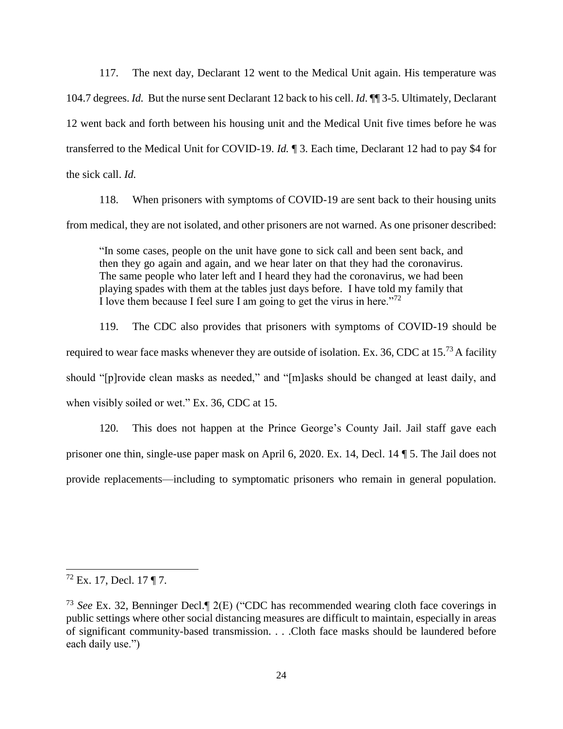117. The next day, Declarant 12 went to the Medical Unit again. His temperature was 104.7 degrees. *Id.* But the nurse sent Declarant 12 back to his cell. *Id*. ¶¶ 3-5. Ultimately, Declarant 12 went back and forth between his housing unit and the Medical Unit five times before he was transferred to the Medical Unit for COVID-19. *Id.* ¶ 3. Each time, Declarant 12 had to pay $4 for the sick call. *Id.*

118. When prisoners with symptoms of COVID-19 are sent back to their housing units from medical, they are not isolated, and other prisoners are not warned. As one prisoner described:

> "In some cases, people on the unit have gone to sick call and been sent back, and then they go again and again, and we hear later on that they had the coronavirus. The same people who later left and I heard they had the coronavirus, we had been playing spades with them at the tables just days before. I have told my family that I love them because I feel sure I am going to get the virus in here."[72]

119. The CDC also provides that prisoners with symptoms of COVID-19 should be required to wear face masks whenever they are outside of isolation. Ex. 36, CDC at 15.[73] A facility should "[p]rovide clean masks as needed," and "[m]asks should be changed at least daily, and when visibly soiled or wet." Ex. 36, CDC at 15.

120. This does not happen at the Prince George's County Jail. Jail staff gave each prisoner one thin, single-use paper mask on April 6, 2020. Ex. 14, Decl. 14 ¶ 5. The Jail does not provide replacements—including to symptomatic prisoners who remain in general population.

---

[72] Ex. 17, Decl. 17 ¶ 7.

[73] *See* Ex. 32, Benninger Decl.¶ 2(E) ("CDC has recommended wearing cloth face coverings in public settings where other social distancing measures are difficult to maintain, especially in areas of significant community-based transmission. . . .Cloth face masks should be laundered before each daily use.")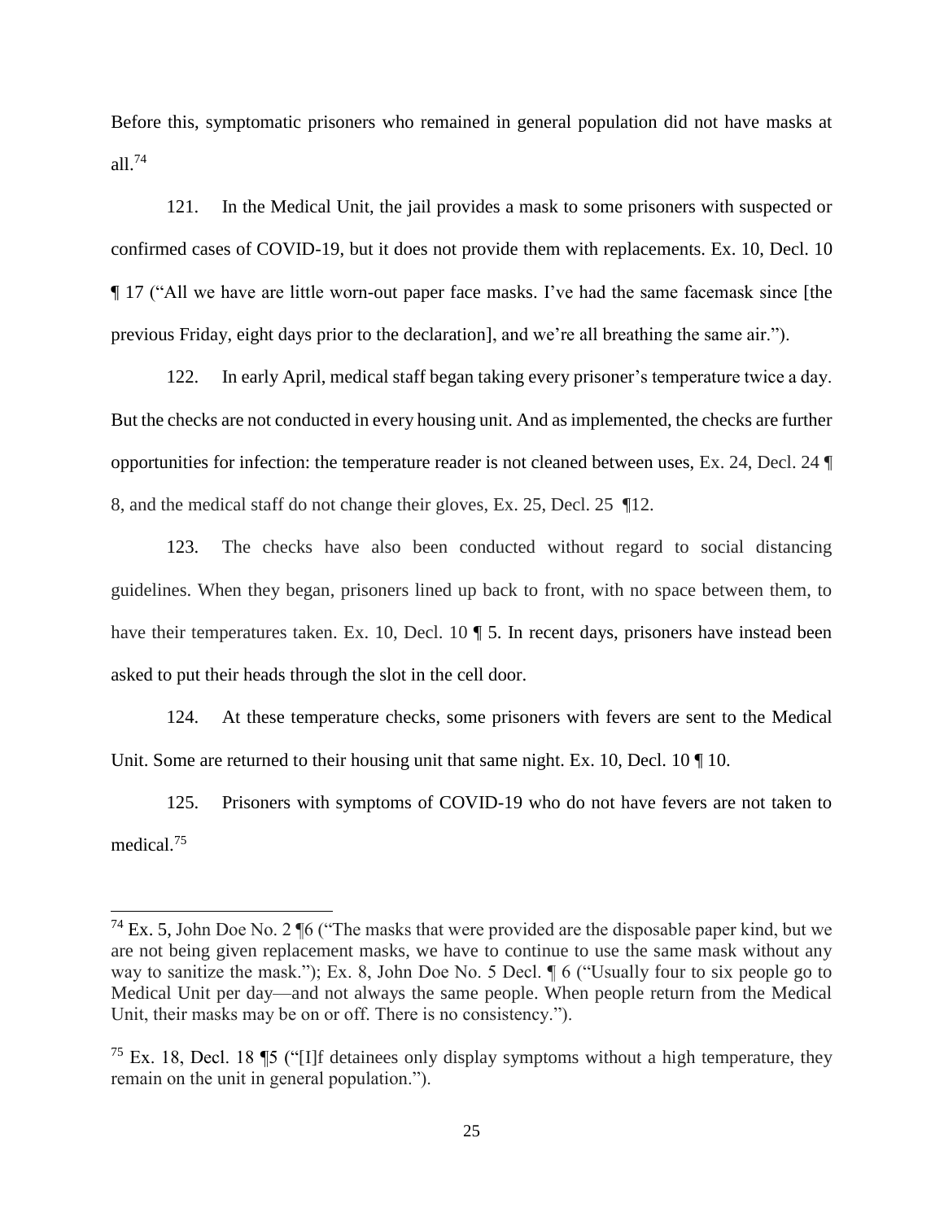Before this, symptomatic prisoners who remained in general population did not have masks at all.[74]

121. In the Medical Unit, the jail provides a mask to some prisoners with suspected or confirmed cases of COVID-19, but it does not provide them with replacements. Ex. 10, Decl. 10 ¶ 17 ("All we have are little worn-out paper face masks. I've had the same facemask since [the previous Friday, eight days prior to the declaration], and we're all breathing the same air.").

122. In early April, medical staff began taking every prisoner's temperature twice a day. But the checks are not conducted in every housing unit. And as implemented, the checks are further opportunities for infection: the temperature reader is not cleaned between uses, Ex. 24, Decl. 24 ¶ 8, and the medical staff do not change their gloves, Ex. 25, Decl. 25 ¶12.

123. The checks have also been conducted without regard to social distancing guidelines. When they began, prisoners lined up back to front, with no space between them, to have their temperatures taken. Ex. 10, Decl. 10 ¶ 5. In recent days, prisoners have instead been asked to put their heads through the slot in the cell door.

124. At these temperature checks, some prisoners with fevers are sent to the Medical Unit. Some are returned to their housing unit that same night. Ex. 10, Decl. 10 ¶ 10.

125. Prisoners with symptoms of COVID-19 who do not have fevers are not taken to medical.[75]

---

[74] Ex. 5, John Doe No. 2 ¶6 ("The masks that were provided are the disposable paper kind, but we are not being given replacement masks, we have to continue to use the same mask without any way to sanitize the mask."); Ex. 8, John Doe No. 5 Decl. ¶ 6 ("Usually four to six people go to Medical Unit per day—and not always the same people. When people return from the Medical Unit, their masks may be on or off. There is no consistency.").

[75] Ex. 18, Decl. 18 ¶5 ("[I]f detainees only display symptoms without a high temperature, they remain on the unit in general population.").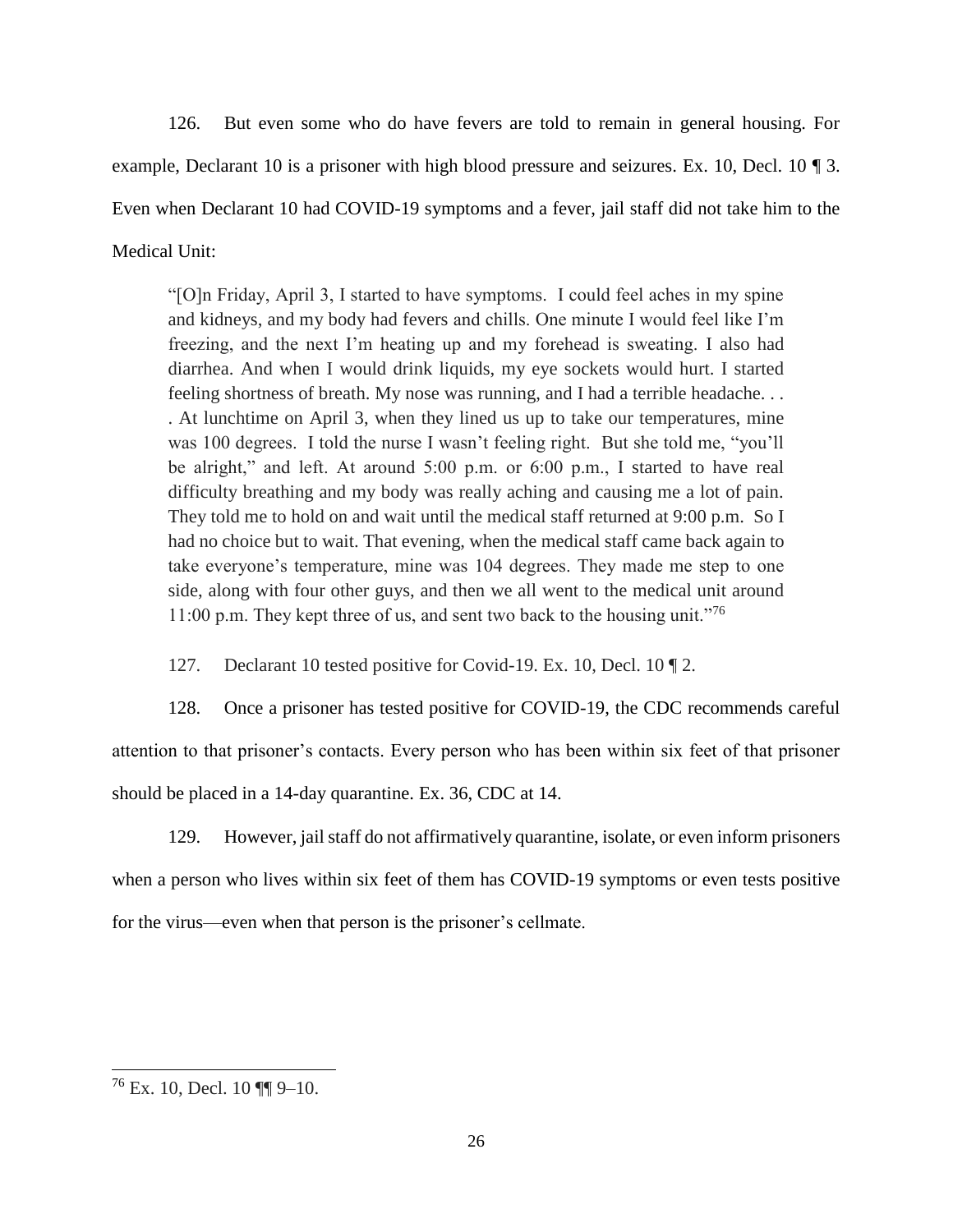126. But even some who do have fevers are told to remain in general housing. For example, Declarant 10 is a prisoner with high blood pressure and seizures. Ex. 10, Decl. 10 ¶ 3. Even when Declarant 10 had COVID-19 symptoms and a fever, jail staff did not take him to the Medical Unit:

> "[O]n Friday, April 3, I started to have symptoms. I could feel aches in my spine and kidneys, and my body had fevers and chills. One minute I would feel like I'm freezing, and the next I'm heating up and my forehead is sweating. I also had diarrhea. And when I would drink liquids, my eye sockets would hurt. I started feeling shortness of breath. My nose was running, and I had a terrible headache. . . . At lunchtime on April 3, when they lined us up to take our temperatures, mine was 100 degrees. I told the nurse I wasn't feeling right. But she told me, "you'll be alright," and left. At around 5:00 p.m. or 6:00 p.m., I started to have real difficulty breathing and my body was really aching and causing me a lot of pain. They told me to hold on and wait until the medical staff returned at 9:00 p.m. So I had no choice but to wait. That evening, when the medical staff came back again to take everyone's temperature, mine was 104 degrees. They made me step to one side, along with four other guys, and then we all went to the medical unit around 11:00 p.m. They kept three of us, and sent two back to the housing unit."[76]

127. Declarant 10 tested positive for Covid-19. Ex. 10, Decl. 10 ¶ 2.

128. Once a prisoner has tested positive for COVID-19, the CDC recommends careful attention to that prisoner's contacts. Every person who has been within six feet of that prisoner should be placed in a 14-day quarantine. Ex. 36, CDC at 14.

129. However, jail staff do not affirmatively quarantine, isolate, or even inform prisoners when a person who lives within six feet of them has COVID-19 symptoms or even tests positive for the virus—even when that person is the prisoner's cellmate.

---

[76] Ex. 10, Decl. 10 ¶¶ 9–10.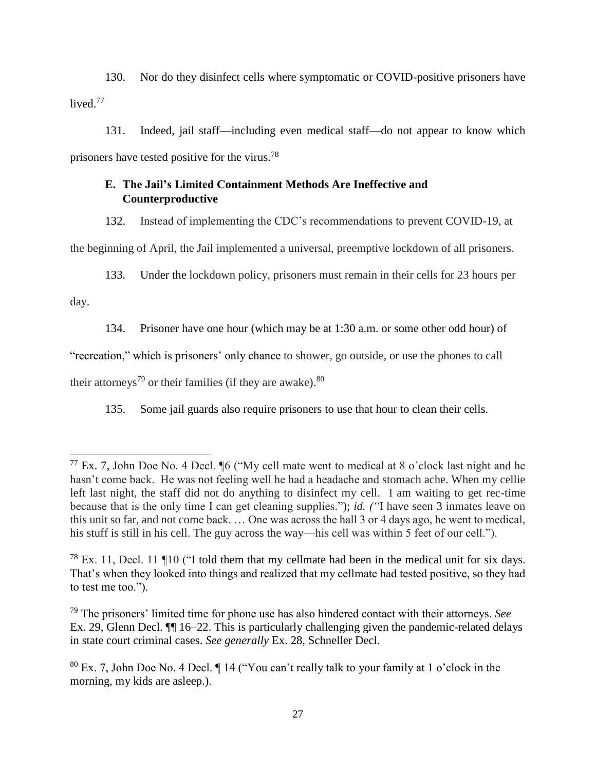130. Nor do they disinfect cells where symptomatic or COVID-positive prisoners have lived.[77]

131. Indeed, jail staff—including even medical staff—do not appear to know which prisoners have tested positive for the virus.[78]

### E. The Jail's Limited Containment Methods Are Ineffective and Counterproductive

132. Instead of implementing the CDC's recommendations to prevent COVID-19, at the beginning of April, the Jail implemented a universal, preemptive lockdown of all prisoners.

133. Under the lockdown policy, prisoners must remain in their cells for 23 hours per day.

134. Prisoner have one hour (which may be at 1:30 a.m. or some other odd hour) of "recreation," which is prisoners' only chance to shower, go outside, or use the phones to call their attorneys[79] or their families (if they are awake).[80]

135. Some jail guards also require prisoners to use that hour to clean their cells.

---

[77] Ex. 7, John Doe No. 4 Decl. ¶6 ("My cell mate went to medical at 8 o'clock last night and he hasn't come back. He was not feeling well he had a headache and stomach ache. When my cellie left last night, the staff did not do anything to disinfect my cell. I am waiting to get rec-time because that is the only time I can get cleaning supplies."); *id. ("*I have seen 3 inmates leave on this unit so far, and not come back. … One was across the hall 3 or 4 days ago, he went to medical, his stuff is still in his cell. The guy across the way—his cell was within 5 feet of our cell.").

[78] Ex. 11, Decl. 11 ¶10 ("I told them that my cellmate had been in the medical unit for six days. That's when they looked into things and realized that my cellmate had tested positive, so they had to test me too.").

[79] The prisoners' limited time for phone use has also hindered contact with their attorneys. *See* Ex. 29, Glenn Decl. ¶¶ 16–22. This is particularly challenging given the pandemic-related delays in state court criminal cases. *See generally* Ex. 28, Schneller Decl.

[80] Ex. 7, John Doe No. 4 Decl. ¶ 14 ("You can't really talk to your family at 1 o'clock in the morning, my kids are asleep.).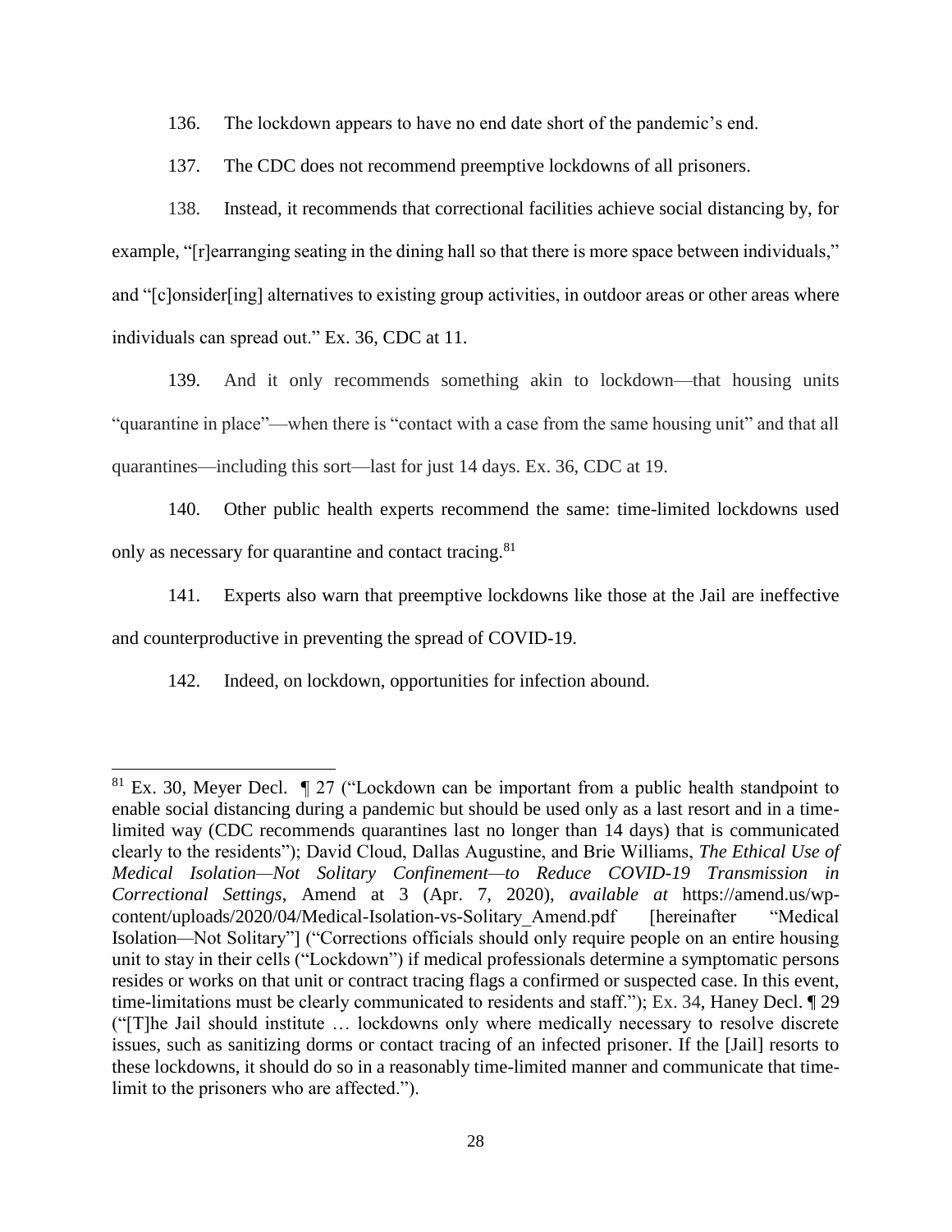136. The lockdown appears to have no end date short of the pandemic's end.

137. The CDC does not recommend preemptive lockdowns of all prisoners.

138. Instead, it recommends that correctional facilities achieve social distancing by, for example, "[r]earranging seating in the dining hall so that there is more space between individuals," and "[c]onsider[ing] alternatives to existing group activities, in outdoor areas or other areas where individuals can spread out." Ex. 36, CDC at 11.

139. And it only recommends something akin to lockdown—that housing units "quarantine in place"—when there is "contact with a case from the same housing unit" and that all quarantines—including this sort—last for just 14 days. Ex. 36, CDC at 19.

140. Other public health experts recommend the same: time-limited lockdowns used only as necessary for quarantine and contact tracing.[81]

141. Experts also warn that preemptive lockdowns like those at the Jail are ineffective and counterproductive in preventing the spread of COVID-19.

142. Indeed, on lockdown, opportunities for infection abound.

---

[81] Ex. 30, Meyer Decl. ¶ 27 ("Lockdown can be important from a public health standpoint to enable social distancing during a pandemic but should be used only as a last resort and in a time-limited way (CDC recommends quarantines last no longer than 14 days) that is communicated clearly to the residents"); David Cloud, Dallas Augustine, and Brie Williams, *The Ethical Use of Medical Isolation—Not Solitary Confinement—to Reduce COVID-19 Transmission in Correctional Settings*, Amend at 3 (Apr. 7, 2020), *available at* https://amend.us/wp-content/uploads/2020/04/Medical-Isolation-vs-Solitary_Amend.pdf [hereinafter "Medical Isolation—Not Solitary"] ("Corrections officials should only require people on an entire housing unit to stay in their cells ("Lockdown") if medical professionals determine a symptomatic persons resides or works on that unit or contract tracing flags a confirmed or suspected case. In this event, time-limitations must be clearly communicated to residents and staff."); Ex. 34, Haney Decl. ¶ 29 ("[T]he Jail should institute … lockdowns only where medically necessary to resolve discrete issues, such as sanitizing dorms or contact tracing of an infected prisoner. If the [Jail] resorts to these lockdowns, it should do so in a reasonably time-limited manner and communicate that time-limit to the prisoners who are affected.").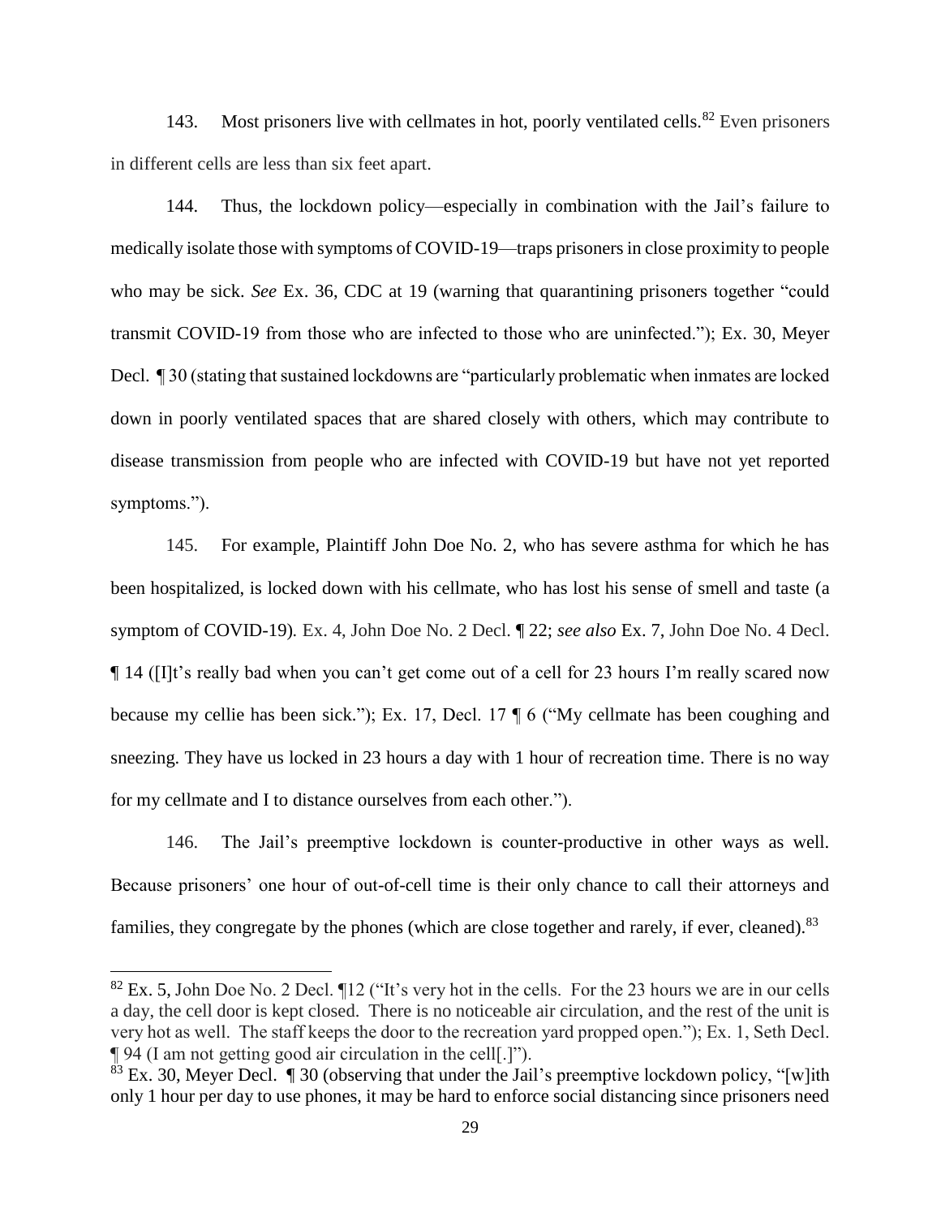143. Most prisoners live with cellmates in hot, poorly ventilated cells.[82] Even prisoners in different cells are less than six feet apart.

144. Thus, the lockdown policy—especially in combination with the Jail's failure to medically isolate those with symptoms of COVID-19—traps prisoners in close proximity to people who may be sick. *See* Ex. 36, CDC at 19 (warning that quarantining prisoners together "could transmit COVID-19 from those who are infected to those who are uninfected."); Ex. 30, Meyer Decl. ¶ 30 (stating that sustained lockdowns are "particularly problematic when inmates are locked down in poorly ventilated spaces that are shared closely with others, which may contribute to disease transmission from people who are infected with COVID-19 but have not yet reported symptoms.").

145. For example, Plaintiff John Doe No. 2, who has severe asthma for which he has been hospitalized, is locked down with his cellmate, who has lost his sense of smell and taste (a symptom of COVID-19). Ex. 4, John Doe No. 2 Decl. ¶ 22; *see also* Ex. 7, John Doe No. 4 Decl. ¶ 14 ([I]t's really bad when you can't get come out of a cell for 23 hours I'm really scared now because my cellie has been sick."); Ex. 17, Decl. 17 ¶ 6 ("My cellmate has been coughing and sneezing. They have us locked in 23 hours a day with 1 hour of recreation time. There is no way for my cellmate and I to distance ourselves from each other.").

146. The Jail's preemptive lockdown is counter-productive in other ways as well. Because prisoners' one hour of out-of-cell time is their only chance to call their attorneys and families, they congregate by the phones (which are close together and rarely, if ever, cleaned).[83]

---

[82] Ex. 5, John Doe No. 2 Decl. ¶12 ("It's very hot in the cells. For the 23 hours we are in our cells a day, the cell door is kept closed. There is no noticeable air circulation, and the rest of the unit is very hot as well. The staff keeps the door to the recreation yard propped open."); Ex. 1, Seth Decl. ¶ 94 (I am not getting good air circulation in the cell[.]").

[83] Ex. 30, Meyer Decl. ¶ 30 (observing that under the Jail's preemptive lockdown policy, "[w]ith only 1 hour per day to use phones, it may be hard to enforce social distancing since prisoners need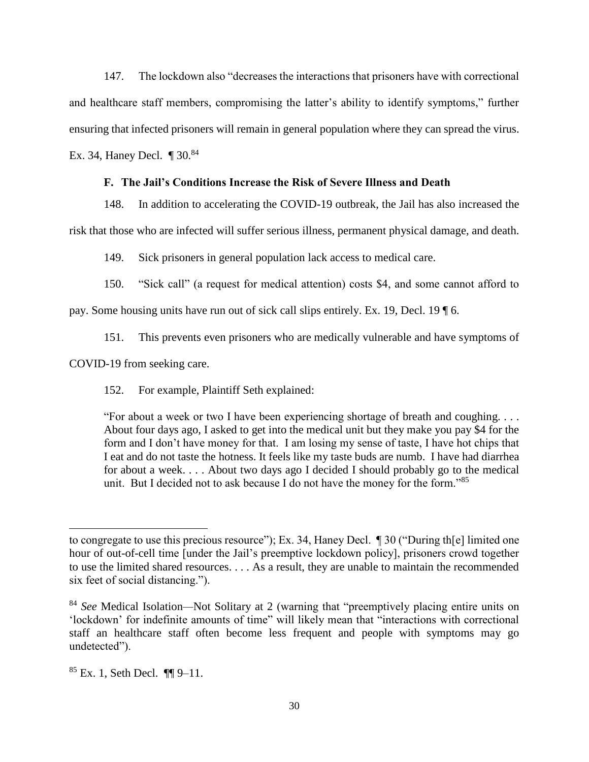147. The lockdown also "decreases the interactions that prisoners have with correctional and healthcare staff members, compromising the latter's ability to identify symptoms," further ensuring that infected prisoners will remain in general population where they can spread the virus. Ex. 34, Haney Decl. ¶ 30.[84]

### F. The Jail's Conditions Increase the Risk of Severe Illness and Death

148. In addition to accelerating the COVID-19 outbreak, the Jail has also increased the risk that those who are infected will suffer serious illness, permanent physical damage, and death.

149. Sick prisoners in general population lack access to medical care.

150. "Sick call" (a request for medical attention) costs $4, and some cannot afford to pay. Some housing units have run out of sick call slips entirely. Ex. 19, Decl. 19 ¶ 6.

151. This prevents even prisoners who are medically vulnerable and have symptoms of COVID-19 from seeking care.

152. For example, Plaintiff Seth explained:

> "For about a week or two I have been experiencing shortage of breath and coughing. . . . About four days ago, I asked to get into the medical unit but they make you pay $4 for the form and I don't have money for that. I am losing my sense of taste, I have hot chips that I eat and do not taste the hotness. It feels like my taste buds are numb. I have had diarrhea for about a week. . . . About two days ago I decided I should probably go to the medical unit. But I decided not to ask because I do not have the money for the form."[85]

---

to congregate to use this precious resource"); Ex. 34, Haney Decl. ¶ 30 ("During th[e] limited one hour of out-of-cell time [under the Jail's preemptive lockdown policy], prisoners crowd together to use the limited shared resources. . . . As a result, they are unable to maintain the recommended six feet of social distancing.").

[84] *See* Medical Isolation—Not Solitary at 2 (warning that "preemptively placing entire units on 'lockdown' for indefinite amounts of time" will likely mean that "interactions with correctional staff an healthcare staff often become less frequent and people with symptoms may go undetected").

[85] Ex. 1, Seth Decl. ¶¶ 9–11.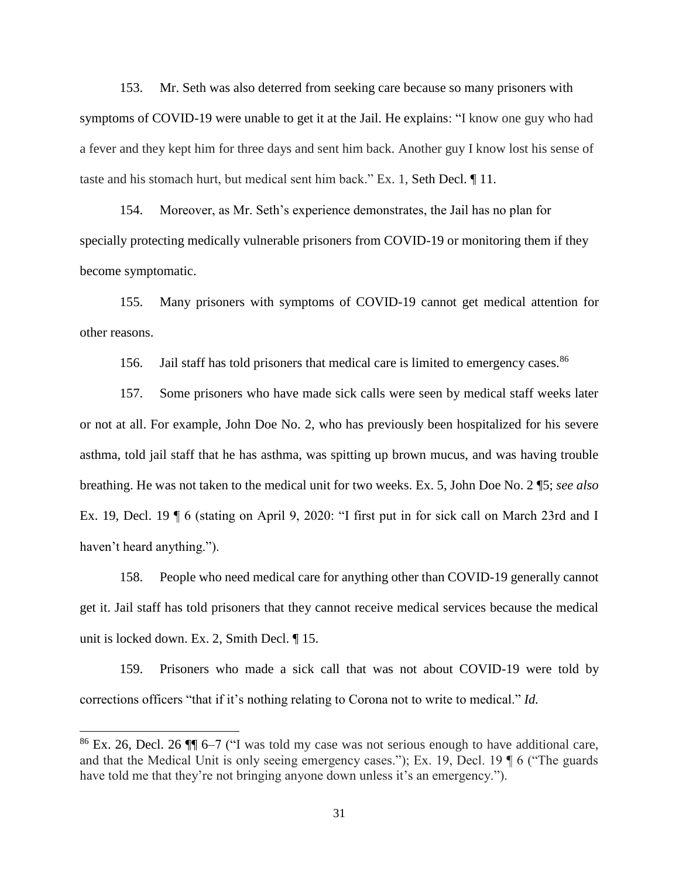153. Mr. Seth was also deterred from seeking care because so many prisoners with symptoms of COVID-19 were unable to get it at the Jail. He explains: "I know one guy who had a fever and they kept him for three days and sent him back. Another guy I know lost his sense of taste and his stomach hurt, but medical sent him back." Ex. 1, Seth Decl. ¶ 11.

154. Moreover, as Mr. Seth's experience demonstrates, the Jail has no plan for specially protecting medically vulnerable prisoners from COVID-19 or monitoring them if they become symptomatic.

155. Many prisoners with symptoms of COVID-19 cannot get medical attention for other reasons.

156. Jail staff has told prisoners that medical care is limited to emergency cases.[86]

157. Some prisoners who have made sick calls were seen by medical staff weeks later or not at all. For example, John Doe No. 2, who has previously been hospitalized for his severe asthma, told jail staff that he has asthma, was spitting up brown mucus, and was having trouble breathing. He was not taken to the medical unit for two weeks. Ex. 5, John Doe No. 2 ¶5; *see also* Ex. 19, Decl. 19 ¶ 6 (stating on April 9, 2020: "I first put in for sick call on March 23rd and I haven't heard anything.").

158. People who need medical care for anything other than COVID-19 generally cannot get it. Jail staff has told prisoners that they cannot receive medical services because the medical unit is locked down. Ex. 2, Smith Decl. ¶ 15.

159. Prisoners who made a sick call that was not about COVID-19 were told by corrections officers "that if it's nothing relating to Corona not to write to medical." *Id.*

---

[86] Ex. 26, Decl. 26 ¶¶ 6–7 ("I was told my case was not serious enough to have additional care, and that the Medical Unit is only seeing emergency cases."); Ex. 19, Decl. 19 ¶ 6 ("The guards have told me that they're not bringing anyone down unless it's an emergency.").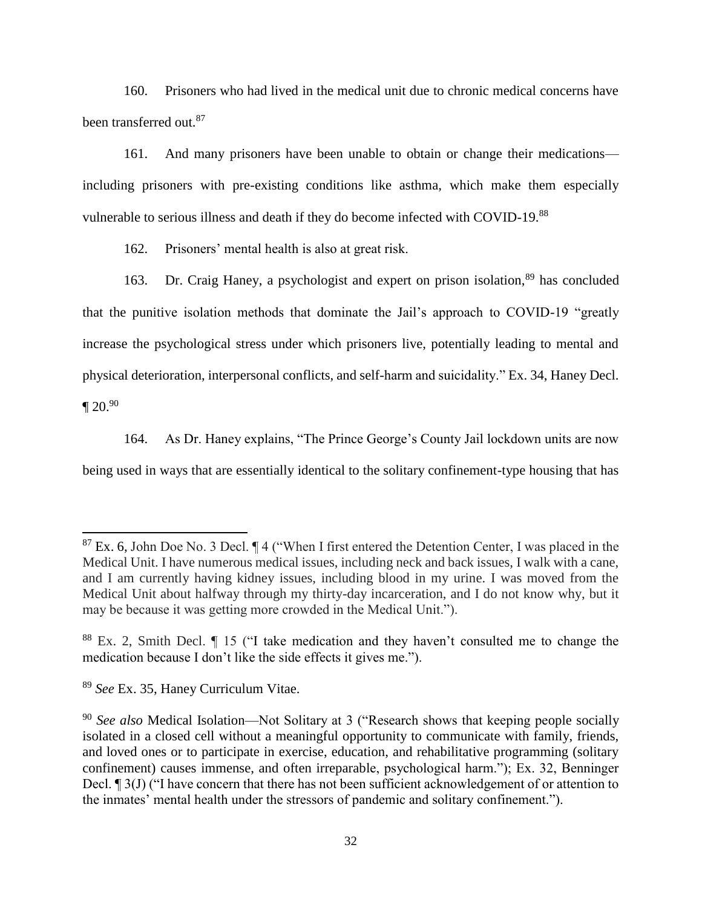160. Prisoners who had lived in the medical unit due to chronic medical concerns have been transferred out.[87]

161. And many prisoners have been unable to obtain or change their medications—including prisoners with pre-existing conditions like asthma, which make them especially vulnerable to serious illness and death if they do become infected with COVID-19.[88]

162. Prisoners' mental health is also at great risk.

163. Dr. Craig Haney, a psychologist and expert on prison isolation,[89] has concluded that the punitive isolation methods that dominate the Jail's approach to COVID-19 "greatly increase the psychological stress under which prisoners live, potentially leading to mental and physical deterioration, interpersonal conflicts, and self-harm and suicidality." Ex. 34, Haney Decl. ¶ 20.[90]

164. As Dr. Haney explains, "The Prince George's County Jail lockdown units are now being used in ways that are essentially identical to the solitary confinement-type housing that has

---

[87] Ex. 6, John Doe No. 3 Decl. ¶ 4 ("When I first entered the Detention Center, I was placed in the Medical Unit. I have numerous medical issues, including neck and back issues, I walk with a cane, and I am currently having kidney issues, including blood in my urine. I was moved from the Medical Unit about halfway through my thirty-day incarceration, and I do not know why, but it may be because it was getting more crowded in the Medical Unit.").

[88] Ex. 2, Smith Decl. ¶ 15 ("I take medication and they haven't consulted me to change the medication because I don't like the side effects it gives me.").

[89] *See* Ex. 35, Haney Curriculum Vitae.

[90] *See also* Medical Isolation—Not Solitary at 3 ("Research shows that keeping people socially isolated in a closed cell without a meaningful opportunity to communicate with family, friends, and loved ones or to participate in exercise, education, and rehabilitative programming (solitary confinement) causes immense, and often irreparable, psychological harm."); Ex. 32, Benninger Decl. ¶ 3(J) ("I have concern that there has not been sufficient acknowledgement of or attention to the inmates' mental health under the stressors of pandemic and solitary confinement.").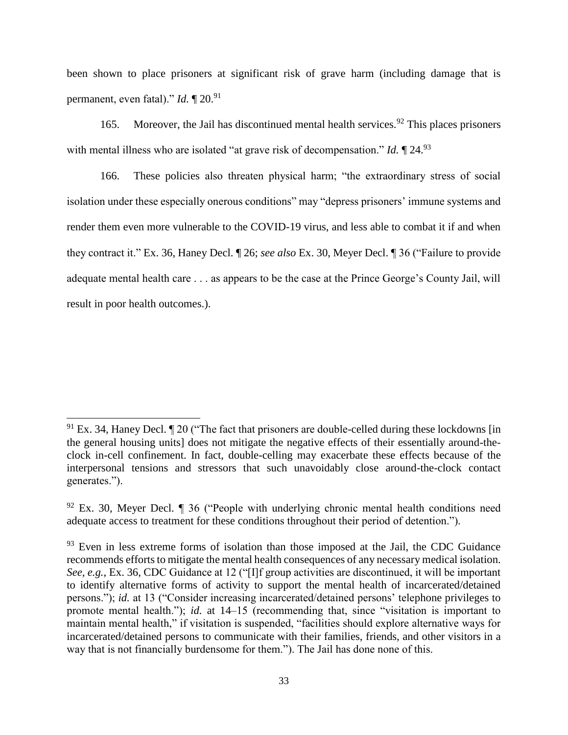been shown to place prisoners at significant risk of grave harm (including damage that is permanent, even fatal)." *Id.* ¶ 20.[91]

165. Moreover, the Jail has discontinued mental health services.[92] This places prisoners with mental illness who are isolated "at grave risk of decompensation." *Id.* ¶ 24.[93]

166. These policies also threaten physical harm; "the extraordinary stress of social isolation under these especially onerous conditions" may "depress prisoners' immune systems and render them even more vulnerable to the COVID-19 virus, and less able to combat it if and when they contract it." Ex. 36, Haney Decl. ¶ 26; *see also* Ex. 30, Meyer Decl. ¶ 36 ("Failure to provide adequate mental health care . . . as appears to be the case at the Prince George's County Jail, will result in poor health outcomes.).

---

[91] Ex. 34, Haney Decl. ¶ 20 ("The fact that prisoners are double-celled during these lockdowns [in the general housing units] does not mitigate the negative effects of their essentially around-the-clock in-cell confinement. In fact, double-celling may exacerbate these effects because of the interpersonal tensions and stressors that such unavoidably close around-the-clock contact generates.").

[92] Ex. 30, Meyer Decl. ¶ 36 ("People with underlying chronic mental health conditions need adequate access to treatment for these conditions throughout their period of detention.").

[93] Even in less extreme forms of isolation than those imposed at the Jail, the CDC Guidance recommends efforts to mitigate the mental health consequences of any necessary medical isolation. *See, e.g.*, Ex. 36, CDC Guidance at 12 ("[I]f group activities are discontinued, it will be important to identify alternative forms of activity to support the mental health of incarcerated/detained persons."); *id.* at 13 ("Consider increasing incarcerated/detained persons' telephone privileges to promote mental health."); *id.* at 14–15 (recommending that, since "visitation is important to maintain mental health," if visitation is suspended, "facilities should explore alternative ways for incarcerated/detained persons to communicate with their families, friends, and other visitors in a way that is not financially burdensome for them."). The Jail has done none of this.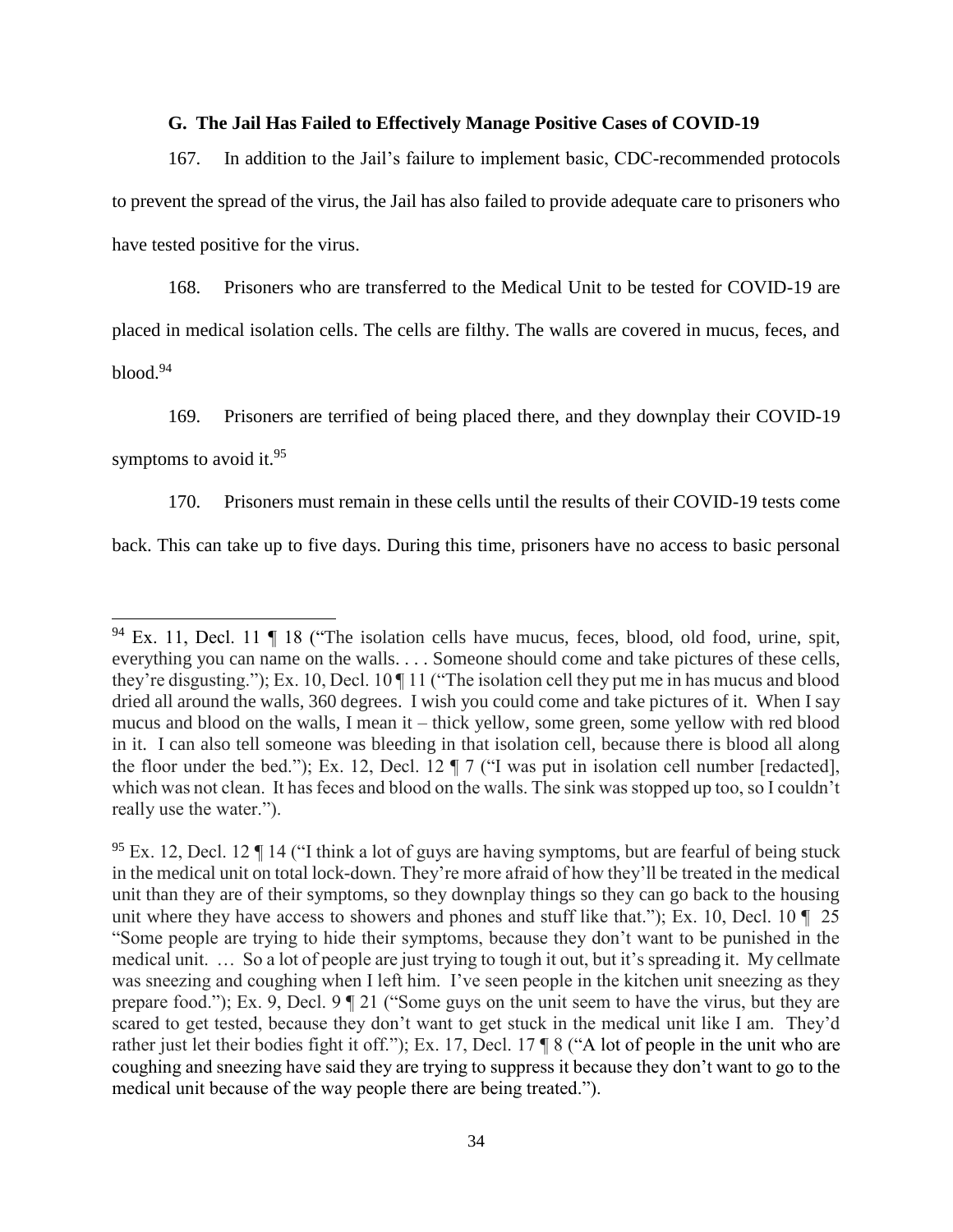### G. The Jail Has Failed to Effectively Manage Positive Cases of COVID-19

167. In addition to the Jail's failure to implement basic, CDC-recommended protocols to prevent the spread of the virus, the Jail has also failed to provide adequate care to prisoners who have tested positive for the virus.

168. Prisoners who are transferred to the Medical Unit to be tested for COVID-19 are placed in medical isolation cells. The cells are filthy. The walls are covered in mucus, feces, and blood.[94]

169. Prisoners are terrified of being placed there, and they downplay their COVID-19 symptoms to avoid it.[95]

170. Prisoners must remain in these cells until the results of their COVID-19 tests come back. This can take up to five days. During this time, prisoners have no access to basic personal

---

[94] Ex. 11, Decl. 11 ¶ 18 ("The isolation cells have mucus, feces, blood, old food, urine, spit, everything you can name on the walls. . . . Someone should come and take pictures of these cells, they're disgusting."); Ex. 10, Decl. 10 ¶ 11 ("The isolation cell they put me in has mucus and blood dried all around the walls, 360 degrees. I wish you could come and take pictures of it. When I say mucus and blood on the walls, I mean it – thick yellow, some green, some yellow with red blood in it. I can also tell someone was bleeding in that isolation cell, because there is blood all along the floor under the bed."); Ex. 12, Decl. 12 ¶ 7 ("I was put in isolation cell number [redacted], which was not clean. It has feces and blood on the walls. The sink was stopped up too, so I couldn't really use the water.").

[95] Ex. 12, Decl. 12 ¶ 14 ("I think a lot of guys are having symptoms, but are fearful of being stuck in the medical unit on total lock-down. They're more afraid of how they'll be treated in the medical unit than they are of their symptoms, so they downplay things so they can go back to the housing unit where they have access to showers and phones and stuff like that."); Ex. 10, Decl. 10 ¶ 25 "Some people are trying to hide their symptoms, because they don't want to be punished in the medical unit. … So a lot of people are just trying to tough it out, but it's spreading it. My cellmate was sneezing and coughing when I left him. I've seen people in the kitchen unit sneezing as they prepare food."); Ex. 9, Decl. 9 ¶ 21 ("Some guys on the unit seem to have the virus, but they are scared to get tested, because they don't want to get stuck in the medical unit like I am. They'd rather just let their bodies fight it off."); Ex. 17, Decl. 17 ¶ 8 ("A lot of people in the unit who are coughing and sneezing have said they are trying to suppress it because they don't want to go to the medical unit because of the way people there are being treated.").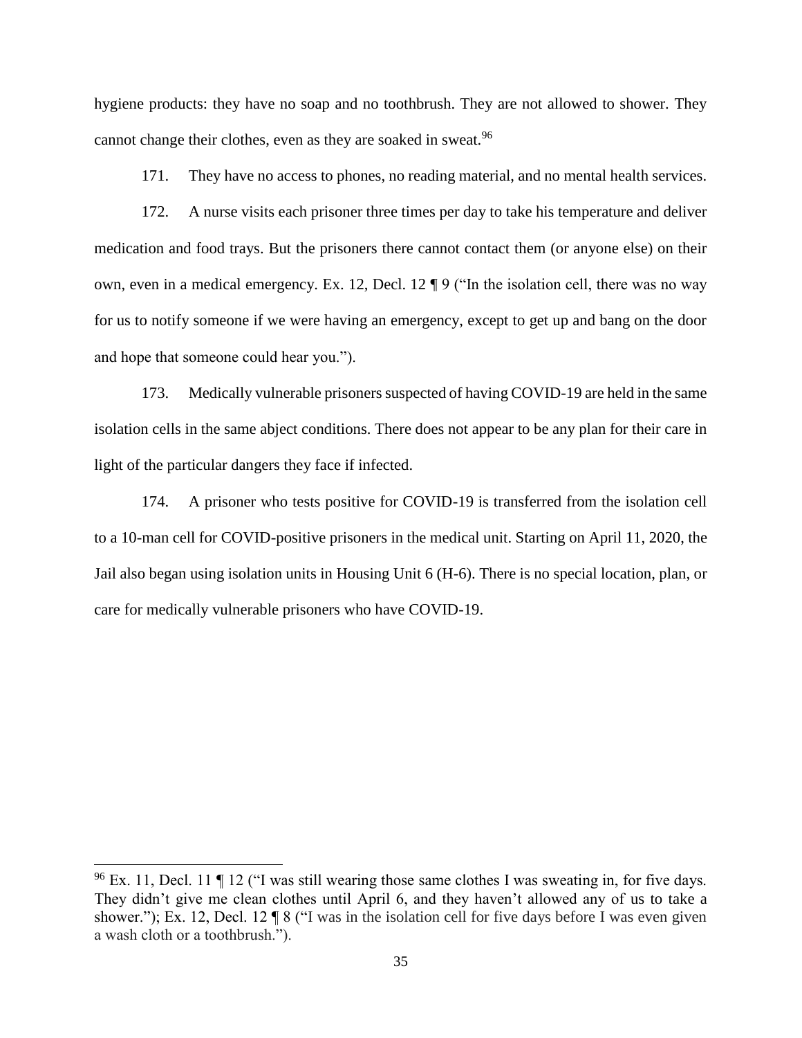hygiene products: they have no soap and no toothbrush. They are not allowed to shower. They cannot change their clothes, even as they are soaked in sweat.[96]

171. They have no access to phones, no reading material, and no mental health services.

172. A nurse visits each prisoner three times per day to take his temperature and deliver medication and food trays. But the prisoners there cannot contact them (or anyone else) on their own, even in a medical emergency. Ex. 12, Decl. 12 ¶ 9 ("In the isolation cell, there was no way for us to notify someone if we were having an emergency, except to get up and bang on the door and hope that someone could hear you.").

173. Medically vulnerable prisoners suspected of having COVID-19 are held in the same isolation cells in the same abject conditions. There does not appear to be any plan for their care in light of the particular dangers they face if infected.

174. A prisoner who tests positive for COVID-19 is transferred from the isolation cell to a 10-man cell for COVID-positive prisoners in the medical unit. Starting on April 11, 2020, the Jail also began using isolation units in Housing Unit 6 (H-6). There is no special location, plan, or care for medically vulnerable prisoners who have COVID-19.

[96] Ex. 11, Decl. 11 ¶ 12 ("I was still wearing those same clothes I was sweating in, for five days. They didn't give me clean clothes until April 6, and they haven't allowed any of us to take a shower."); Ex. 12, Decl. 12 ¶ 8 ("I was in the isolation cell for five days before I was even given a wash cloth or a toothbrush.").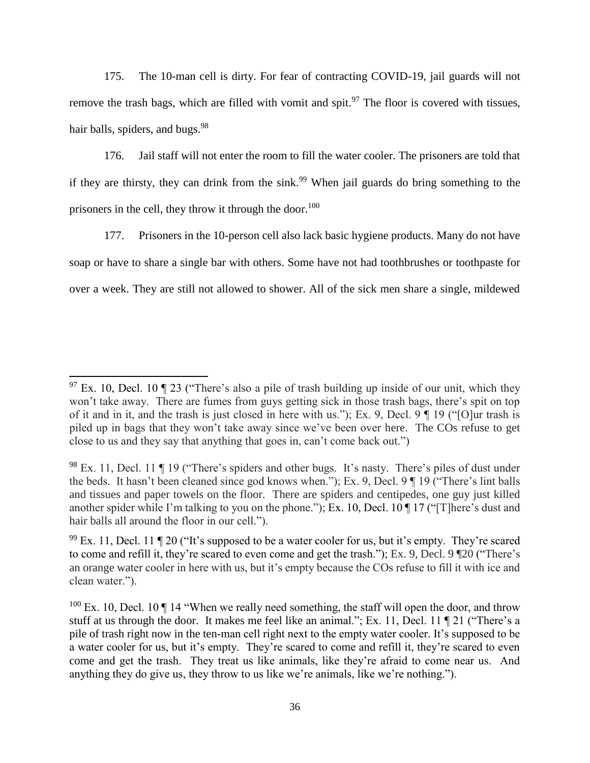175. The 10-man cell is dirty. For fear of contracting COVID-19, jail guards will not remove the trash bags, which are filled with vomit and spit.[97] The floor is covered with tissues, hair balls, spiders, and bugs.[98]

176. Jail staff will not enter the room to fill the water cooler. The prisoners are told that if they are thirsty, they can drink from the sink.[99] When jail guards do bring something to the prisoners in the cell, they throw it through the door.[100]

177. Prisoners in the 10-person cell also lack basic hygiene products. Many do not have soap or have to share a single bar with others. Some have not had toothbrushes or toothpaste for over a week. They are still not allowed to shower. All of the sick men share a single, mildewed

---

[97] Ex. 10, Decl. 10 ¶ 23 ("There's also a pile of trash building up inside of our unit, which they won't take away. There are fumes from guys getting sick in those trash bags, there's spit on top of it and in it, and the trash is just closed in here with us."); Ex. 9, Decl. 9 ¶ 19 ("[O]ur trash is piled up in bags that they won't take away since we've been over here. The COs refuse to get close to us and they say that anything that goes in, can't come back out.")

[98] Ex. 11, Decl. 11 ¶ 19 ("There's spiders and other bugs. It's nasty. There's piles of dust under the beds. It hasn't been cleaned since god knows when."); Ex. 9, Decl. 9 ¶ 19 ("There's lint balls and tissues and paper towels on the floor. There are spiders and centipedes, one guy just killed another spider while I'm talking to you on the phone."); Ex. 10, Decl. 10 ¶ 17 ("[T]here's dust and hair balls all around the floor in our cell.").

[99] Ex. 11, Decl. 11 ¶ 20 ("It's supposed to be a water cooler for us, but it's empty. They're scared to come and refill it, they're scared to even come and get the trash."); Ex. 9, Decl. 9 ¶20 ("There's an orange water cooler in here with us, but it's empty because the COs refuse to fill it with ice and clean water.").

[100] Ex. 10, Decl. 10 ¶ 14 "When we really need something, the staff will open the door, and throw stuff at us through the door. It makes me feel like an animal."; Ex. 11, Decl. 11 ¶ 21 ("There's a pile of trash right now in the ten-man cell right next to the empty water cooler. It's supposed to be a water cooler for us, but it's empty. They're scared to come and refill it, they're scared to even come and get the trash. They treat us like animals, like they're afraid to come near us. And anything they do give us, they throw to us like we're animals, like we're nothing.").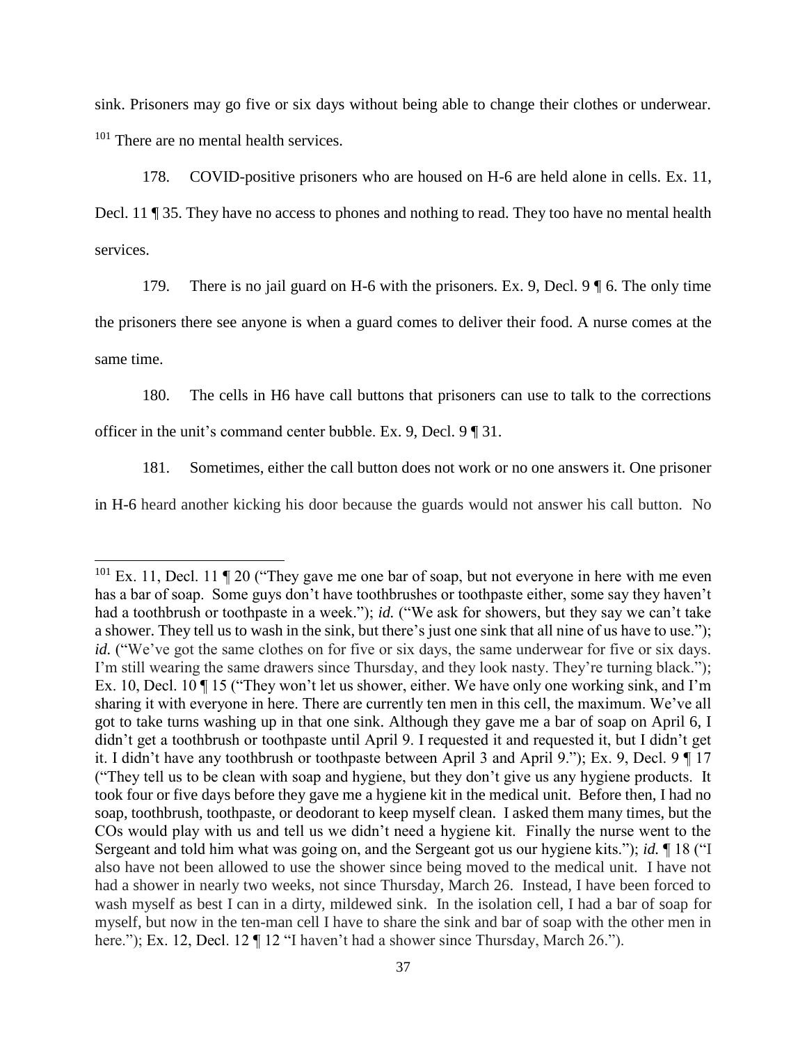sink. Prisoners may go five or six days without being able to change their clothes or underwear. [101] There are no mental health services.

178. COVID-positive prisoners who are housed on H-6 are held alone in cells. Ex. 11, Decl. 11 ¶ 35. They have no access to phones and nothing to read. They too have no mental health services.

179. There is no jail guard on H-6 with the prisoners. Ex. 9, Decl. 9 ¶ 6. The only time the prisoners there see anyone is when a guard comes to deliver their food. A nurse comes at the same time.

180. The cells in H6 have call buttons that prisoners can use to talk to the corrections officer in the unit's command center bubble. Ex. 9, Decl. 9 ¶ 31.

181. Sometimes, either the call button does not work or no one answers it. One prisoner in H-6 heard another kicking his door because the guards would not answer his call button. No

---

[101] Ex. 11, Decl. 11 ¶ 20 ("They gave me one bar of soap, but not everyone in here with me even has a bar of soap. Some guys don't have toothbrushes or toothpaste either, some say they haven't had a toothbrush or toothpaste in a week."); *id.* ("We ask for showers, but they say we can't take a shower. They tell us to wash in the sink, but there's just one sink that all nine of us have to use."); *id.* ("We've got the same clothes on for five or six days, the same underwear for five or six days. I'm still wearing the same drawers since Thursday, and they look nasty. They're turning black."); Ex. 10, Decl. 10 ¶ 15 ("They won't let us shower, either. We have only one working sink, and I'm sharing it with everyone in here. There are currently ten men in this cell, the maximum. We've all got to take turns washing up in that one sink. Although they gave me a bar of soap on April 6, I didn't get a toothbrush or toothpaste until April 9. I requested it and requested it, but I didn't get it. I didn't have any toothbrush or toothpaste between April 3 and April 9."); Ex. 9, Decl. 9 ¶ 17 ("They tell us to be clean with soap and hygiene, but they don't give us any hygiene products. It took four or five days before they gave me a hygiene kit in the medical unit. Before then, I had no soap, toothbrush, toothpaste, or deodorant to keep myself clean. I asked them many times, but the COs would play with us and tell us we didn't need a hygiene kit. Finally the nurse went to the Sergeant and told him what was going on, and the Sergeant got us our hygiene kits."); *id.* ¶ 18 ("I also have not been allowed to use the shower since being moved to the medical unit. I have not had a shower in nearly two weeks, not since Thursday, March 26. Instead, I have been forced to wash myself as best I can in a dirty, mildewed sink. In the isolation cell, I had a bar of soap for myself, but now in the ten-man cell I have to share the sink and bar of soap with the other men in here."); Ex. 12, Decl. 12 ¶ 12 "I haven't had a shower since Thursday, March 26.").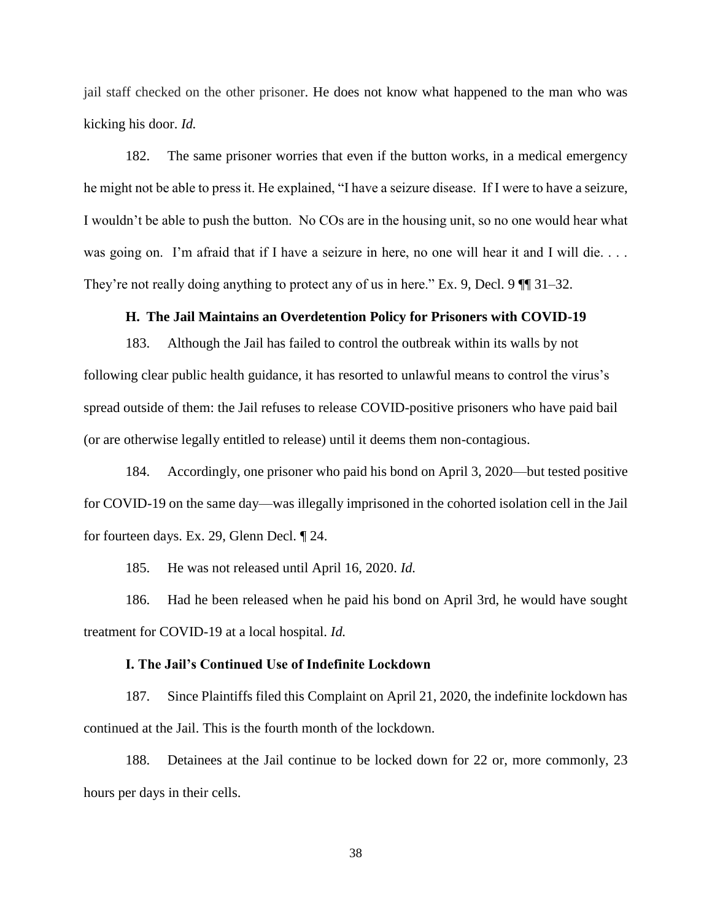jail staff checked on the other prisoner. He does not know what happened to the man who was kicking his door. *Id.*

182. The same prisoner worries that even if the button works, in a medical emergency he might not be able to press it. He explained, "I have a seizure disease. If I were to have a seizure, I wouldn't be able to push the button. No COs are in the housing unit, so no one would hear what was going on. I'm afraid that if I have a seizure in here, no one will hear it and I will die. . . . They're not really doing anything to protect any of us in here." Ex. 9, Decl. 9 ¶¶ 31–32.

### H. The Jail Maintains an Overdetention Policy for Prisoners with COVID-19

183. Although the Jail has failed to control the outbreak within its walls by not following clear public health guidance, it has resorted to unlawful means to control the virus's spread outside of them: the Jail refuses to release COVID-positive prisoners who have paid bail (or are otherwise legally entitled to release) until it deems them non-contagious.

184. Accordingly, one prisoner who paid his bond on April 3, 2020—but tested positive for COVID-19 on the same day—was illegally imprisoned in the cohorted isolation cell in the Jail for fourteen days. Ex. 29, Glenn Decl. ¶ 24.

185. He was not released until April 16, 2020. *Id.*

186. Had he been released when he paid his bond on April 3rd, he would have sought treatment for COVID-19 at a local hospital. *Id.*

### I. The Jail's Continued Use of Indefinite Lockdown

187. Since Plaintiffs filed this Complaint on April 21, 2020, the indefinite lockdown has continued at the Jail. This is the fourth month of the lockdown.

188. Detainees at the Jail continue to be locked down for 22 or, more commonly, 23 hours per days in their cells.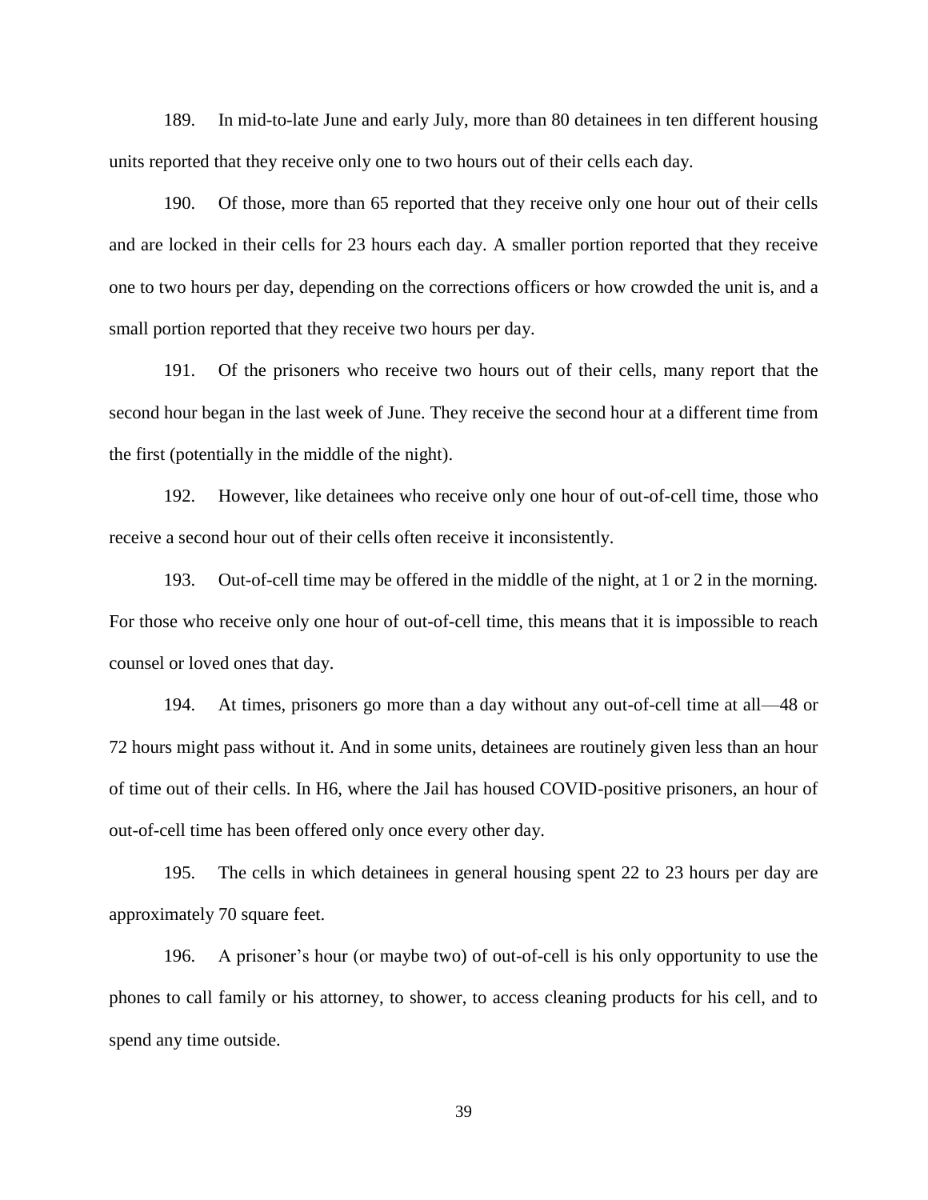189. In mid-to-late June and early July, more than 80 detainees in ten different housing units reported that they receive only one to two hours out of their cells each day.

190. Of those, more than 65 reported that they receive only one hour out of their cells and are locked in their cells for 23 hours each day. A smaller portion reported that they receive one to two hours per day, depending on the corrections officers or how crowded the unit is, and a small portion reported that they receive two hours per day.

191. Of the prisoners who receive two hours out of their cells, many report that the second hour began in the last week of June. They receive the second hour at a different time from the first (potentially in the middle of the night).

192. However, like detainees who receive only one hour of out-of-cell time, those who receive a second hour out of their cells often receive it inconsistently.

193. Out-of-cell time may be offered in the middle of the night, at 1 or 2 in the morning. For those who receive only one hour of out-of-cell time, this means that it is impossible to reach counsel or loved ones that day.

194. At times, prisoners go more than a day without any out-of-cell time at all—48 or 72 hours might pass without it. And in some units, detainees are routinely given less than an hour of time out of their cells. In H6, where the Jail has housed COVID-positive prisoners, an hour of out-of-cell time has been offered only once every other day.

195. The cells in which detainees in general housing spent 22 to 23 hours per day are approximately 70 square feet.

196. A prisoner's hour (or maybe two) of out-of-cell is his only opportunity to use the phones to call family or his attorney, to shower, to access cleaning products for his cell, and to spend any time outside.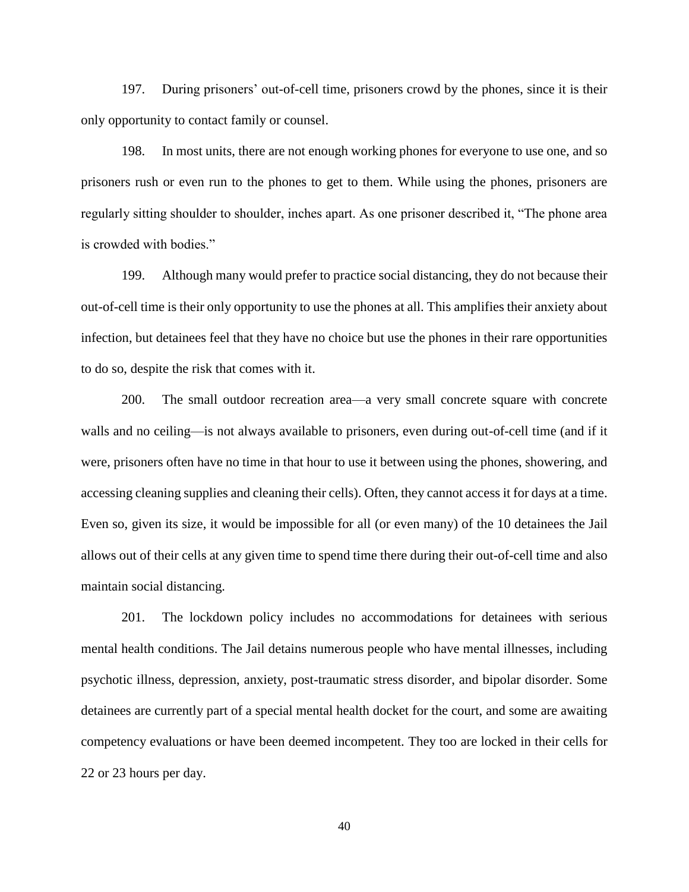197. During prisoners' out-of-cell time, prisoners crowd by the phones, since it is their only opportunity to contact family or counsel.

198. In most units, there are not enough working phones for everyone to use one, and so prisoners rush or even run to the phones to get to them. While using the phones, prisoners are regularly sitting shoulder to shoulder, inches apart. As one prisoner described it, "The phone area is crowded with bodies."

199. Although many would prefer to practice social distancing, they do not because their out-of-cell time is their only opportunity to use the phones at all. This amplifies their anxiety about infection, but detainees feel that they have no choice but use the phones in their rare opportunities to do so, despite the risk that comes with it.

200. The small outdoor recreation area—a very small concrete square with concrete walls and no ceiling—is not always available to prisoners, even during out-of-cell time (and if it were, prisoners often have no time in that hour to use it between using the phones, showering, and accessing cleaning supplies and cleaning their cells). Often, they cannot access it for days at a time. Even so, given its size, it would be impossible for all (or even many) of the 10 detainees the Jail allows out of their cells at any given time to spend time there during their out-of-cell time and also maintain social distancing.

201. The lockdown policy includes no accommodations for detainees with serious mental health conditions. The Jail detains numerous people who have mental illnesses, including psychotic illness, depression, anxiety, post-traumatic stress disorder, and bipolar disorder. Some detainees are currently part of a special mental health docket for the court, and some are awaiting competency evaluations or have been deemed incompetent. They too are locked in their cells for 22 or 23 hours per day.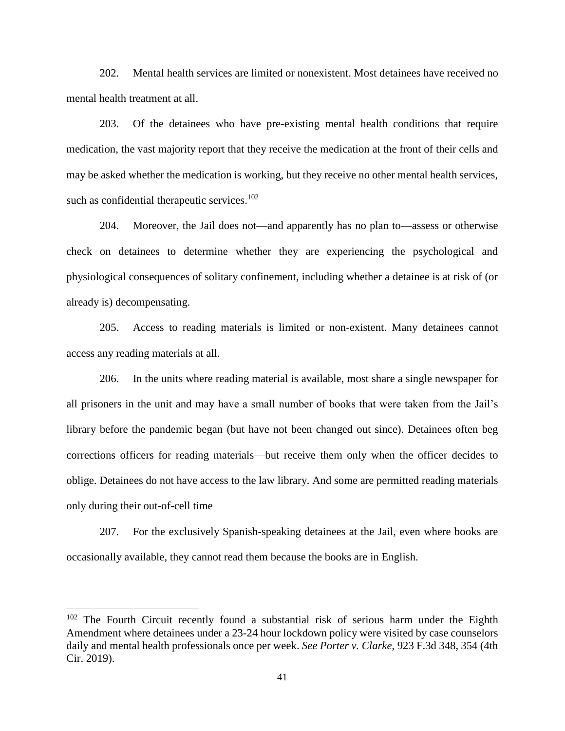202. Mental health services are limited or nonexistent. Most detainees have received no mental health treatment at all.

203. Of the detainees who have pre-existing mental health conditions that require medication, the vast majority report that they receive the medication at the front of their cells and may be asked whether the medication is working, but they receive no other mental health services, such as confidential therapeutic services.[102]

204. Moreover, the Jail does not—and apparently has no plan to—assess or otherwise check on detainees to determine whether they are experiencing the psychological and physiological consequences of solitary confinement, including whether a detainee is at risk of (or already is) decompensating.

205. Access to reading materials is limited or non-existent. Many detainees cannot access any reading materials at all.

206. In the units where reading material is available, most share a single newspaper for all prisoners in the unit and may have a small number of books that were taken from the Jail's library before the pandemic began (but have not been changed out since). Detainees often beg corrections officers for reading materials—but receive them only when the officer decides to oblige. Detainees do not have access to the law library. And some are permitted reading materials only during their out-of-cell time

207. For the exclusively Spanish-speaking detainees at the Jail, even where books are occasionally available, they cannot read them because the books are in English.

---

[102] The Fourth Circuit recently found a substantial risk of serious harm under the Eighth Amendment where detainees under a 23-24 hour lockdown policy were visited by case counselors daily and mental health professionals once per week. *See Porter v. Clarke*, 923 F.3d 348, 354 (4th Cir. 2019).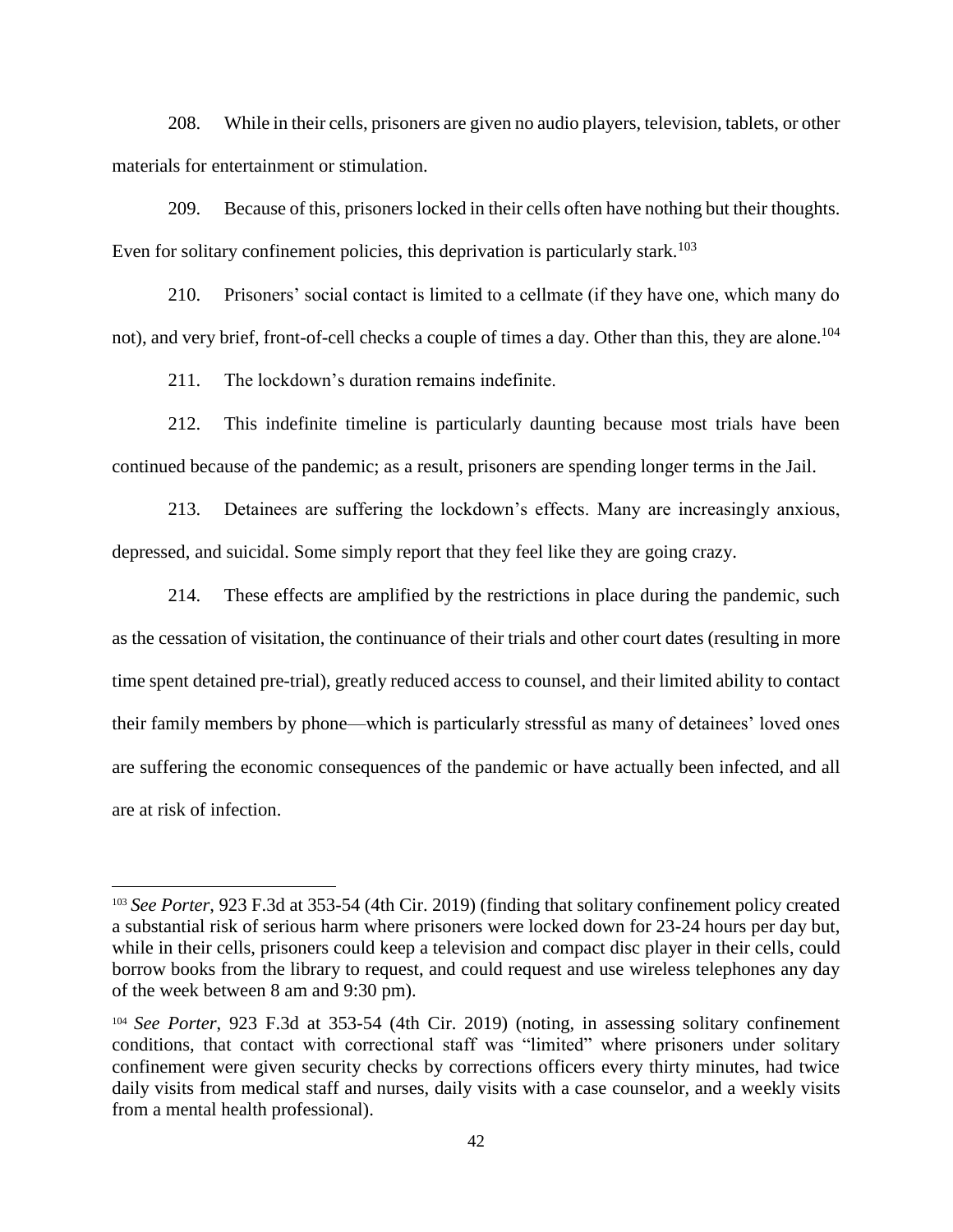208. While in their cells, prisoners are given no audio players, television, tablets, or other materials for entertainment or stimulation.

209. Because of this, prisoners locked in their cells often have nothing but their thoughts. Even for solitary confinement policies, this deprivation is particularly stark.[103]

210. Prisoners' social contact is limited to a cellmate (if they have one, which many do not), and very brief, front-of-cell checks a couple of times a day. Other than this, they are alone.[104]

211. The lockdown's duration remains indefinite.

212. This indefinite timeline is particularly daunting because most trials have been continued because of the pandemic; as a result, prisoners are spending longer terms in the Jail.

213. Detainees are suffering the lockdown's effects. Many are increasingly anxious, depressed, and suicidal. Some simply report that they feel like they are going crazy.

214. These effects are amplified by the restrictions in place during the pandemic, such as the cessation of visitation, the continuance of their trials and other court dates (resulting in more time spent detained pre-trial), greatly reduced access to counsel, and their limited ability to contact their family members by phone—which is particularly stressful as many of detainees' loved ones are suffering the economic consequences of the pandemic or have actually been infected, and all are at risk of infection.

---

[103] *See Porter*, 923 F.3d at 353-54 (4th Cir. 2019) (finding that solitary confinement policy created a substantial risk of serious harm where prisoners were locked down for 23-24 hours per day but, while in their cells, prisoners could keep a television and compact disc player in their cells, could borrow books from the library to request, and could request and use wireless telephones any day of the week between 8 am and 9:30 pm).

[104] *See Porter*, 923 F.3d at 353-54 (4th Cir. 2019) (noting, in assessing solitary confinement conditions, that contact with correctional staff was "limited" where prisoners under solitary confinement were given security checks by corrections officers every thirty minutes, had twice daily visits from medical staff and nurses, daily visits with a case counselor, and a weekly visits from a mental health professional).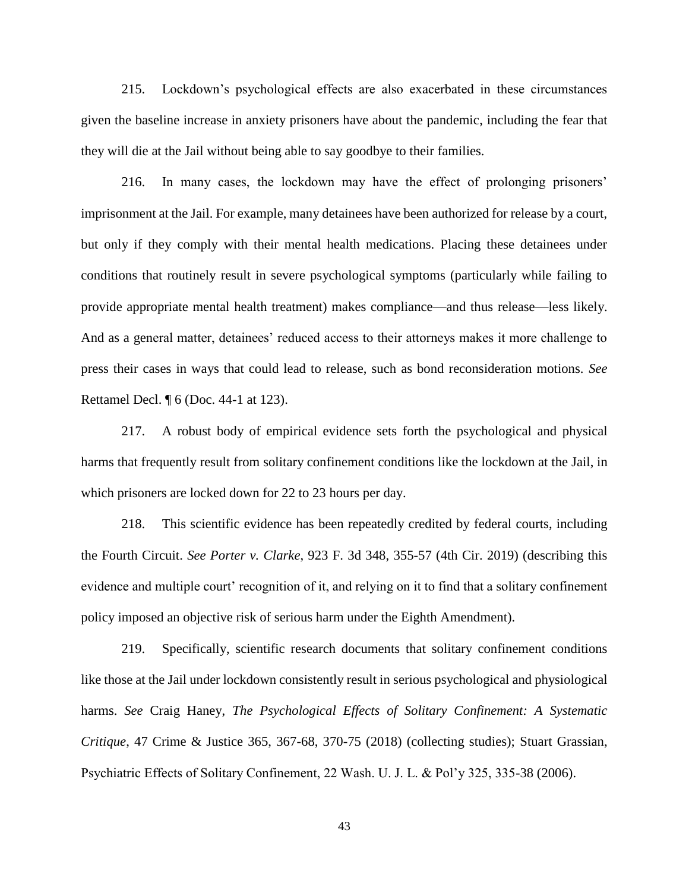215. Lockdown's psychological effects are also exacerbated in these circumstances given the baseline increase in anxiety prisoners have about the pandemic, including the fear that they will die at the Jail without being able to say goodbye to their families.

216. In many cases, the lockdown may have the effect of prolonging prisoners' imprisonment at the Jail. For example, many detainees have been authorized for release by a court, but only if they comply with their mental health medications. Placing these detainees under conditions that routinely result in severe psychological symptoms (particularly while failing to provide appropriate mental health treatment) makes compliance—and thus release—less likely. And as a general matter, detainees' reduced access to their attorneys makes it more challenge to press their cases in ways that could lead to release, such as bond reconsideration motions. *See* Rettamel Decl. ¶ 6 (Doc. 44-1 at 123).

217. A robust body of empirical evidence sets forth the psychological and physical harms that frequently result from solitary confinement conditions like the lockdown at the Jail, in which prisoners are locked down for 22 to 23 hours per day.

218. This scientific evidence has been repeatedly credited by federal courts, including the Fourth Circuit. *See Porter v. Clarke*, 923 F. 3d 348, 355-57 (4th Cir. 2019) (describing this evidence and multiple court' recognition of it, and relying on it to find that a solitary confinement policy imposed an objective risk of serious harm under the Eighth Amendment).

219. Specifically, scientific research documents that solitary confinement conditions like those at the Jail under lockdown consistently result in serious psychological and physiological harms. *See* Craig Haney, *The Psychological Effects of Solitary Confinement: A Systematic Critique*, 47 Crime & Justice 365, 367-68, 370-75 (2018) (collecting studies); Stuart Grassian, Psychiatric Effects of Solitary Confinement, 22 Wash. U. J. L. & Pol'y 325, 335-38 (2006).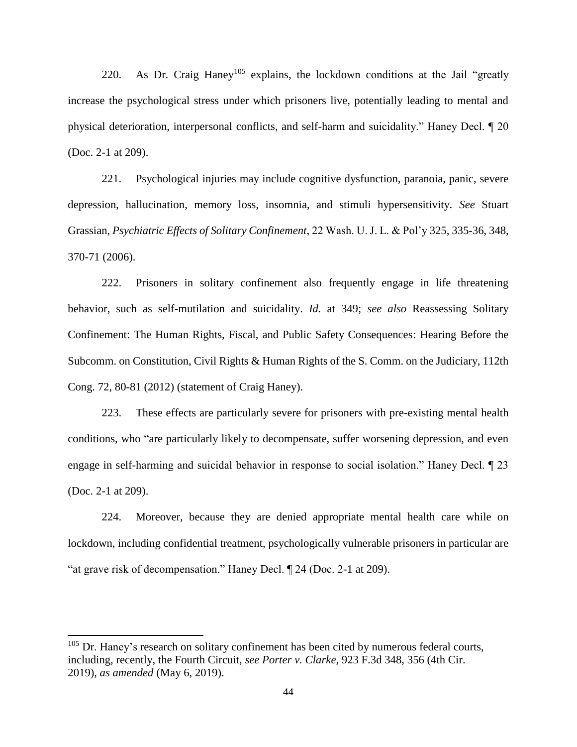220. As Dr. Craig Haney[105] explains, the lockdown conditions at the Jail "greatly increase the psychological stress under which prisoners live, potentially leading to mental and physical deterioration, interpersonal conflicts, and self-harm and suicidality." Haney Decl. ¶ 20 (Doc. 2-1 at 209).

221. Psychological injuries may include cognitive dysfunction, paranoia, panic, severe depression, hallucination, memory loss, insomnia, and stimuli hypersensitivity. *See* Stuart Grassian, *Psychiatric Effects of Solitary Confinement*, 22 Wash. U. J. L. & Pol'y 325, 335-36, 348, 370-71 (2006).

222. Prisoners in solitary confinement also frequently engage in life threatening behavior, such as self-mutilation and suicidality. *Id.* at 349; *see also* Reassessing Solitary Confinement: The Human Rights, Fiscal, and Public Safety Consequences: Hearing Before the Subcomm. on Constitution, Civil Rights & Human Rights of the S. Comm. on the Judiciary, 112th Cong. 72, 80-81 (2012) (statement of Craig Haney).

223. These effects are particularly severe for prisoners with pre-existing mental health conditions, who "are particularly likely to decompensate, suffer worsening depression, and even engage in self-harming and suicidal behavior in response to social isolation." Haney Decl. ¶ 23 (Doc. 2-1 at 209).

224. Moreover, because they are denied appropriate mental health care while on lockdown, including confidential treatment, psychologically vulnerable prisoners in particular are "at grave risk of decompensation." Haney Decl. ¶ 24 (Doc. 2-1 at 209).

---

[105] Dr. Haney's research on solitary confinement has been cited by numerous federal courts, including, recently, the Fourth Circuit, *see Porter v. Clarke*, 923 F.3d 348, 356 (4th Cir. 2019), *as amended* (May 6, 2019).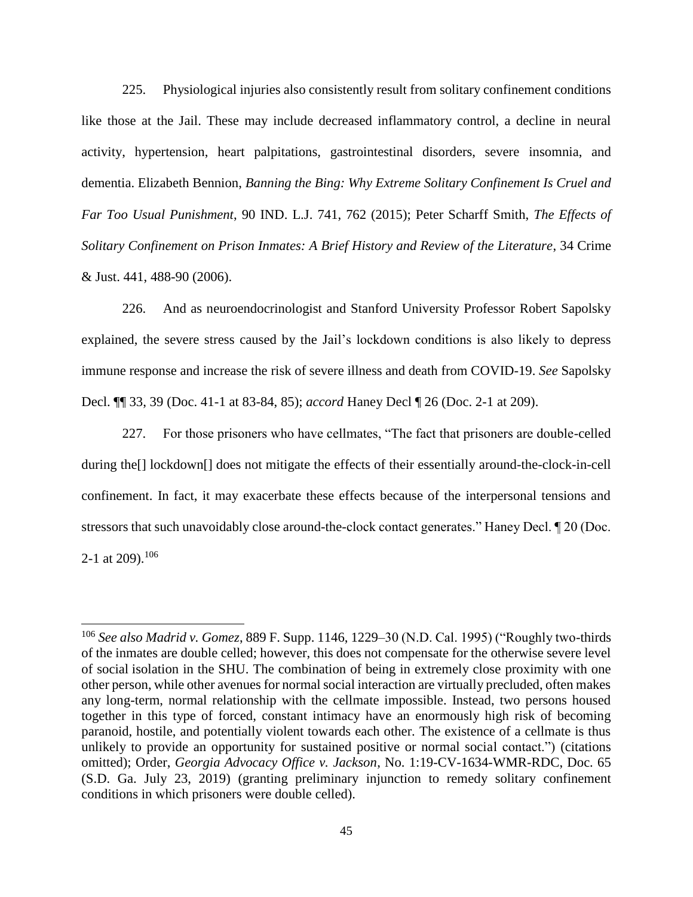225. Physiological injuries also consistently result from solitary confinement conditions like those at the Jail. These may include decreased inflammatory control, a decline in neural activity, hypertension, heart palpitations, gastrointestinal disorders, severe insomnia, and dementia. Elizabeth Bennion, *Banning the Bing: Why Extreme Solitary Confinement Is Cruel and Far Too Usual Punishment*, 90 IND. L.J. 741, 762 (2015); Peter Scharff Smith, *The Effects of Solitary Confinement on Prison Inmates: A Brief History and Review of the Literature*, 34 Crime & Just. 441, 488-90 (2006).

226. And as neuroendocrinologist and Stanford University Professor Robert Sapolsky explained, the severe stress caused by the Jail's lockdown conditions is also likely to depress immune response and increase the risk of severe illness and death from COVID-19. *See* Sapolsky Decl. ¶¶ 33, 39 (Doc. 41-1 at 83-84, 85); *accord* Haney Decl ¶ 26 (Doc. 2-1 at 209).

227. For those prisoners who have cellmates, "The fact that prisoners are double-celled during the[] lockdown[] does not mitigate the effects of their essentially around-the-clock-in-cell confinement. In fact, it may exacerbate these effects because of the interpersonal tensions and stressors that such unavoidably close around-the-clock contact generates." Haney Decl. ¶ 20 (Doc. 2-1 at 209).[106]

---

[106] *See also Madrid v. Gomez*, 889 F. Supp. 1146, 1229–30 (N.D. Cal. 1995) ("Roughly two-thirds of the inmates are double celled; however, this does not compensate for the otherwise severe level of social isolation in the SHU. The combination of being in extremely close proximity with one other person, while other avenues for normal social interaction are virtually precluded, often makes any long-term, normal relationship with the cellmate impossible. Instead, two persons housed together in this type of forced, constant intimacy have an enormously high risk of becoming paranoid, hostile, and potentially violent towards each other. The existence of a cellmate is thus unlikely to provide an opportunity for sustained positive or normal social contact.") (citations omitted); Order, *Georgia Advocacy Office v. Jackson*, No. 1:19-CV-1634-WMR-RDC, Doc. 65 (S.D. Ga. July 23, 2019) (granting preliminary injunction to remedy solitary confinement conditions in which prisoners were double celled).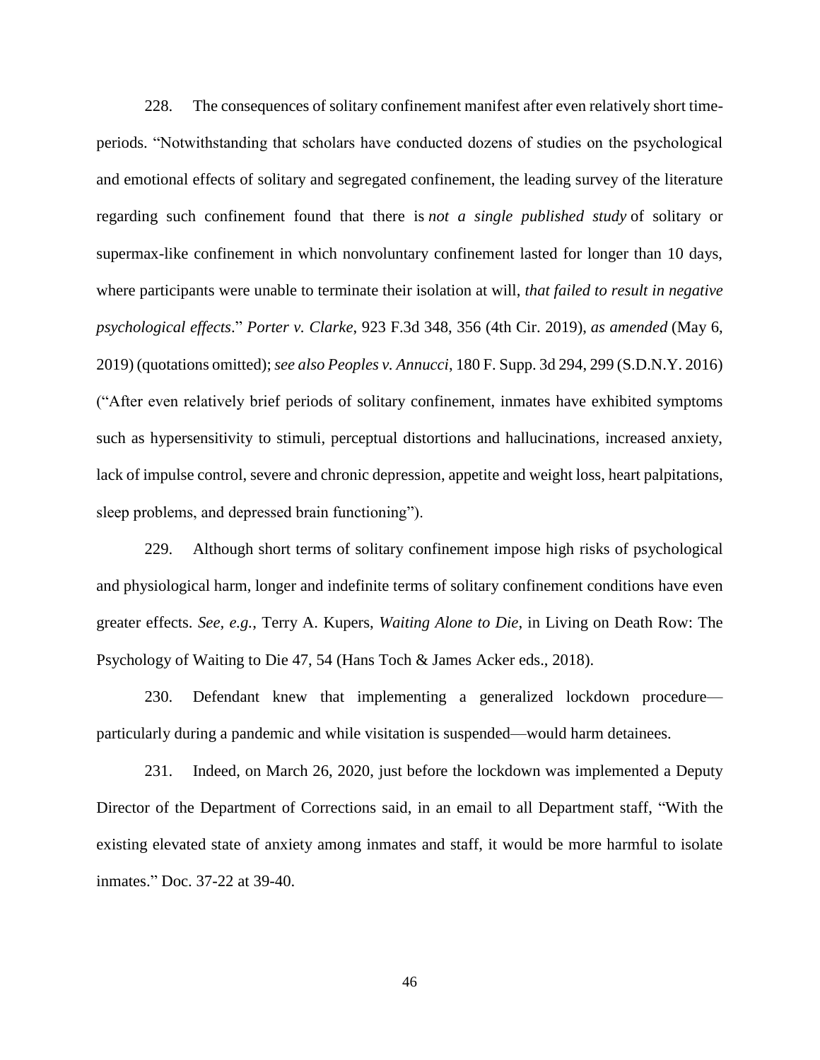228. The consequences of solitary confinement manifest after even relatively short time-periods. "Notwithstanding that scholars have conducted dozens of studies on the psychological and emotional effects of solitary and segregated confinement, the leading survey of the literature regarding such confinement found that there is *not a single published study* of solitary or supermax-like confinement in which nonvoluntary confinement lasted for longer than 10 days, where participants were unable to terminate their isolation at will, *that failed to result in negative psychological effects*." *Porter v. Clarke*, 923 F.3d 348, 356 (4th Cir. 2019), *as amended* (May 6, 2019) (quotations omitted); *see also Peoples v. Annucci*, 180 F. Supp. 3d 294, 299 (S.D.N.Y. 2016) ("After even relatively brief periods of solitary confinement, inmates have exhibited symptoms such as hypersensitivity to stimuli, perceptual distortions and hallucinations, increased anxiety, lack of impulse control, severe and chronic depression, appetite and weight loss, heart palpitations, sleep problems, and depressed brain functioning").

229. Although short terms of solitary confinement impose high risks of psychological and physiological harm, longer and indefinite terms of solitary confinement conditions have even greater effects. *See, e.g.*, Terry A. Kupers, *Waiting Alone to Die*, in Living on Death Row: The Psychology of Waiting to Die 47, 54 (Hans Toch & James Acker eds., 2018).

230. Defendant knew that implementing a generalized lockdown procedure—particularly during a pandemic and while visitation is suspended—would harm detainees.

231. Indeed, on March 26, 2020, just before the lockdown was implemented a Deputy Director of the Department of Corrections said, in an email to all Department staff, "With the existing elevated state of anxiety among inmates and staff, it would be more harmful to isolate inmates." Doc. 37-22 at 39-40.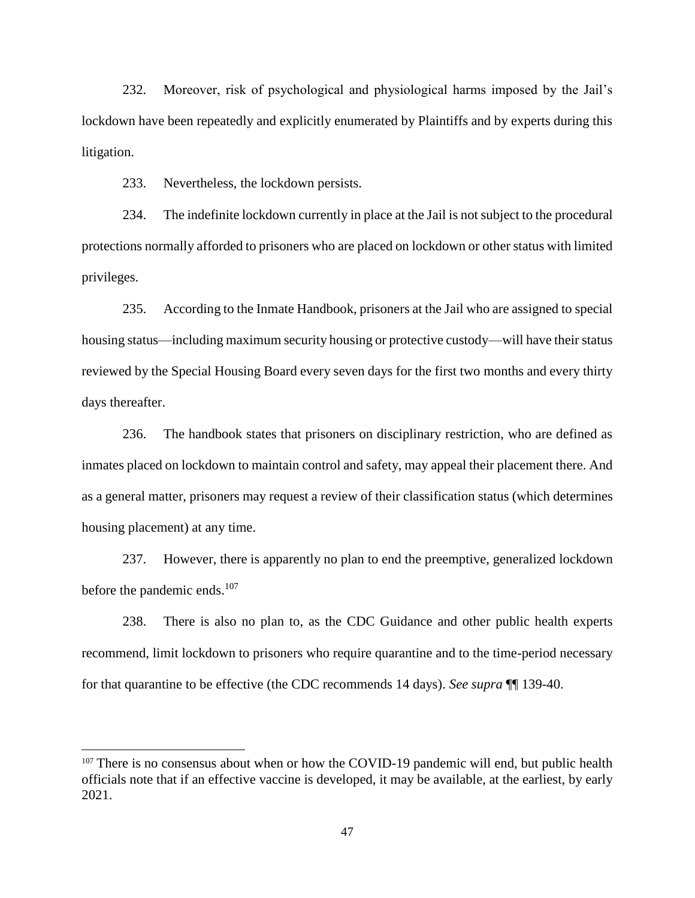232. Moreover, risk of psychological and physiological harms imposed by the Jail's lockdown have been repeatedly and explicitly enumerated by Plaintiffs and by experts during this litigation.

233. Nevertheless, the lockdown persists.

234. The indefinite lockdown currently in place at the Jail is not subject to the procedural protections normally afforded to prisoners who are placed on lockdown or other status with limited privileges.

235. According to the Inmate Handbook, prisoners at the Jail who are assigned to special housing status—including maximum security housing or protective custody—will have their status reviewed by the Special Housing Board every seven days for the first two months and every thirty days thereafter.

236. The handbook states that prisoners on disciplinary restriction, who are defined as inmates placed on lockdown to maintain control and safety, may appeal their placement there. And as a general matter, prisoners may request a review of their classification status (which determines housing placement) at any time.

237. However, there is apparently no plan to end the preemptive, generalized lockdown before the pandemic ends.[107]

238. There is also no plan to, as the CDC Guidance and other public health experts recommend, limit lockdown to prisoners who require quarantine and to the time-period necessary for that quarantine to be effective (the CDC recommends 14 days). *See supra* ¶¶ 139-40.

---

[107] There is no consensus about when or how the COVID-19 pandemic will end, but public health officials note that if an effective vaccine is developed, it may be available, at the earliest, by early 2021.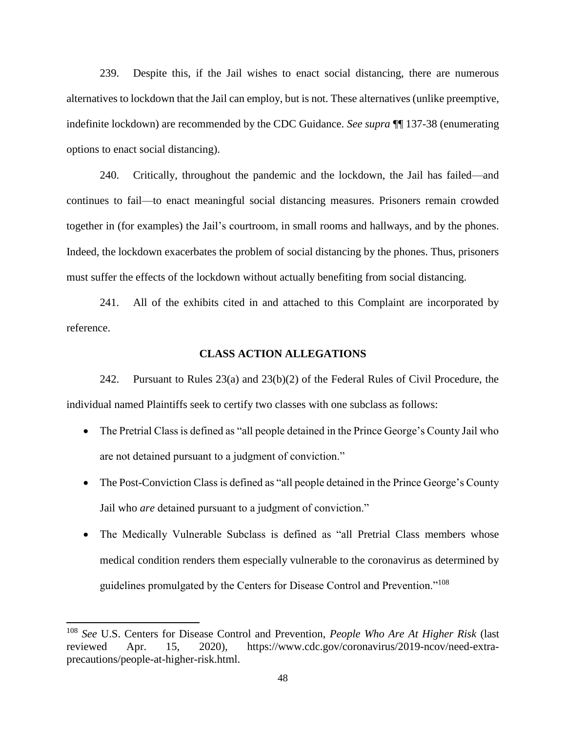239. Despite this, if the Jail wishes to enact social distancing, there are numerous alternatives to lockdown that the Jail can employ, but is not. These alternatives (unlike preemptive, indefinite lockdown) are recommended by the CDC Guidance. *See supra* ¶¶ 137-38 (enumerating options to enact social distancing).

240. Critically, throughout the pandemic and the lockdown, the Jail has failed—and continues to fail—to enact meaningful social distancing measures. Prisoners remain crowded together in (for examples) the Jail's courtroom, in small rooms and hallways, and by the phones. Indeed, the lockdown exacerbates the problem of social distancing by the phones. Thus, prisoners must suffer the effects of the lockdown without actually benefiting from social distancing.

241. All of the exhibits cited in and attached to this Complaint are incorporated by reference.

## CLASS ACTION ALLEGATIONS

242. Pursuant to Rules 23(a) and 23(b)(2) of the Federal Rules of Civil Procedure, the individual named Plaintiffs seek to certify two classes with one subclass as follows:

- The Pretrial Class is defined as "all people detained in the Prince George's County Jail who are not detained pursuant to a judgment of conviction."
- The Post-Conviction Class is defined as "all people detained in the Prince George's County Jail who *are* detained pursuant to a judgment of conviction."
- The Medically Vulnerable Subclass is defined as "all Pretrial Class members whose medical condition renders them especially vulnerable to the coronavirus as determined by guidelines promulgated by the Centers for Disease Control and Prevention."[108]

---

[108] *See* U.S. Centers for Disease Control and Prevention, *People Who Are At Higher Risk* (last reviewed Apr. 15, 2020), https://www.cdc.gov/coronavirus/2019-ncov/need-extra-precautions/people-at-higher-risk.html.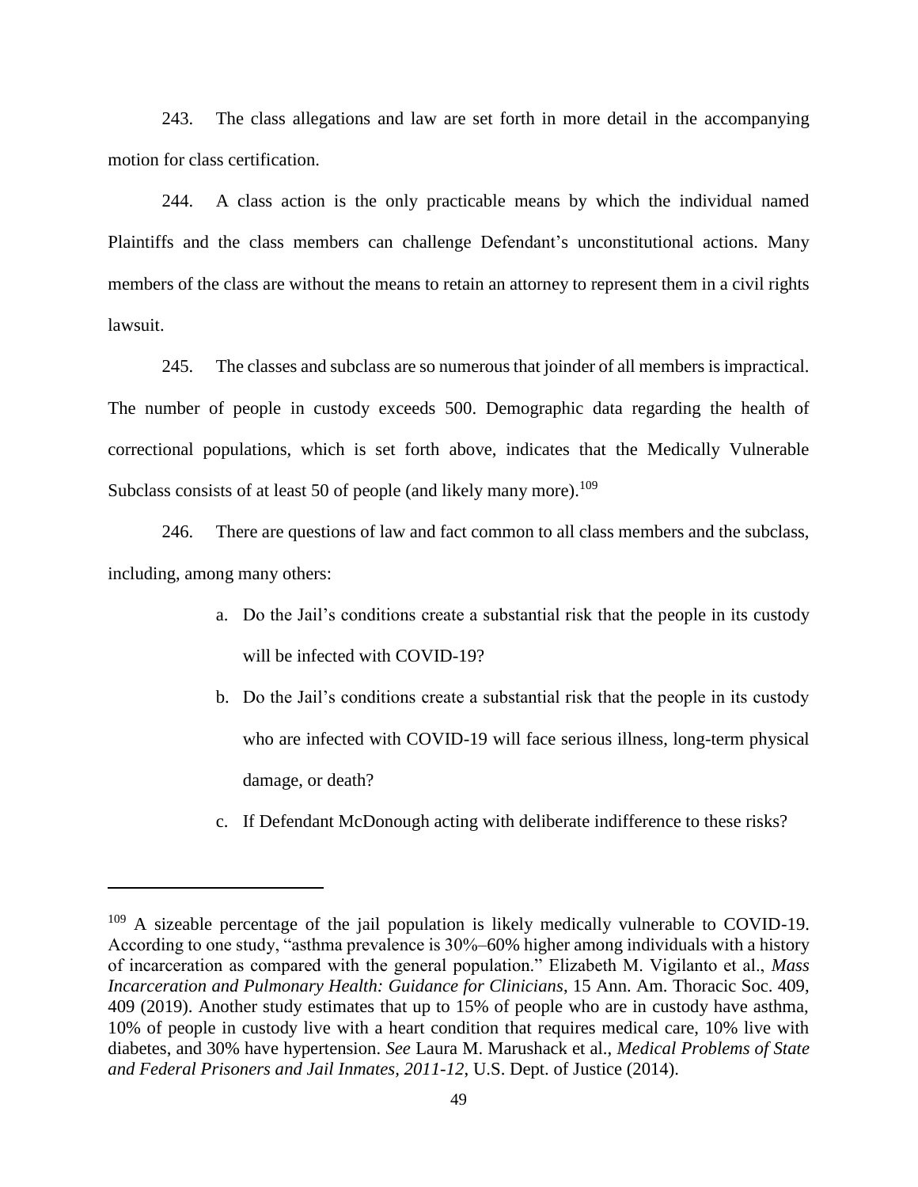243. The class allegations and law are set forth in more detail in the accompanying motion for class certification.

244. A class action is the only practicable means by which the individual named Plaintiffs and the class members can challenge Defendant's unconstitutional actions. Many members of the class are without the means to retain an attorney to represent them in a civil rights lawsuit.

245. The classes and subclass are so numerous that joinder of all members is impractical. The number of people in custody exceeds 500. Demographic data regarding the health of correctional populations, which is set forth above, indicates that the Medically Vulnerable Subclass consists of at least 50 of people (and likely many more).[109]

246. There are questions of law and fact common to all class members and the subclass, including, among many others:

a. Do the Jail's conditions create a substantial risk that the people in its custody will be infected with COVID-19?

b. Do the Jail's conditions create a substantial risk that the people in its custody who are infected with COVID-19 will face serious illness, long-term physical damage, or death?

c. If Defendant McDonough acting with deliberate indifference to these risks?

---

[109] A sizeable percentage of the jail population is likely medically vulnerable to COVID-19. According to one study, "asthma prevalence is 30%–60% higher among individuals with a history of incarceration as compared with the general population." Elizabeth M. Vigilanto et al., *Mass Incarceration and Pulmonary Health: Guidance for Clinicians*, 15 Ann. Am. Thoracic Soc. 409, 409 (2019). Another study estimates that up to 15% of people who are in custody have asthma, 10% of people in custody live with a heart condition that requires medical care, 10% live with diabetes, and 30% have hypertension. *See* Laura M. Marushack et al., *Medical Problems of State and Federal Prisoners and Jail Inmates, 2011-12*, U.S. Dept. of Justice (2014).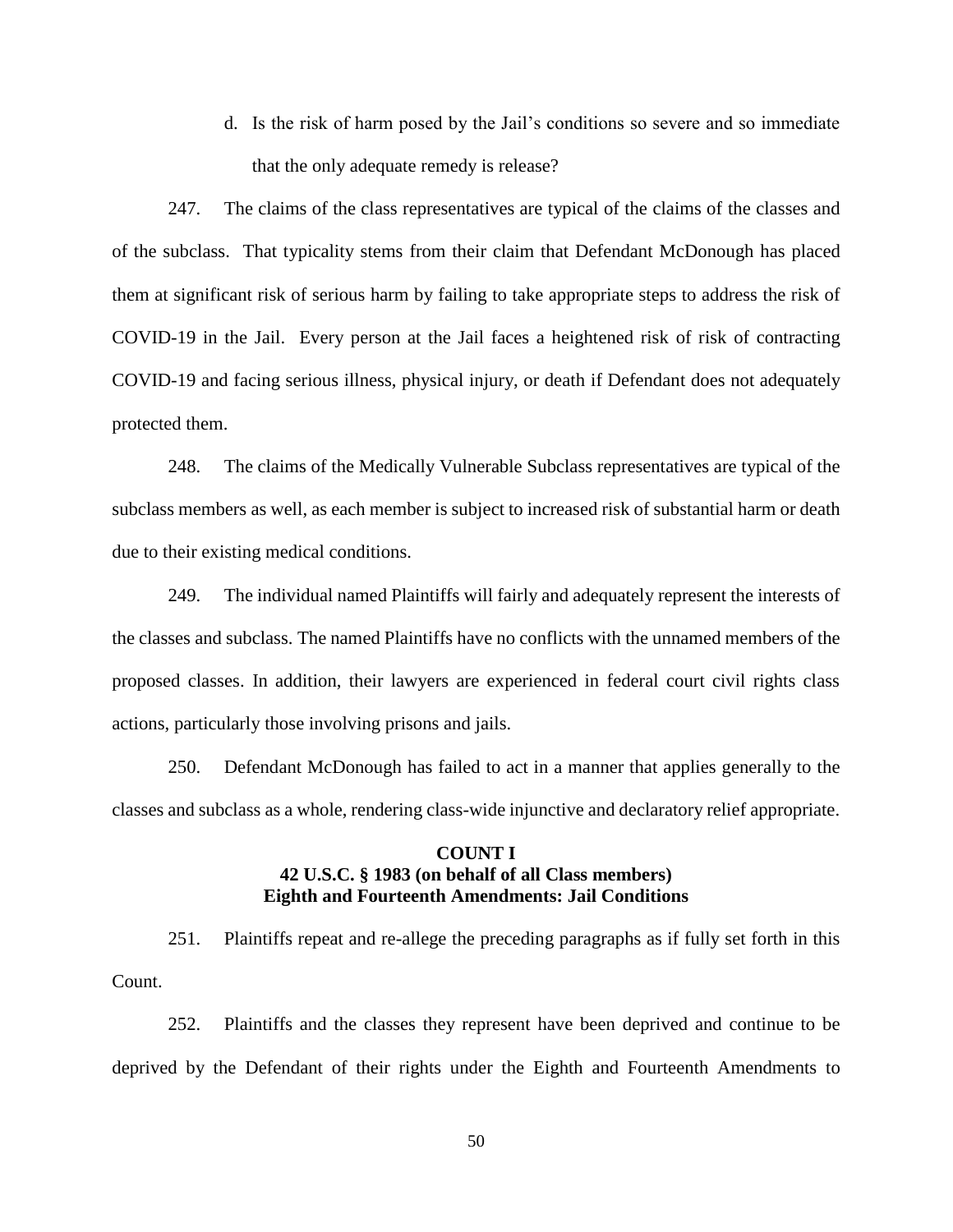d. Is the risk of harm posed by the Jail's conditions so severe and so immediate that the only adequate remedy is release?

247. The claims of the class representatives are typical of the claims of the classes and of the subclass. That typicality stems from their claim that Defendant McDonough has placed them at significant risk of serious harm by failing to take appropriate steps to address the risk of COVID-19 in the Jail. Every person at the Jail faces a heightened risk of risk of contracting COVID-19 and facing serious illness, physical injury, or death if Defendant does not adequately protected them.

248. The claims of the Medically Vulnerable Subclass representatives are typical of the subclass members as well, as each member is subject to increased risk of substantial harm or death due to their existing medical conditions.

249. The individual named Plaintiffs will fairly and adequately represent the interests of the classes and subclass. The named Plaintiffs have no conflicts with the unnamed members of the proposed classes. In addition, their lawyers are experienced in federal court civil rights class actions, particularly those involving prisons and jails.

250. Defendant McDonough has failed to act in a manner that applies generally to the classes and subclass as a whole, rendering class-wide injunctive and declaratory relief appropriate.

**COUNT I**
**42 U.S.C. § 1983 (on behalf of all Class members)**
**Eighth and Fourteenth Amendments: Jail Conditions**

251. Plaintiffs repeat and re-allege the preceding paragraphs as if fully set forth in this Count.

252. Plaintiffs and the classes they represent have been deprived and continue to be deprived by the Defendant of their rights under the Eighth and Fourteenth Amendments to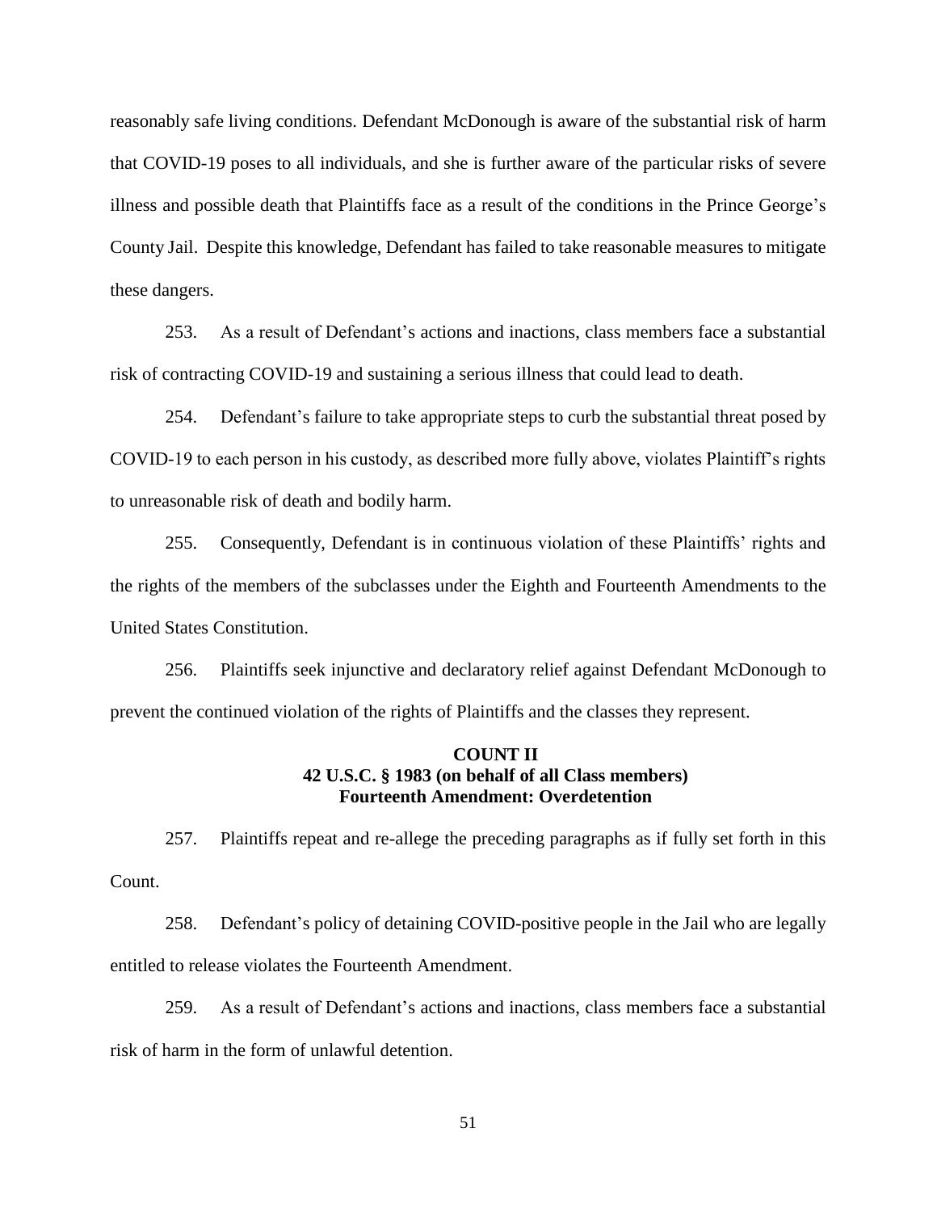reasonably safe living conditions. Defendant McDonough is aware of the substantial risk of harm that COVID-19 poses to all individuals, and she is further aware of the particular risks of severe illness and possible death that Plaintiffs face as a result of the conditions in the Prince George's County Jail. Despite this knowledge, Defendant has failed to take reasonable measures to mitigate these dangers.

253. As a result of Defendant's actions and inactions, class members face a substantial risk of contracting COVID-19 and sustaining a serious illness that could lead to death.

254. Defendant's failure to take appropriate steps to curb the substantial threat posed by COVID-19 to each person in his custody, as described more fully above, violates Plaintiff's rights to unreasonable risk of death and bodily harm.

255. Consequently, Defendant is in continuous violation of these Plaintiffs' rights and the rights of the members of the subclasses under the Eighth and Fourteenth Amendments to the United States Constitution.

256. Plaintiffs seek injunctive and declaratory relief against Defendant McDonough to prevent the continued violation of the rights of Plaintiffs and the classes they represent.

### COUNT II
### 42 U.S.C. § 1983 (on behalf of all Class members)
### Fourteenth Amendment: Overdetention

257. Plaintiffs repeat and re-allege the preceding paragraphs as if fully set forth in this Count.

258. Defendant's policy of detaining COVID-positive people in the Jail who are legally entitled to release violates the Fourteenth Amendment.

259. As a result of Defendant's actions and inactions, class members face a substantial risk of harm in the form of unlawful detention.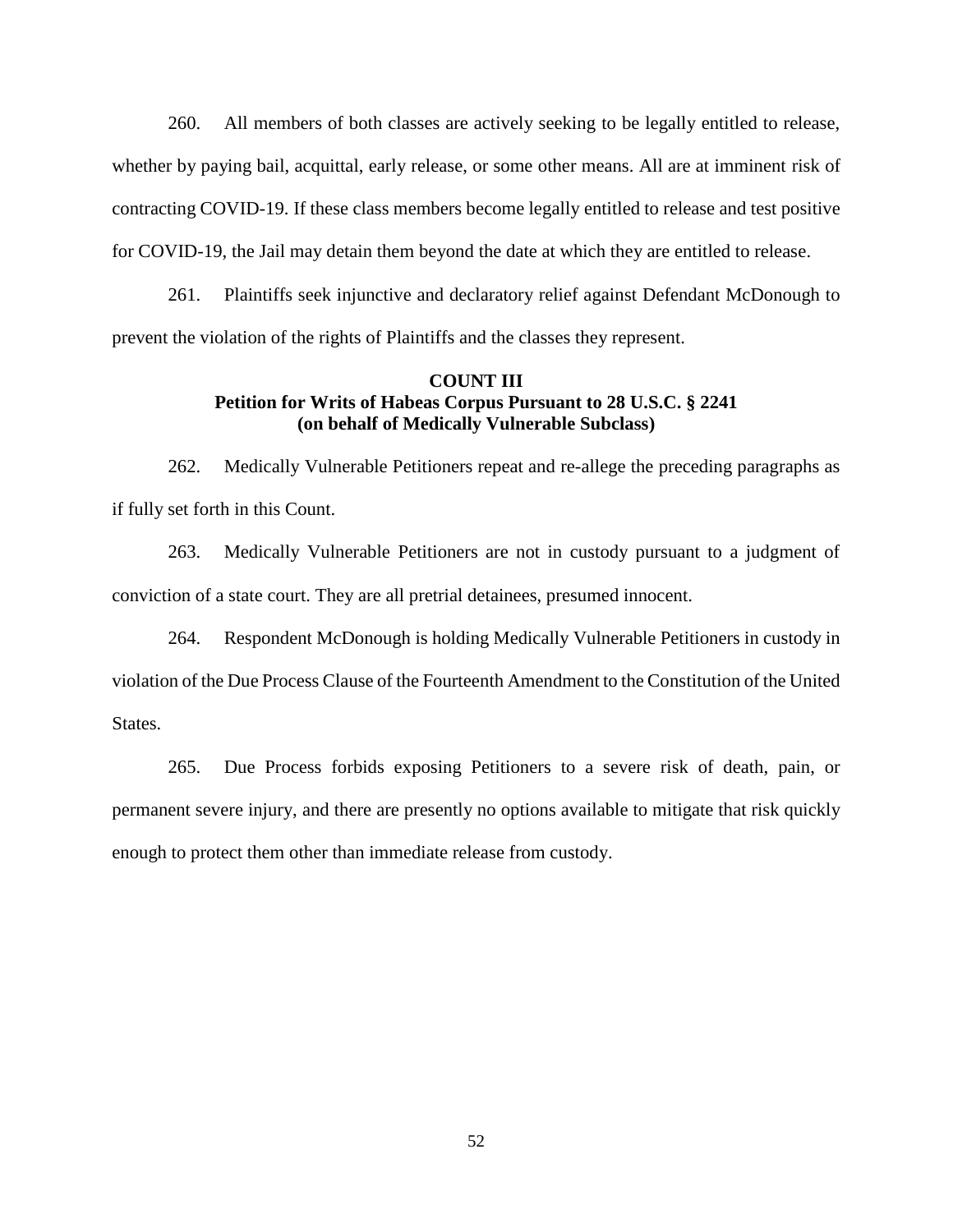260. All members of both classes are actively seeking to be legally entitled to release, whether by paying bail, acquittal, early release, or some other means. All are at imminent risk of contracting COVID-19. If these class members become legally entitled to release and test positive for COVID-19, the Jail may detain them beyond the date at which they are entitled to release.

261. Plaintiffs seek injunctive and declaratory relief against Defendant McDonough to prevent the violation of the rights of Plaintiffs and the classes they represent.

**COUNT III**
**Petition for Writs of Habeas Corpus Pursuant to 28 U.S.C. § 2241**
**(on behalf of Medically Vulnerable Subclass)**

262. Medically Vulnerable Petitioners repeat and re-allege the preceding paragraphs as if fully set forth in this Count.

263. Medically Vulnerable Petitioners are not in custody pursuant to a judgment of conviction of a state court. They are all pretrial detainees, presumed innocent.

264. Respondent McDonough is holding Medically Vulnerable Petitioners in custody in violation of the Due Process Clause of the Fourteenth Amendment to the Constitution of the United States.

265. Due Process forbids exposing Petitioners to a severe risk of death, pain, or permanent severe injury, and there are presently no options available to mitigate that risk quickly enough to protect them other than immediate release from custody.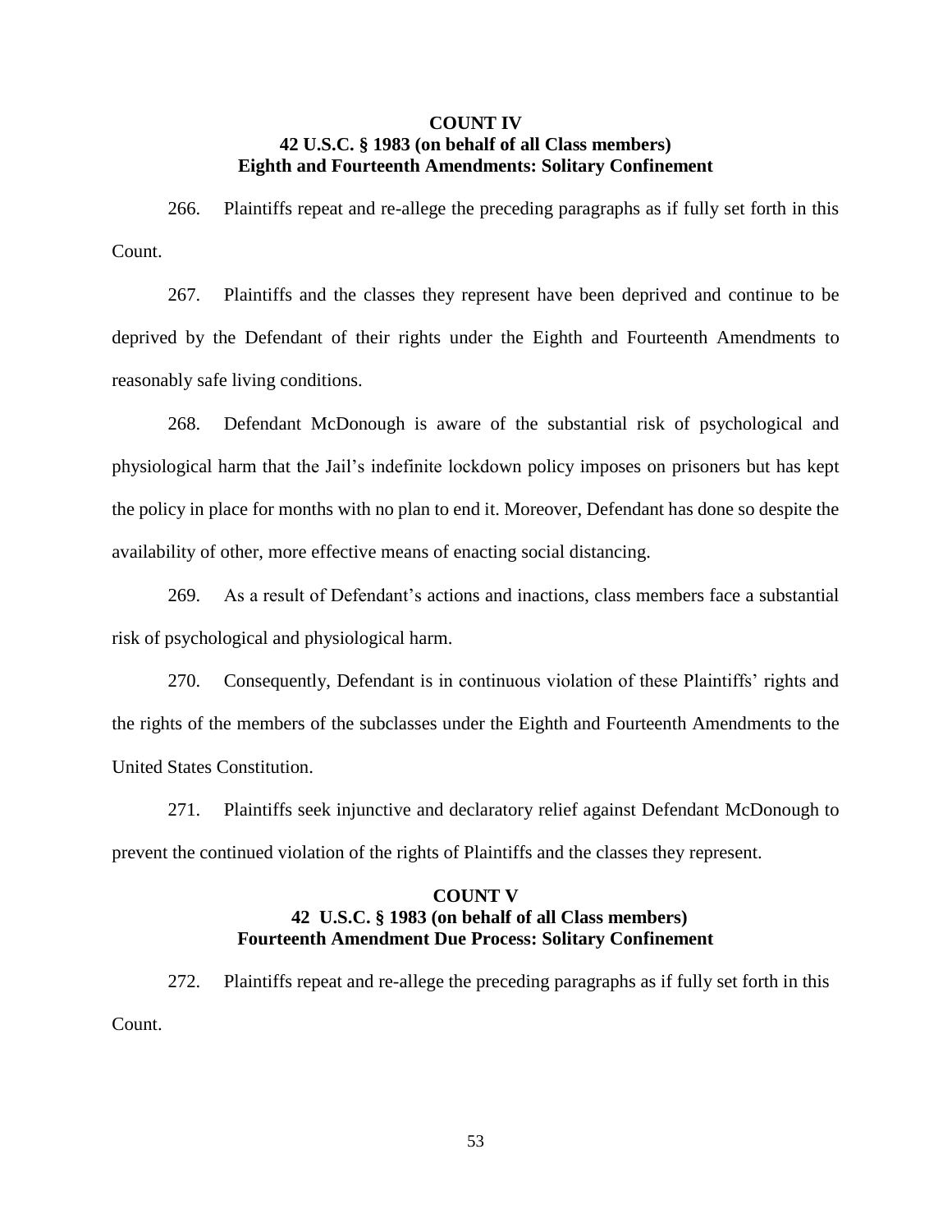**COUNT IV**
**42 U.S.C. § 1983 (on behalf of all Class members)**
**Eighth and Fourteenth Amendments: Solitary Confinement**

266. Plaintiffs repeat and re-allege the preceding paragraphs as if fully set forth in this Count.

267. Plaintiffs and the classes they represent have been deprived and continue to be deprived by the Defendant of their rights under the Eighth and Fourteenth Amendments to reasonably safe living conditions.

268. Defendant McDonough is aware of the substantial risk of psychological and physiological harm that the Jail's indefinite lockdown policy imposes on prisoners but has kept the policy in place for months with no plan to end it. Moreover, Defendant has done so despite the availability of other, more effective means of enacting social distancing.

269. As a result of Defendant's actions and inactions, class members face a substantial risk of psychological and physiological harm.

270. Consequently, Defendant is in continuous violation of these Plaintiffs' rights and the rights of the members of the subclasses under the Eighth and Fourteenth Amendments to the United States Constitution.

271. Plaintiffs seek injunctive and declaratory relief against Defendant McDonough to prevent the continued violation of the rights of Plaintiffs and the classes they represent.

**COUNT V**
**42 U.S.C. § 1983 (on behalf of all Class members)**
**Fourteenth Amendment Due Process: Solitary Confinement**

272. Plaintiffs repeat and re-allege the preceding paragraphs as if fully set forth in this Count.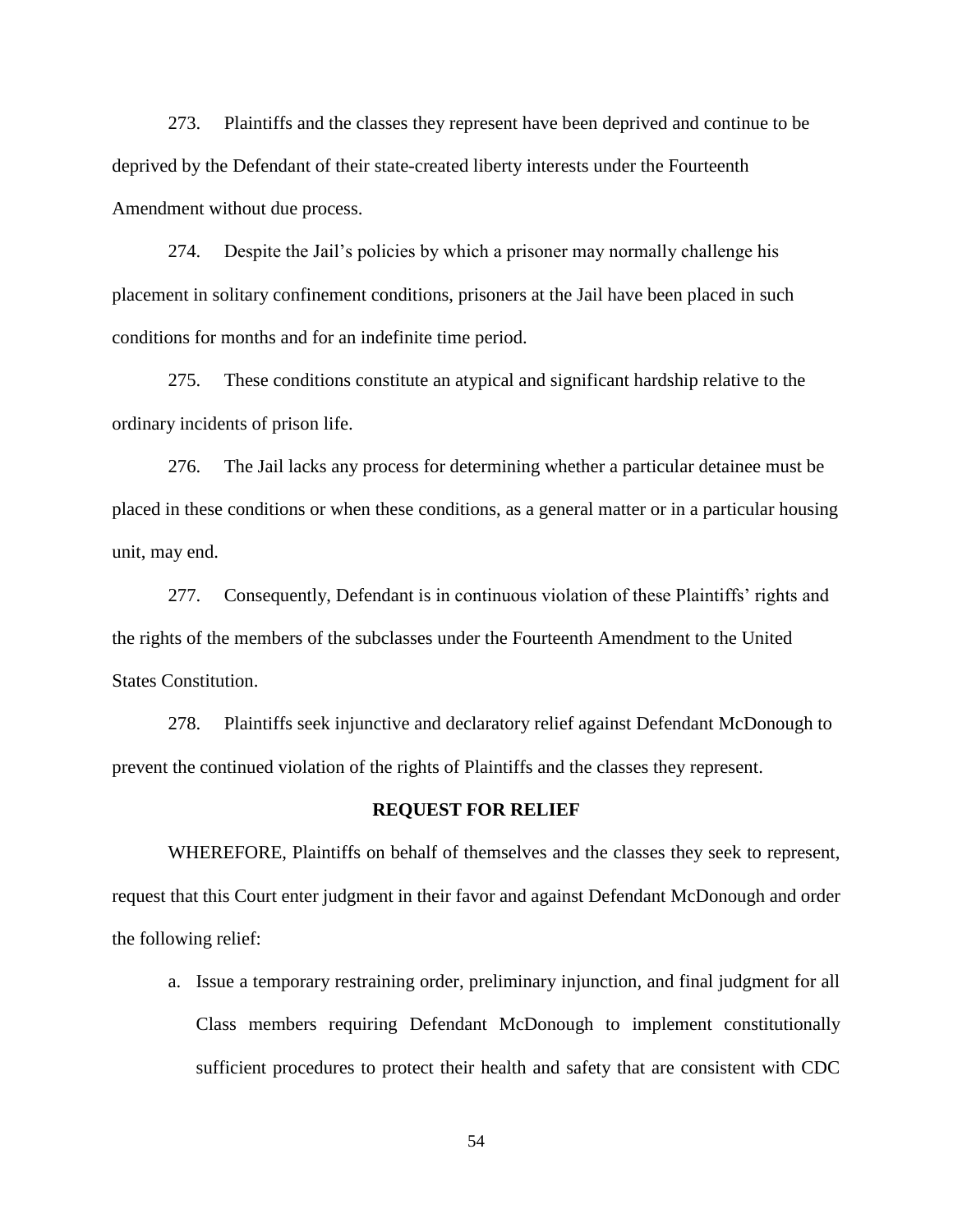273. Plaintiffs and the classes they represent have been deprived and continue to be deprived by the Defendant of their state-created liberty interests under the Fourteenth Amendment without due process.

274. Despite the Jail's policies by which a prisoner may normally challenge his placement in solitary confinement conditions, prisoners at the Jail have been placed in such conditions for months and for an indefinite time period.

275. These conditions constitute an atypical and significant hardship relative to the ordinary incidents of prison life.

276. The Jail lacks any process for determining whether a particular detainee must be placed in these conditions or when these conditions, as a general matter or in a particular housing unit, may end.

277. Consequently, Defendant is in continuous violation of these Plaintiffs' rights and the rights of the members of the subclasses under the Fourteenth Amendment to the United States Constitution.

278. Plaintiffs seek injunctive and declaratory relief against Defendant McDonough to prevent the continued violation of the rights of Plaintiffs and the classes they represent.

**REQUEST FOR RELIEF**

WHEREFORE, Plaintiffs on behalf of themselves and the classes they seek to represent, request that this Court enter judgment in their favor and against Defendant McDonough and order the following relief:

a. Issue a temporary restraining order, preliminary injunction, and final judgment for all Class members requiring Defendant McDonough to implement constitutionally sufficient procedures to protect their health and safety that are consistent with CDC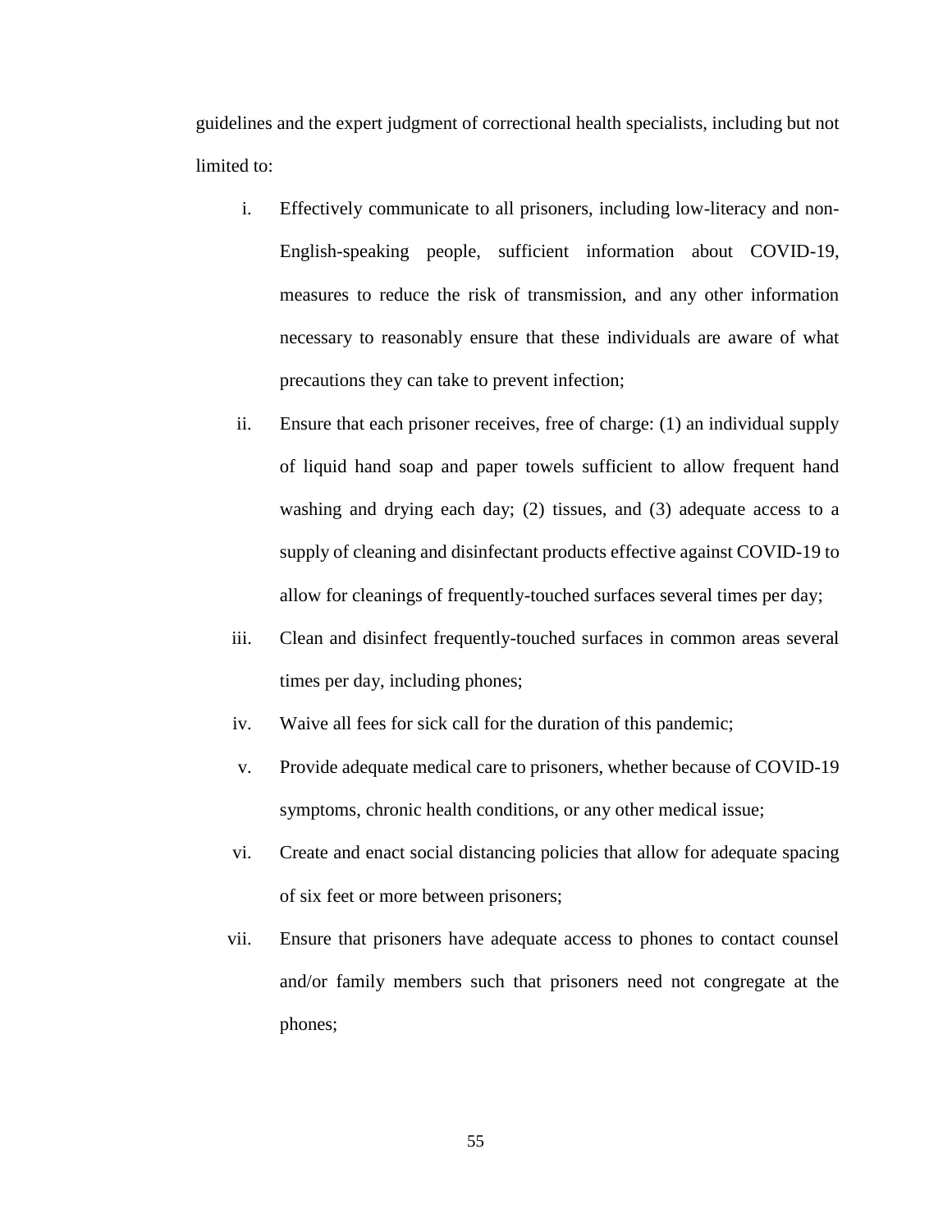guidelines and the expert judgment of correctional health specialists, including but not limited to:

i. Effectively communicate to all prisoners, including low-literacy and non-English-speaking people, sufficient information about COVID-19, measures to reduce the risk of transmission, and any other information necessary to reasonably ensure that these individuals are aware of what precautions they can take to prevent infection;

ii. Ensure that each prisoner receives, free of charge: (1) an individual supply of liquid hand soap and paper towels sufficient to allow frequent hand washing and drying each day; (2) tissues, and (3) adequate access to a supply of cleaning and disinfectant products effective against COVID-19 to allow for cleanings of frequently-touched surfaces several times per day;

iii. Clean and disinfect frequently-touched surfaces in common areas several times per day, including phones;

iv. Waive all fees for sick call for the duration of this pandemic;

v. Provide adequate medical care to prisoners, whether because of COVID-19 symptoms, chronic health conditions, or any other medical issue;

vi. Create and enact social distancing policies that allow for adequate spacing of six feet or more between prisoners;

vii. Ensure that prisoners have adequate access to phones to contact counsel and/or family members such that prisoners need not congregate at the phones;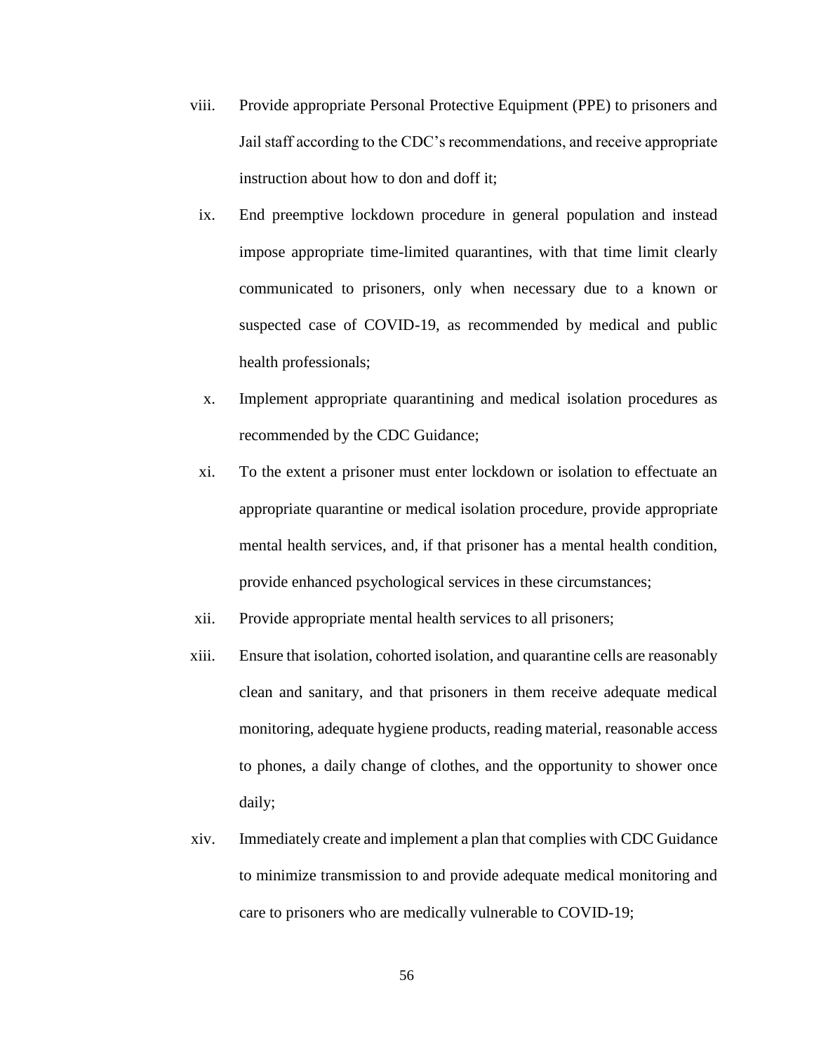viii. Provide appropriate Personal Protective Equipment (PPE) to prisoners and Jail staff according to the CDC's recommendations, and receive appropriate instruction about how to don and doff it;

ix. End preemptive lockdown procedure in general population and instead impose appropriate time-limited quarantines, with that time limit clearly communicated to prisoners, only when necessary due to a known or suspected case of COVID-19, as recommended by medical and public health professionals;

x. Implement appropriate quarantining and medical isolation procedures as recommended by the CDC Guidance;

xi. To the extent a prisoner must enter lockdown or isolation to effectuate an appropriate quarantine or medical isolation procedure, provide appropriate mental health services, and, if that prisoner has a mental health condition, provide enhanced psychological services in these circumstances;

xii. Provide appropriate mental health services to all prisoners;

xiii. Ensure that isolation, cohorted isolation, and quarantine cells are reasonably clean and sanitary, and that prisoners in them receive adequate medical monitoring, adequate hygiene products, reading material, reasonable access to phones, a daily change of clothes, and the opportunity to shower once daily;

xiv. Immediately create and implement a plan that complies with CDC Guidance to minimize transmission to and provide adequate medical monitoring and care to prisoners who are medically vulnerable to COVID-19;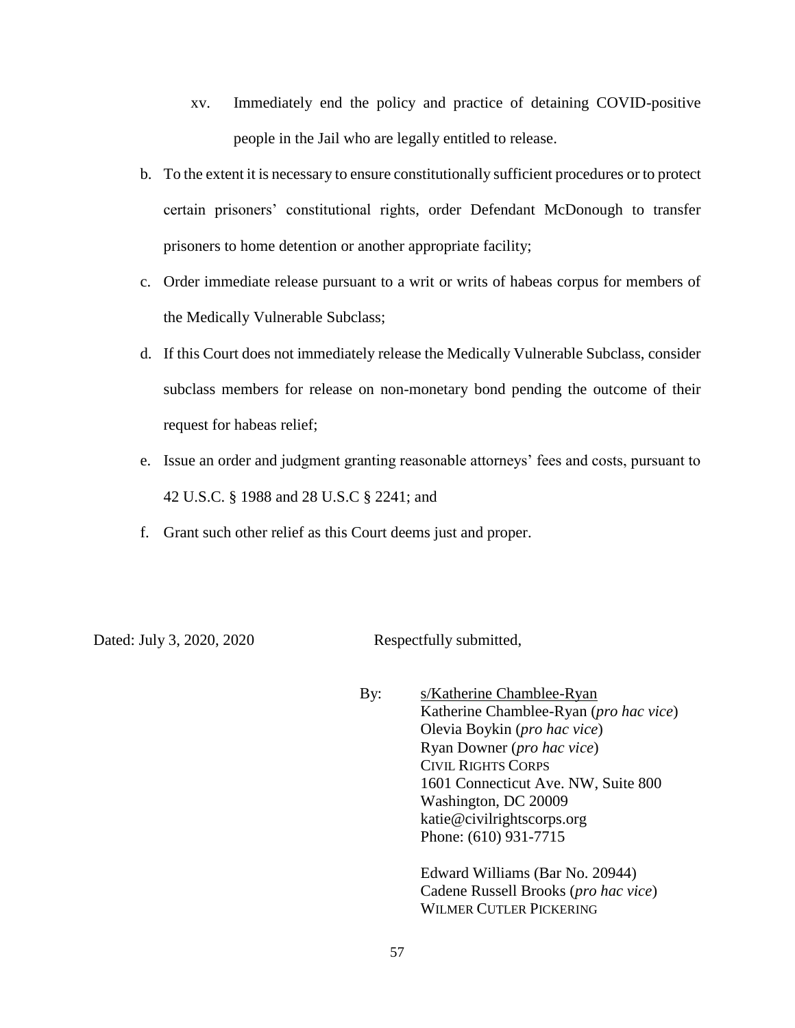xv. Immediately end the policy and practice of detaining COVID-positive people in the Jail who are legally entitled to release.

b. To the extent it is necessary to ensure constitutionally sufficient procedures or to protect certain prisoners' constitutional rights, order Defendant McDonough to transfer prisoners to home detention or another appropriate facility;

c. Order immediate release pursuant to a writ or writs of habeas corpus for members of the Medically Vulnerable Subclass;

d. If this Court does not immediately release the Medically Vulnerable Subclass, consider subclass members for release on non-monetary bond pending the outcome of their request for habeas relief;

e. Issue an order and judgment granting reasonable attorneys' fees and costs, pursuant to 42 U.S.C. § 1988 and 28 U.S.C § 2241; and

f. Grant such other relief as this Court deems just and proper.

Dated: July 3, 2020, 2020

Respectfully submitted,

By: s/Katherine Chamblee-Ryan
Katherine Chamblee-Ryan (*pro hac vice*)
Olevia Boykin (*pro hac vice*)
Ryan Downer (*pro hac vice*)
CIVIL RIGHTS CORPS
1601 Connecticut Ave. NW, Suite 800
Washington, DC 20009
katie@civilrightscorps.org
Phone: (610) 931-7715

Edward Williams (Bar No. 20944)
Cadene Russell Brooks (*pro hac vice*)
WILMER CUTLER PICKERING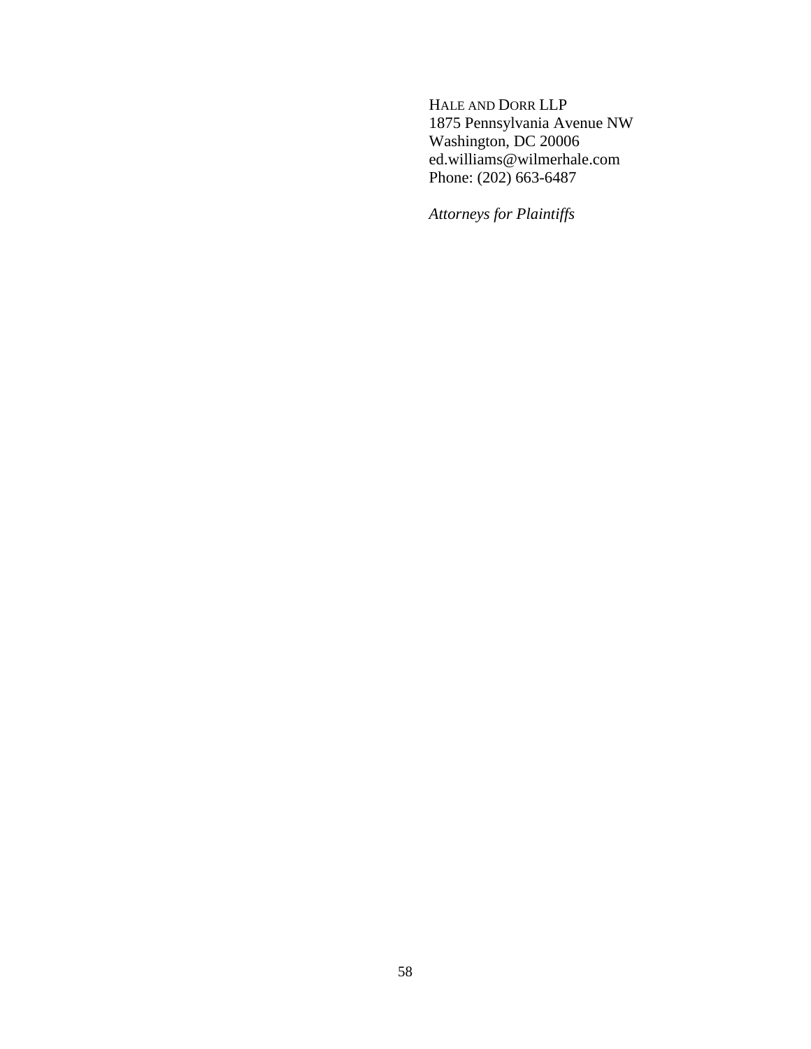HALE AND DORR LLP
1875 Pennsylvania Avenue NW
Washington, DC 20006
ed.williams@wilmerhale.com
Phone: (202) 663-6487

*Attorneys for Plaintiffs*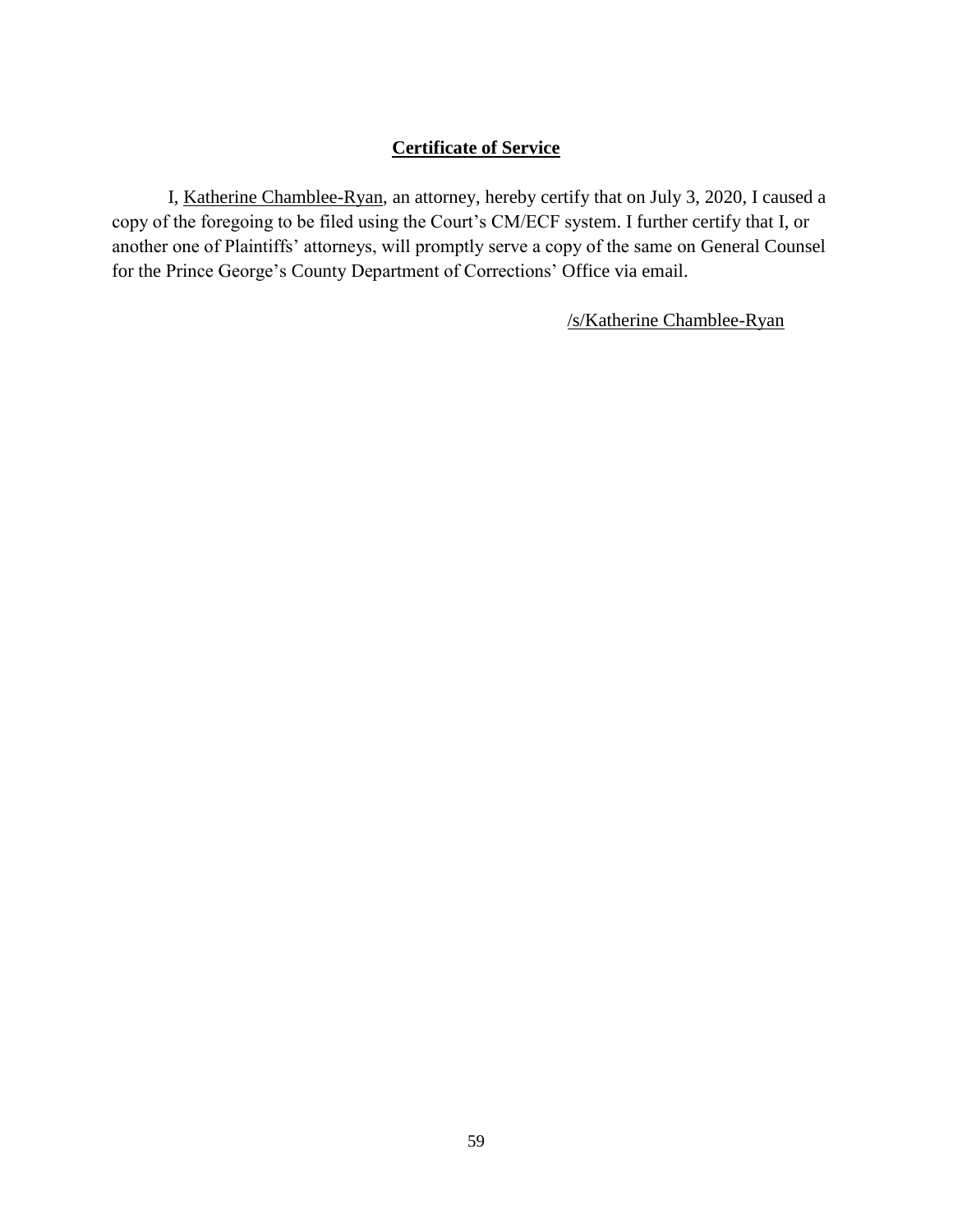## **Certificate of Service**

I, Katherine Chamblee-Ryan, an attorney, hereby certify that on July 3, 2020, I caused a copy of the foregoing to be filed using the Court's CM/ECF system. I further certify that I, or another one of Plaintiffs' attorneys, will promptly serve a copy of the same on General Counsel for the Prince George's County Department of Corrections' Office via email.

/s/Katherine Chamblee-Ryan